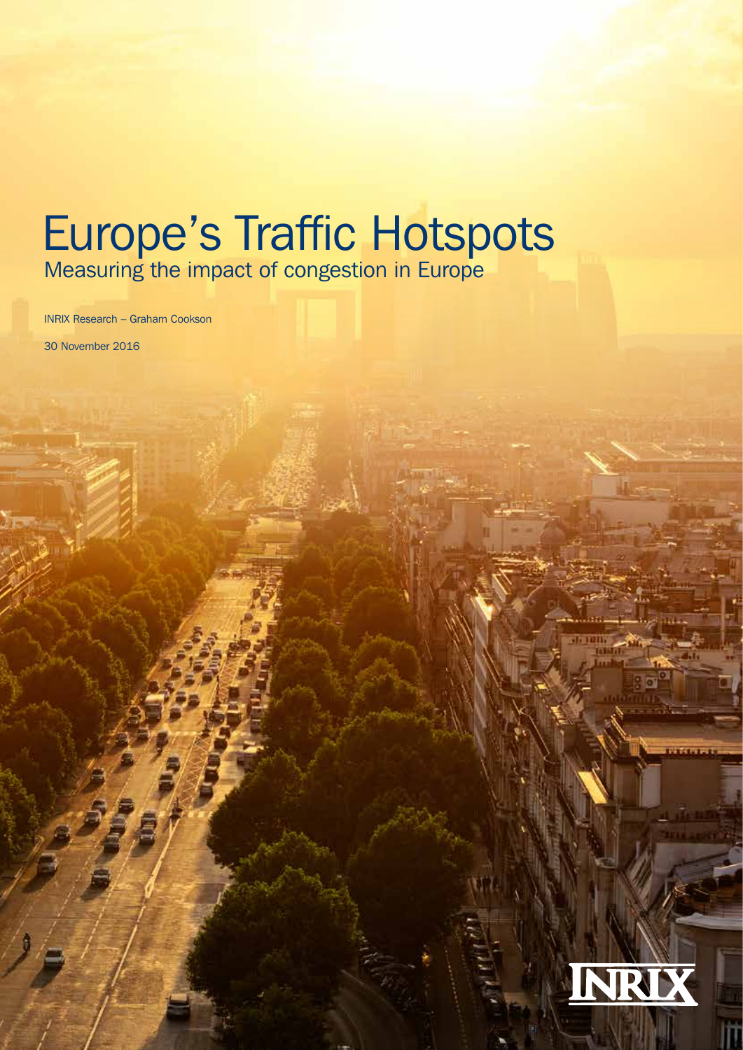# Europe's Traffic Hotspots

## Measuring the impact of congestion in Europe

INRIX Research – Graham Cookson

30 November 2016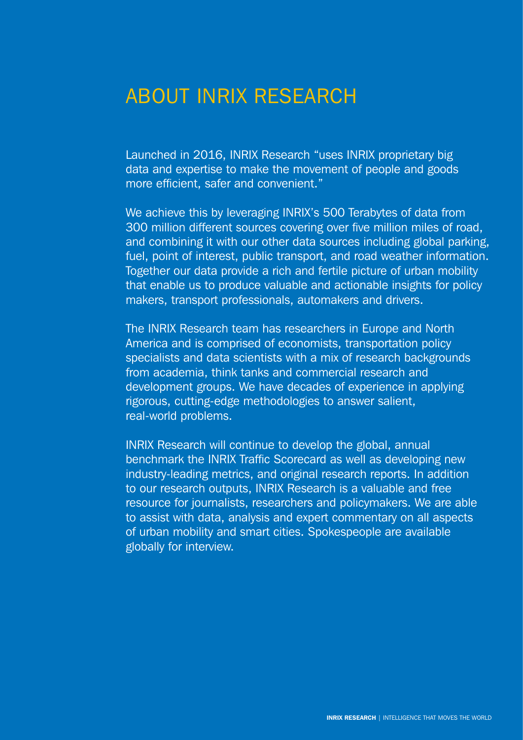# ABOUT INRIX RESEARCH

Launched in 2016, INRIX Research "uses INRIX proprietary big data and expertise to make the movement of people and goods more efficient, safer and convenient."

We achieve this by leveraging INRIX's 500 Terabytes of data from 300 million different sources covering over five million miles of road, and combining it with our other data sources including global parking, fuel, point of interest, public transport, and road weather information. Together our data provide a rich and fertile picture of urban mobility that enable us to produce valuable and actionable insights for policy makers, transport professionals, automakers and drivers.

The INRIX Research team has researchers in Europe and North America and is comprised of economists, transportation policy specialists and data scientists with a mix of research backgrounds from academia, think tanks and commercial research and development groups. We have decades of experience in applying rigorous, cutting-edge methodologies to answer salient, real-world problems.

INRIX Research will continue to develop the global, annual benchmark the INRIX Traffic Scorecard as well as developing new industry-leading metrics, and original research reports. In addition to our research outputs, INRIX Research is a valuable and free resource for journalists, researchers and policymakers. We are able to assist with data, analysis and expert commentary on all aspects of urban mobility and smart cities. Spokespeople are available globally for interview.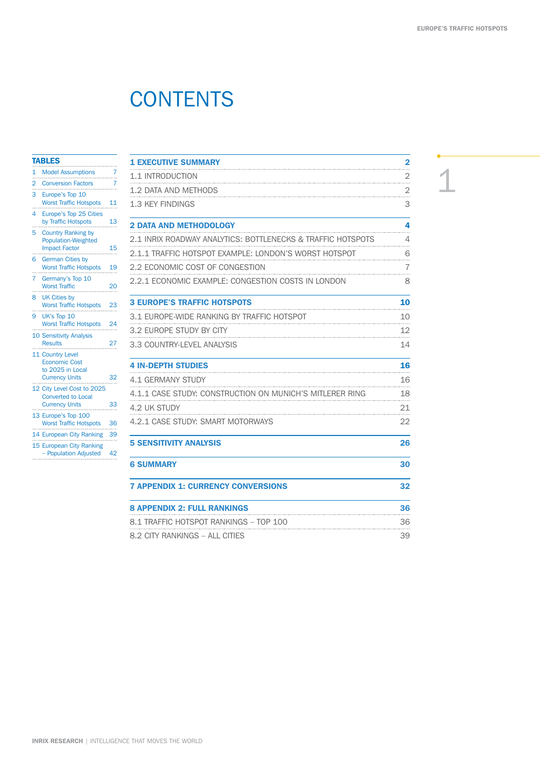# CONTENTS

## TABLES

| | | |
|---|---|---|
| 1 | Model Assumptions | 7 |
| 2 | Conversion Factors | 7 |
| 3 | Europe's Top 10 Worst Traffic Hotspots | 11 |
| 4 | Europe's Top 25 Cities by Traffic Hotspots | 13 |
| 5 | Country Ranking by Population-Weighted Impact Factor | 15 |
| 6 | German Cities by Worst Traffic Hotspots | 19 |
| 7 | Germany's Top 10 Worst Traffic | 20 |
| 8 | UK Cities by Worst Traffic Hotspots | 23 |
| 9 | UK's Top 10 Worst Traffic Hotspots | 24 |
| 10 | Sensitivity Analysis Results | 27 |
| 11 | Country Level Economic Cost to 2025 in Local Currency Units | 32 |
| 12 | City Level Cost to 2025 Converted to Local Currency Units | 33 |
| 13 | Europe's Top 100 Worst Traffic Hotspots | 36 |
| 14 | European City Ranking | 39 |
| 15 | European City Ranking – Population Adjusted | 42 |

| | |
|---|---|
| **1 EXECUTIVE SUMMARY** | **2** |
| 1.1 INTRODUCTION | 2 |
| 1.2 DATA AND METHODS | 2 |
| 1.3 KEY FINDINGS | 3 |
| **2 DATA AND METHODOLOGY** | **4** |
| 2.1 INRIX ROADWAY ANALYTICS: BOTTLENECKS & TRAFFIC HOTSPOTS | 4 |
| 2.1.1 TRAFFIC HOTSPOT EXAMPLE: LONDON'S WORST HOTSPOT | 6 |
| 2.2 ECONOMIC COST OF CONGESTION | 7 |
| 2.2.1 ECONOMIC EXAMPLE: CONGESTION COSTS IN LONDON | 8 |
| **3 EUROPE'S TRAFFIC HOTSPOTS** | **10** |
| 3.1 EUROPE-WIDE RANKING BY TRAFFIC HOTSPOT | 10 |
| 3.2 EUROPE STUDY BY CITY | 12 |
| 3.3 COUNTRY-LEVEL ANALYSIS | 14 |
| **4 IN-DEPTH STUDIES** | **16** |
| 4.1 GERMANY STUDY | 16 |
| 4.1.1 CASE STUDY: CONSTRUCTION ON MUNICH'S MITLERER RING | 18 |
| 4.2 UK STUDY | 21 |
| 4.2.1 CASE STUDY: SMART MOTORWAYS | 22 |
| **5 SENSITIVITY ANALYSIS** | **26** |
| **6 SUMMARY** | **30** |
| **7 APPENDIX 1: CURRENCY CONVERSIONS** | **32** |
| **8 APPENDIX 2: FULL RANKINGS** | **36** |
| 8.1 TRAFFIC HOTSPOT RANKINGS – TOP 100 | 36 |
| 8.2 CITY RANKINGS – ALL CITIES | 39 |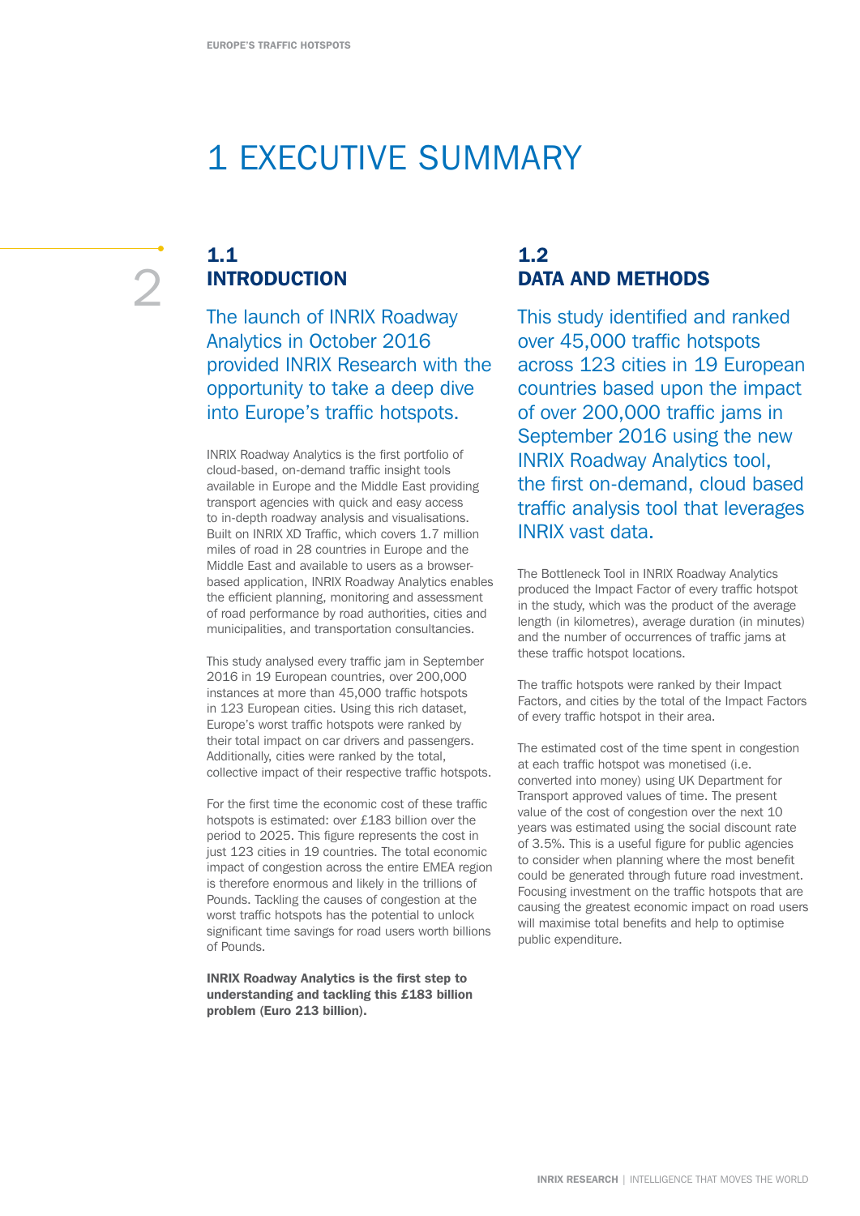# 1 EXECUTIVE SUMMARY

## 1.1 INTRODUCTION

The launch of INRIX Roadway Analytics in October 2016 provided INRIX Research with the opportunity to take a deep dive into Europe's traffic hotspots.

INRIX Roadway Analytics is the first portfolio of cloud-based, on-demand traffic insight tools available in Europe and the Middle East providing transport agencies with quick and easy access to in-depth roadway analysis and visualisations. Built on INRIX XD Traffic, which covers 1.7 million miles of road in 28 countries in Europe and the Middle East and available to users as a browser-based application, INRIX Roadway Analytics enables the efficient planning, monitoring and assessment of road performance by road authorities, cities and municipalities, and transportation consultancies.

This study analysed every traffic jam in September 2016 in 19 European countries, over 200,000 instances at more than 45,000 traffic hotspots in 123 European cities. Using this rich dataset, Europe's worst traffic hotspots were ranked by their total impact on car drivers and passengers. Additionally, cities were ranked by the total, collective impact of their respective traffic hotspots.

For the first time the economic cost of these traffic hotspots is estimated: over £183 billion over the period to 2025. This figure represents the cost in just 123 cities in 19 countries. The total economic impact of congestion across the entire EMEA region is therefore enormous and likely in the trillions of Pounds. Tackling the causes of congestion at the worst traffic hotspots has the potential to unlock significant time savings for road users worth billions of Pounds.

**INRIX Roadway Analytics is the first step to understanding and tackling this £183 billion problem (Euro 213 billion).**

## 1.2 DATA AND METHODS

This study identified and ranked over 45,000 traffic hotspots across 123 cities in 19 European countries based upon the impact of over 200,000 traffic jams in September 2016 using the new INRIX Roadway Analytics tool, the first on-demand, cloud based traffic analysis tool that leverages INRIX vast data.

The Bottleneck Tool in INRIX Roadway Analytics produced the Impact Factor of every traffic hotspot in the study, which was the product of the average length (in kilometres), average duration (in minutes) and the number of occurrences of traffic jams at these traffic hotspot locations.

The traffic hotspots were ranked by their Impact Factors, and cities by the total of the Impact Factors of every traffic hotspot in their area.

The estimated cost of the time spent in congestion at each traffic hotspot was monetised (i.e. converted into money) using UK Department for Transport approved values of time. The present value of the cost of congestion over the next 10 years was estimated using the social discount rate of 3.5%. This is a useful figure for public agencies to consider when planning where the most benefit could be generated through future road investment. Focusing investment on the traffic hotspots that are causing the greatest economic impact on road users will maximise total benefits and help to optimise public expenditure.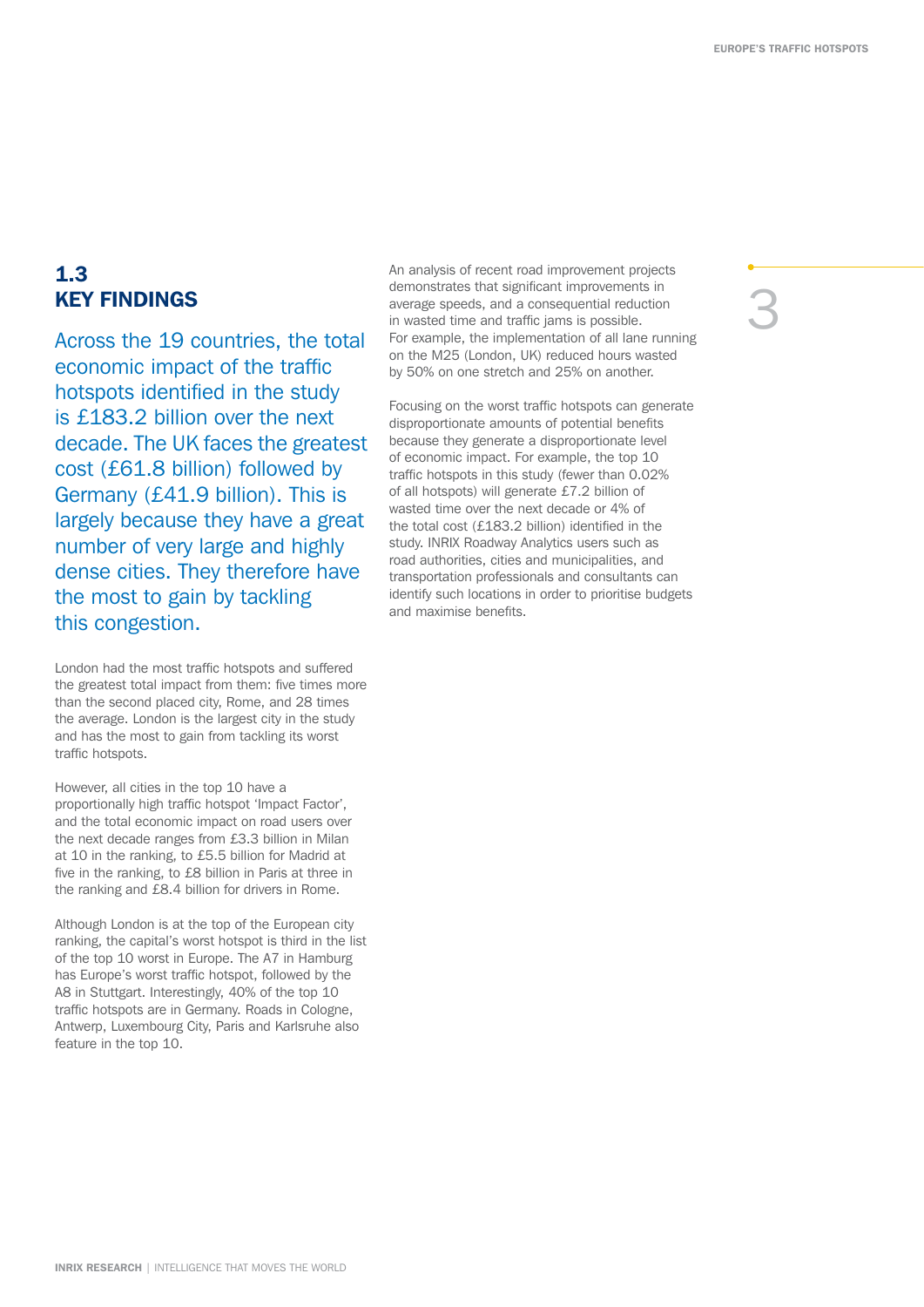## 1.3 KEY FINDINGS

**Across the 19 countries, the total economic impact of the traffic hotspots identified in the study is £183.2 billion over the next decade. The UK faces the greatest cost (£61.8 billion) followed by Germany (£41.9 billion). This is largely because they have a great number of very large and highly dense cities. They therefore have the most to gain by tackling this congestion.**

London had the most traffic hotspots and suffered the greatest total impact from them: five times more than the second placed city, Rome, and 28 times the average. London is the largest city in the study and has the most to gain from tackling its worst traffic hotspots.

However, all cities in the top 10 have a proportionally high traffic hotspot 'Impact Factor', and the total economic impact on road users over the next decade ranges from £3.3 billion in Milan at 10 in the ranking, to £5.5 billion for Madrid at five in the ranking, to £8 billion in Paris at three in the ranking and £8.4 billion for drivers in Rome.

Although London is at the top of the European city ranking, the capital's worst hotspot is third in the list of the top 10 worst in Europe. The A7 in Hamburg has Europe's worst traffic hotspot, followed by the A8 in Stuttgart. Interestingly, 40% of the top 10 traffic hotspots are in Germany. Roads in Cologne, Antwerp, Luxembourg City, Paris and Karlsruhe also feature in the top 10.

An analysis of recent road improvement projects demonstrates that significant improvements in average speeds, and a consequential reduction in wasted time and traffic jams is possible. For example, the implementation of all lane running on the M25 (London, UK) reduced hours wasted by 50% on one stretch and 25% on another.

Focusing on the worst traffic hotspots can generate disproportionate amounts of potential benefits because they generate a disproportionate level of economic impact. For example, the top 10 traffic hotspots in this study (fewer than 0.02% of all hotspots) will generate £7.2 billion of wasted time over the next decade or 4% of the total cost (£183.2 billion) identified in the study. INRIX Roadway Analytics users such as road authorities, cities and municipalities, and transportation professionals and consultants can identify such locations in order to prioritise budgets and maximise benefits.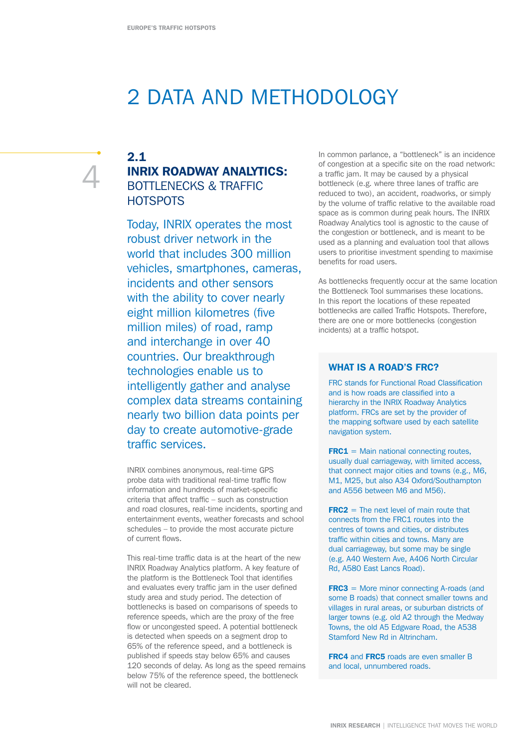# 2 DATA AND METHODOLOGY

## 2.1 INRIX ROADWAY ANALYTICS: BOTTLENECKS & TRAFFIC HOTSPOTS

Today, INRIX operates the most robust driver network in the world that includes 300 million vehicles, smartphones, cameras, incidents and other sensors with the ability to cover nearly eight million kilometres (five million miles) of road, ramp and interchange in over 40 countries. Our breakthrough technologies enable us to intelligently gather and analyse complex data streams containing nearly two billion data points per day to create automotive-grade traffic services.

INRIX combines anonymous, real-time GPS probe data with traditional real-time traffic flow information and hundreds of market-specific criteria that affect traffic – such as construction and road closures, real-time incidents, sporting and entertainment events, weather forecasts and school schedules – to provide the most accurate picture of current flows.

This real-time traffic data is at the heart of the new INRIX Roadway Analytics platform. A key feature of the platform is the Bottleneck Tool that identifies and evaluates every traffic jam in the user defined study area and study period. The detection of bottlenecks is based on comparisons of speeds to reference speeds, which are the proxy of the free flow or uncongested speed. A potential bottleneck is detected when speeds on a segment drop to 65% of the reference speed, and a bottleneck is published if speeds stay below 65% and causes 120 seconds of delay. As long as the speed remains below 75% of the reference speed, the bottleneck will not be cleared.

In common parlance, a "bottleneck" is an incidence of congestion at a specific site on the road network: a traffic jam. It may be caused by a physical bottleneck (e.g. where three lanes of traffic are reduced to two), an accident, roadworks, or simply by the volume of traffic relative to the available road space as is common during peak hours. The INRIX Roadway Analytics tool is agnostic to the cause of the congestion or bottleneck, and is meant to be used as a planning and evaluation tool that allows users to prioritise investment spending to maximise benefits for road users.

As bottlenecks frequently occur at the same location the Bottleneck Tool summarises these locations. In this report the locations of these repeated bottlenecks are called Traffic Hotspots. Therefore, there are one or more bottlenecks (congestion incidents) at a traffic hotspot.

### WHAT IS A ROAD'S FRC?

FRC stands for Functional Road Classification and is how roads are classified into a hierarchy in the INRIX Roadway Analytics platform. FRCs are set by the provider of the mapping software used by each satellite navigation system.

**FRC1** = Main national connecting routes, usually dual carriageway, with limited access, that connect major cities and towns (e.g., M6, M1, M25, but also A34 Oxford/Southampton and A556 between M6 and M56).

**FRC2** = The next level of main route that connects from the FRC1 routes into the centres of towns and cities, or distributes traffic within cities and towns. Many are dual carriageway, but some may be single (e.g. A40 Western Ave, A406 North Circular Rd, A580 East Lancs Road).

**FRC3** = More minor connecting A-roads (and some B roads) that connect smaller towns and villages in rural areas, or suburban districts of larger towns (e.g. old A2 through the Medway Towns, the old A5 Edgware Road, the A538 Stamford New Rd in Altrincham.

**FRC4** and **FRC5** roads are even smaller B and local, unnumbered roads.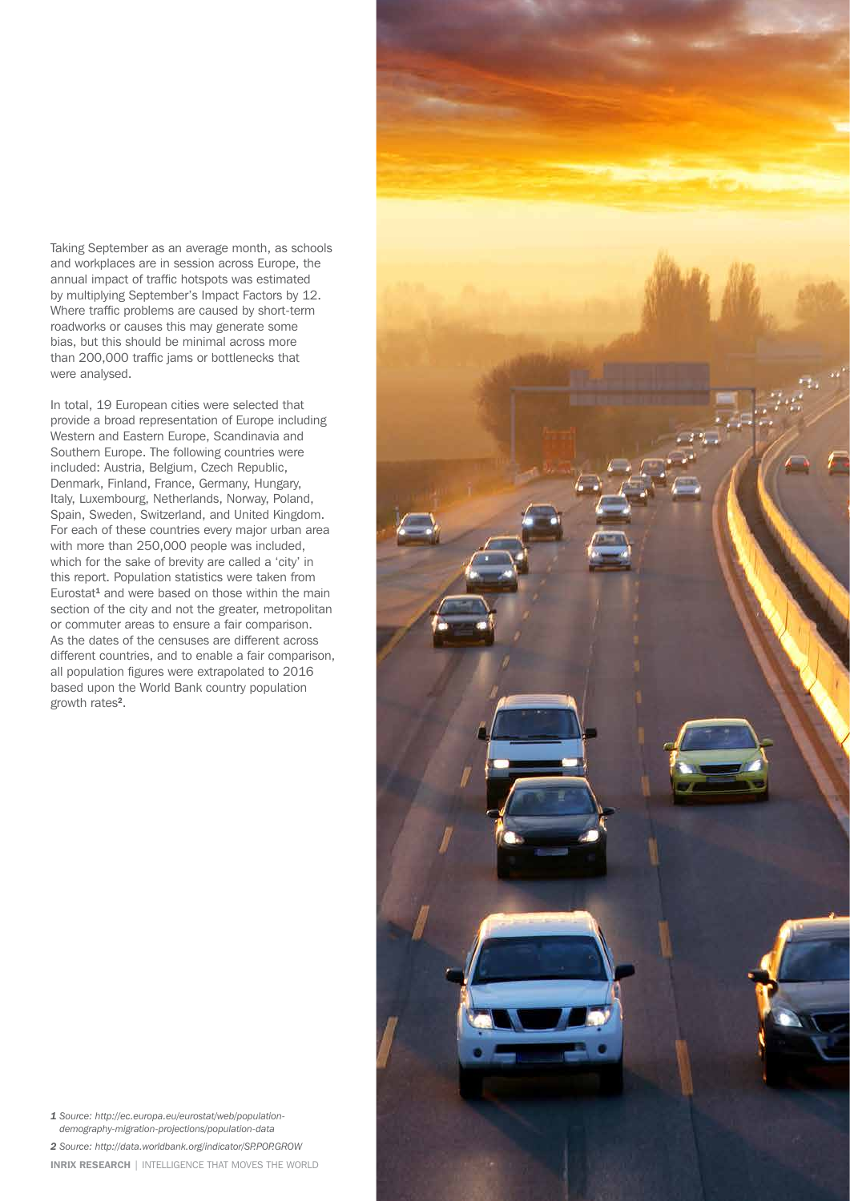Taking September as an average month, as schools and workplaces are in session across Europe, the annual impact of traffic hotspots was estimated by multiplying September's Impact Factors by 12. Where traffic problems are caused by short-term roadworks or causes this may generate some bias, but this should be minimal across more than 200,000 traffic jams or bottlenecks that were analysed.

In total, 19 European cities were selected that provide a broad representation of Europe including Western and Eastern Europe, Scandinavia and Southern Europe. The following countries were included: Austria, Belgium, Czech Republic, Denmark, Finland, France, Germany, Hungary, Italy, Luxembourg, Netherlands, Norway, Poland, Spain, Sweden, Switzerland, and United Kingdom. For each of these countries every major urban area with more than 250,000 people was included, which for the sake of brevity are called a 'city' in this report. Population statistics were taken from Eurostat[1] and were based on those within the main section of the city and not the greater, metropolitan or commuter areas to ensure a fair comparison. As the dates of the censuses are different across different countries, and to enable a fair comparison, all population figures were extrapolated to 2016 based upon the World Bank country population growth rates[2].

*1 Source: http://ec.europa.eu/eurostat/web/population-demography-migration-projections/population-data*

*2 Source: http://data.worldbank.org/indicator/SP.POP.GROW*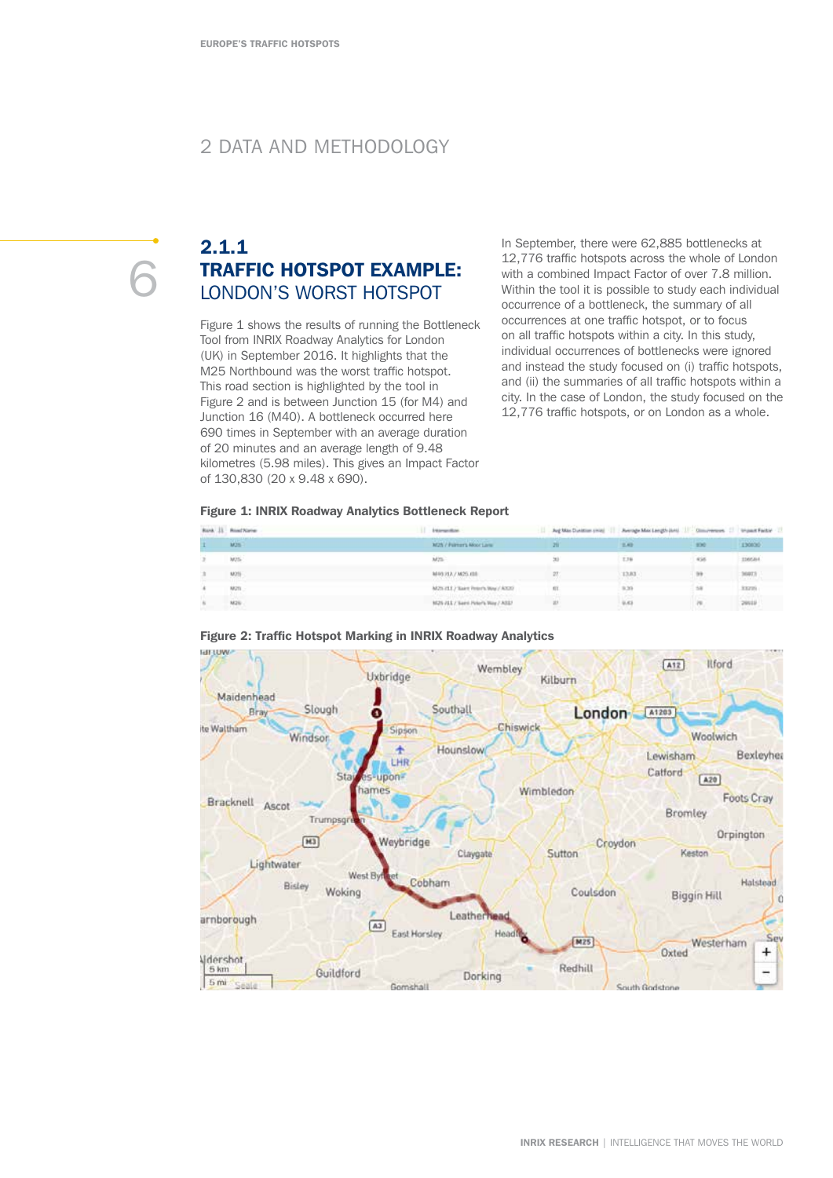## 2 DATA AND METHODOLOGY

### 2.1.1 TRAFFIC HOTSPOT EXAMPLE: LONDON'S WORST HOTSPOT

Figure 1 shows the results of running the Bottleneck Tool from INRIX Roadway Analytics for London (UK) in September 2016. It highlights that the M25 Northbound was the worst traffic hotspot. This road section is highlighted by the tool in Figure 2 and is between Junction 15 (for M4) and Junction 16 (M40). A bottleneck occurred here 690 times in September with an average duration of 20 minutes and an average length of 9.48 kilometres (5.98 miles). This gives an Impact Factor of 130,830 (20 x 9.48 x 690).

In September, there were 62,885 bottlenecks at 12,776 traffic hotspots across the whole of London with a combined Impact Factor of over 7.8 million. Within the tool it is possible to study each individual occurrence of a bottleneck, the summary of all occurrences at one traffic hotspot, or to focus on all traffic hotspots within a city. In this study, individual occurrences of bottlenecks were ignored and instead the study focused on (i) traffic hotspots, and (ii) the summaries of all traffic hotspots within a city. In the case of London, the study focused on the 12,776 traffic hotspots, or on London as a whole.

**Figure 1: INRIX Roadway Analytics Bottleneck Report**

**Figure 2: Traffic Hotspot Marking in INRIX Roadway Analytics**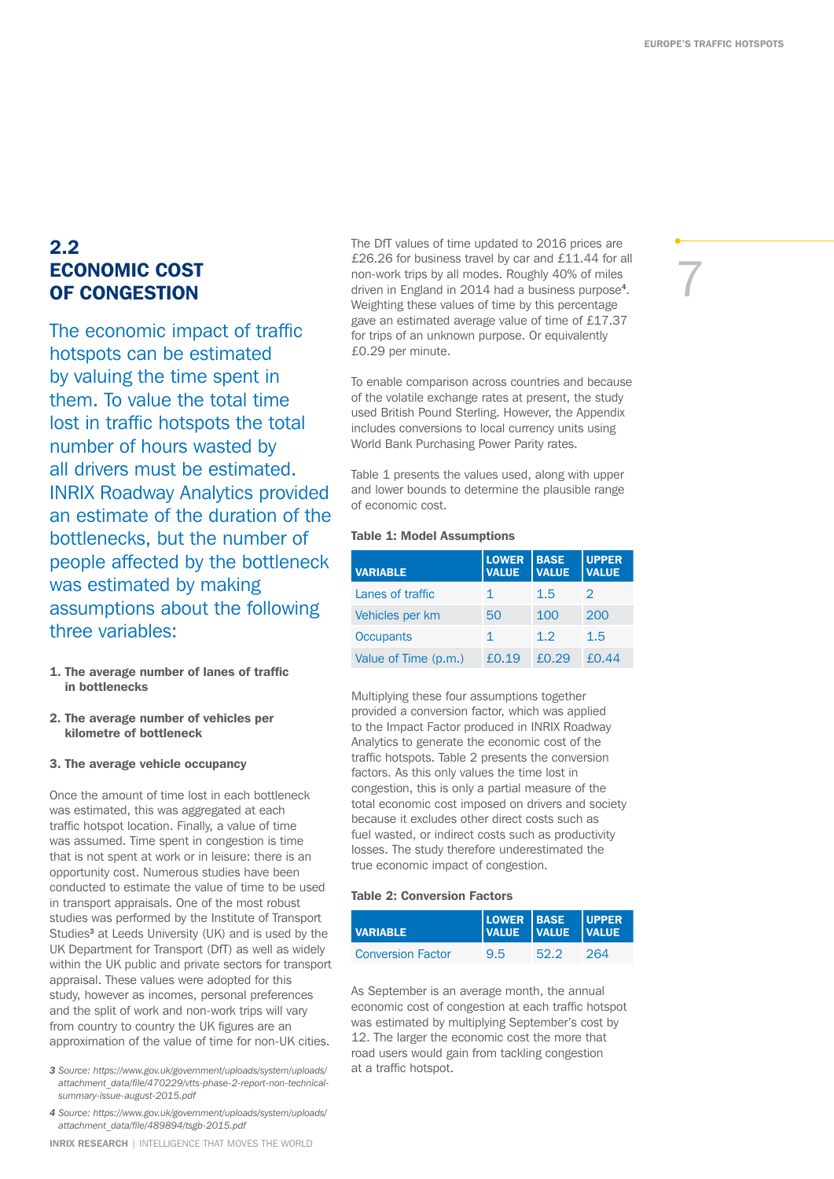## 2.2 ECONOMIC COST OF CONGESTION

The economic impact of traffic hotspots can be estimated by valuing the time spent in them. To value the total time lost in traffic hotspots the total number of hours wasted by all drivers must be estimated. INRIX Roadway Analytics provided an estimate of the duration of the bottlenecks, but the number of people affected by the bottleneck was estimated by making assumptions about the following three variables:

1. **The average number of lanes of traffic in bottlenecks**
2. **The average number of vehicles per kilometre of bottleneck**
3. **The average vehicle occupancy**

Once the amount of time lost in each bottleneck was estimated, this was aggregated at each traffic hotspot location. Finally, a value of time was assumed. Time spent in congestion is time that is not spent at work or in leisure: there is an opportunity cost. Numerous studies have been conducted to estimate the value of time to be used in transport appraisals. One of the most robust studies was performed by the Institute of Transport Studies[3] at Leeds University (UK) and is used by the UK Department for Transport (DfT) as well as widely within the UK public and private sectors for transport appraisal. These values were adopted for this study, however as incomes, personal preferences and the split of work and non-work trips will vary from country to country the UK figures are an approximation of the value of time for non-UK cities.

The DfT values of time updated to 2016 prices are £26.26 for business travel by car and £11.44 for all non-work trips by all modes. Roughly 40% of miles driven in England in 2014 had a business purpose[4]. Weighting these values of time by this percentage gave an estimated average value of time of £17.37 for trips of an unknown purpose. Or equivalently £0.29 per minute.

To enable comparison across countries and because of the volatile exchange rates at present, the study used British Pound Sterling. However, the Appendix includes conversions to local currency units using World Bank Purchasing Power Parity rates.

Table 1 presents the values used, along with upper and lower bounds to determine the plausible range of economic cost.

**Table 1: Model Assumptions**

| VARIABLE | LOWER VALUE | BASE VALUE | UPPER VALUE |
|---|---|---|---|
| Lanes of traffic | 1 | 1.5 | 2 |
| Vehicles per km | 50 | 100 | 200 |
| Occupants | 1 | 1.2 | 1.5 |
| Value of Time (p.m.) | £0.19 | £0.29 | £0.44 |

Multiplying these four assumptions together provided a conversion factor, which was applied to the Impact Factor produced in INRIX Roadway Analytics to generate the economic cost of the traffic hotspots. Table 2 presents the conversion factors. As this only values the time lost in congestion, this is only a partial measure of the total economic cost imposed on drivers and society because it excludes other direct costs such as fuel wasted, or indirect costs such as productivity losses. The study therefore underestimated the true economic impact of congestion.

**Table 2: Conversion Factors**

| VARIABLE | LOWER VALUE | BASE VALUE | UPPER VALUE |
|---|---|---|---|
| Conversion Factor | 9.5 | 52.2 | 264 |

As September is an average month, the annual economic cost of congestion at each traffic hotspot was estimated by multiplying September's cost by 12. The larger the economic cost the more that road users would gain from tackling congestion at a traffic hotspot.

*3 Source: https://www.gov.uk/government/uploads/system/uploads/attachment_data/file/470229/vtts-phase-2-report-non-technical-summary-issue-august-2015.pdf*

*4 Source: https://www.gov.uk/government/uploads/system/uploads/attachment_data/file/489894/tsgb-2015.pdf*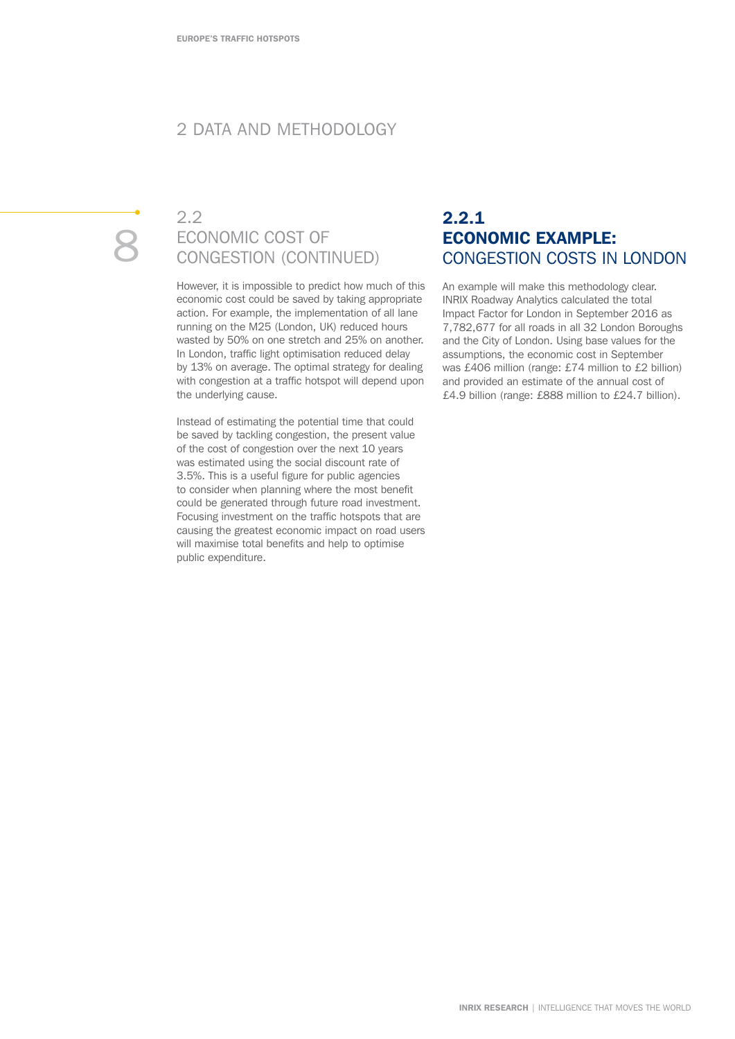# 2 DATA AND METHODOLOGY

## 2.2 ECONOMIC COST OF CONGESTION (CONTINUED)

However, it is impossible to predict how much of this economic cost could be saved by taking appropriate action. For example, the implementation of all lane running on the M25 (London, UK) reduced hours wasted by 50% on one stretch and 25% on another. In London, traffic light optimisation reduced delay by 13% on average. The optimal strategy for dealing with congestion at a traffic hotspot will depend upon the underlying cause.

Instead of estimating the potential time that could be saved by tackling congestion, the present value of the cost of congestion over the next 10 years was estimated using the social discount rate of 3.5%. This is a useful figure for public agencies to consider when planning where the most benefit could be generated through future road investment. Focusing investment on the traffic hotspots that are causing the greatest economic impact on road users will maximise total benefits and help to optimise public expenditure.

### 2.2.1 ECONOMIC EXAMPLE: CONGESTION COSTS IN LONDON

An example will make this methodology clear. INRIX Roadway Analytics calculated the total Impact Factor for London in September 2016 as 7,782,677 for all roads in all 32 London Boroughs and the City of London. Using base values for the assumptions, the economic cost in September was £406 million (range: £74 million to £2 billion) and provided an estimate of the annual cost of £4.9 billion (range: £888 million to £24.7 billion).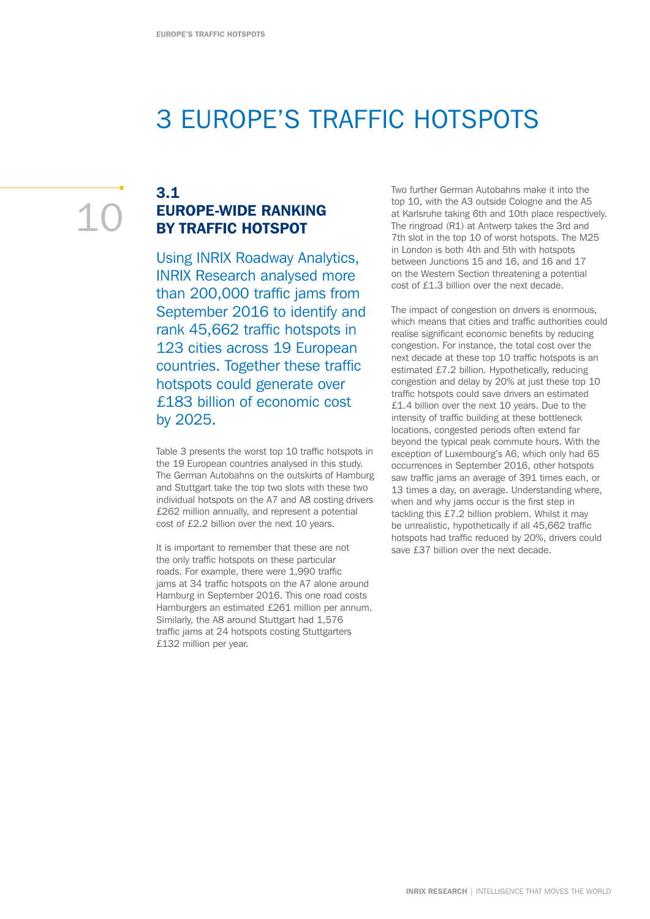# 3 EUROPE'S TRAFFIC HOTSPOTS

## 3.1 EUROPE-WIDE RANKING BY TRAFFIC HOTSPOT

Using INRIX Roadway Analytics, INRIX Research analysed more than 200,000 traffic jams from September 2016 to identify and rank 45,662 traffic hotspots in 123 cities across 19 European countries. Together these traffic hotspots could generate over £183 billion of economic cost by 2025.

Table 3 presents the worst top 10 traffic hotspots in the 19 European countries analysed in this study. The German Autobahns on the outskirts of Hamburg and Stuttgart take the top two slots with these two individual hotspots on the A7 and A8 costing drivers £262 million annually, and represent a potential cost of £2.2 billion over the next 10 years.

It is important to remember that these are not the only traffic hotspots on these particular roads. For example, there were 1,990 traffic jams at 34 traffic hotspots on the A7 alone around Hamburg in September 2016. This one road costs Hamburgers an estimated £261 million per annum. Similarly, the A8 around Stuttgart had 1,576 traffic jams at 24 hotspots costing Stuttgarters £132 million per year.

Two further German Autobahns make it into the top 10, with the A3 outside Cologne and the A5 at Karlsruhe taking 6th and 10th place respectively. The ringroad (R1) at Antwerp takes the 3rd and 7th slot in the top 10 of worst hotspots. The M25 in London is both 4th and 5th with hotspots between Junctions 15 and 16, and 16 and 17 on the Western Section threatening a potential cost of £1.3 billion over the next decade.

The impact of congestion on drivers is enormous, which means that cities and traffic authorities could realise significant economic benefits by reducing congestion. For instance, the total cost over the next decade at these top 10 traffic hotspots is an estimated £7.2 billion. Hypothetically, reducing congestion and delay by 20% at just these top 10 traffic hotspots could save drivers an estimated £1.4 billion over the next 10 years. Due to the intensity of traffic building at these bottleneck locations, congested periods often extend far beyond the typical peak commute hours. With the exception of Luxembourg's A6, which only had 65 occurrences in September 2016, other hotspots saw traffic jams an average of 391 times each, or 13 times a day, on average. Understanding where, when and why jams occur is the first step in tackling this £7.2 billion problem. Whilst it may be unrealistic, hypothetically if all 45,662 traffic hotspots had traffic reduced by 20%, drivers could save £37 billion over the next decade.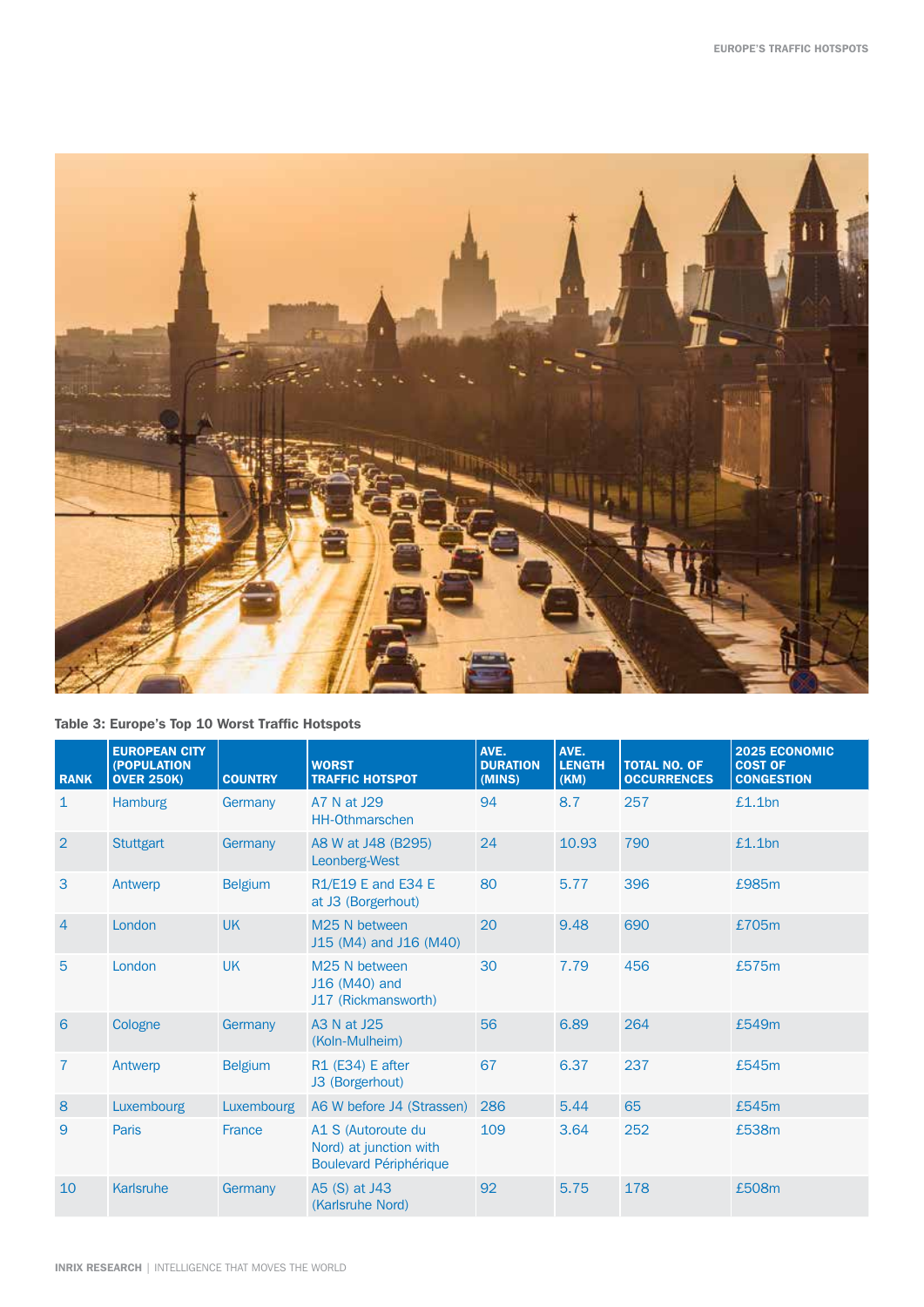Table 3: Europe's Top 10 Worst Traffic Hotspots

| RANK | EUROPEAN CITY (POPULATION OVER 250K) | COUNTRY | WORST TRAFFIC HOTSPOT | AVE. DURATION (MINS) | AVE. LENGTH (KM) | TOTAL NO. OF OCCURRENCES | 2025 ECONOMIC COST OF CONGESTION |
|---|---|---|---|---|---|---|---|
| 1 | Hamburg | Germany | A7 N at J29 HH-Othmarschen | 94 | 8.7 | 257 | £1.1bn |
| 2 | Stuttgart | Germany | A8 W at J48 (B295) Leonberg-West | 24 | 10.93 | 790 | £1.1bn |
| 3 | Antwerp | Belgium | R1/E19 E and E34 E at J3 (Borgerhout) | 80 | 5.77 | 396 | £985m |
| 4 | London | UK | M25 N between J15 (M4) and J16 (M40) | 20 | 9.48 | 690 | £705m |
| 5 | London | UK | M25 N between J16 (M40) and J17 (Rickmansworth) | 30 | 7.79 | 456 | £575m |
| 6 | Cologne | Germany | A3 N at J25 (Koln-Mulheim) | 56 | 6.89 | 264 | £549m |
| 7 | Antwerp | Belgium | R1 (E34) E after J3 (Borgerhout) | 67 | 6.37 | 237 | £545m |
| 8 | Luxembourg | Luxembourg | A6 W before J4 (Strassen) | 286 | 5.44 | 65 | £545m |
| 9 | Paris | France | A1 S (Autoroute du Nord) at junction with Boulevard Périphérique | 109 | 3.64 | 252 | £538m |
| 10 | Karlsruhe | Germany | A5 (S) at J43 (Karlsruhe Nord) | 92 | 5.75 | 178 | £508m |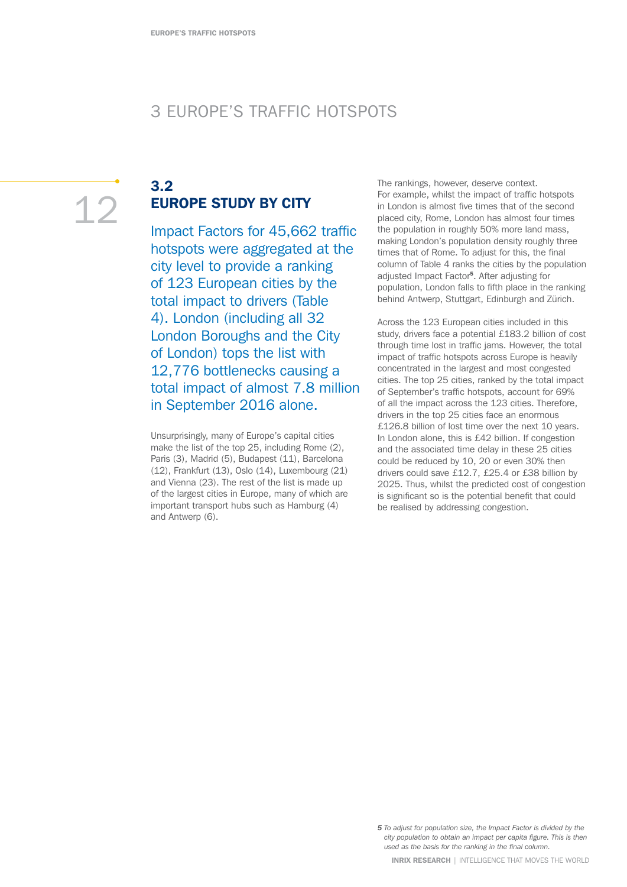# 3 EUROPE'S TRAFFIC HOTSPOTS

## 3.2 EUROPE STUDY BY CITY

Impact Factors for 45,662 traffic hotspots were aggregated at the city level to provide a ranking of 123 European cities by the total impact to drivers (Table 4). London (including all 32 London Boroughs and the City of London) tops the list with 12,776 bottlenecks causing a total impact of almost 7.8 million in September 2016 alone.

Unsurprisingly, many of Europe's capital cities make the list of the top 25, including Rome (2), Paris (3), Madrid (5), Budapest (11), Barcelona (12), Frankfurt (13), Oslo (14), Luxembourg (21) and Vienna (23). The rest of the list is made up of the largest cities in Europe, many of which are important transport hubs such as Hamburg (4) and Antwerp (6).

The rankings, however, deserve context. For example, whilst the impact of traffic hotspots in London is almost five times that of the second placed city, Rome, London has almost four times the population in roughly 50% more land mass, making London's population density roughly three times that of Rome. To adjust for this, the final column of Table 4 ranks the cities by the population adjusted Impact Factor[5]. After adjusting for population, London falls to fifth place in the ranking behind Antwerp, Stuttgart, Edinburgh and Zürich.

Across the 123 European cities included in this study, drivers face a potential £183.2 billion of cost through time lost in traffic jams. However, the total impact of traffic hotspots across Europe is heavily concentrated in the largest and most congested cities. The top 25 cities, ranked by the total impact of September's traffic hotspots, account for 69% of all the impact across the 123 cities. Therefore, drivers in the top 25 cities face an enormous £126.8 billion of lost time over the next 10 years. In London alone, this is £42 billion. If congestion and the associated time delay in these 25 cities could be reduced by 10, 20 or even 30% then drivers could save £12.7, £25.4 or £38 billion by 2025. Thus, whilst the predicted cost of congestion is significant so is the potential benefit that could be realised by addressing congestion.

*5 To adjust for population size, the Impact Factor is divided by the city population to obtain an impact per capita figure. This is then used as the basis for the ranking in the final column.*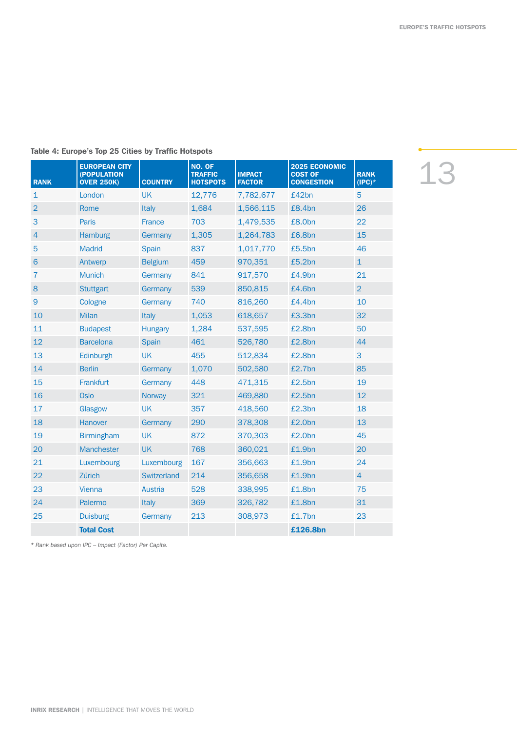**Table 4: Europe's Top 25 Cities by Traffic Hotspots**

| RANK | EUROPEAN CITY (POPULATION OVER 250K) | COUNTRY | NO. OF TRAFFIC HOTSPOTS | IMPACT FACTOR | 2025 ECONOMIC COST OF CONGESTION | RANK (IPC)* |
|---|---|---|---|---|---|---|
| 1 | London | UK | 12,776 | 7,782,677 | £42bn | 5 |
| 2 | Rome | Italy | 1,684 | 1,566,115 | £8.4bn | 26 |
| 3 | Paris | France | 703 | 1,479,535 | £8.0bn | 22 |
| 4 | Hamburg | Germany | 1,305 | 1,264,783 | £6.8bn | 15 |
| 5 | Madrid | Spain | 837 | 1,017,770 | £5.5bn | 46 |
| 6 | Antwerp | Belgium | 459 | 970,351 | £5.2bn | 1 |
| 7 | Munich | Germany | 841 | 917,570 | £4.9bn | 21 |
| 8 | Stuttgart | Germany | 539 | 850,815 | £4.6bn | 2 |
| 9 | Cologne | Germany | 740 | 816,260 | £4.4bn | 10 |
| 10 | Milan | Italy | 1,053 | 618,657 | £3.3bn | 32 |
| 11 | Budapest | Hungary | 1,284 | 537,595 | £2.8bn | 50 |
| 12 | Barcelona | Spain | 461 | 526,780 | £2.8bn | 44 |
| 13 | Edinburgh | UK | 455 | 512,834 | £2.8bn | 3 |
| 14 | Berlin | Germany | 1,070 | 502,580 | £2.7bn | 85 |
| 15 | Frankfurt | Germany | 448 | 471,315 | £2.5bn | 19 |
| 16 | Oslo | Norway | 321 | 469,880 | £2.5bn | 12 |
| 17 | Glasgow | UK | 357 | 418,560 | £2.3bn | 18 |
| 18 | Hanover | Germany | 290 | 378,308 | £2.0bn | 13 |
| 19 | Birmingham | UK | 872 | 370,303 | £2.0bn | 45 |
| 20 | Manchester | UK | 768 | 360,021 | £1.9bn | 20 |
| 21 | Luxembourg | Luxembourg | 167 | 356,663 | £1.9bn | 24 |
| 22 | Zürich | Switzerland | 214 | 356,658 | £1.9bn | 4 |
| 23 | Vienna | Austria | 528 | 338,995 | £1.8bn | 75 |
| 24 | Palermo | Italy | 369 | 326,782 | £1.8bn | 31 |
| 25 | Duisburg | Germany | 213 | 308,973 | £1.7bn | 23 |
| | **Total Cost** | | | | **£126.8bn** | |

*\* Rank based upon IPC – Impact (Factor) Per Capita.*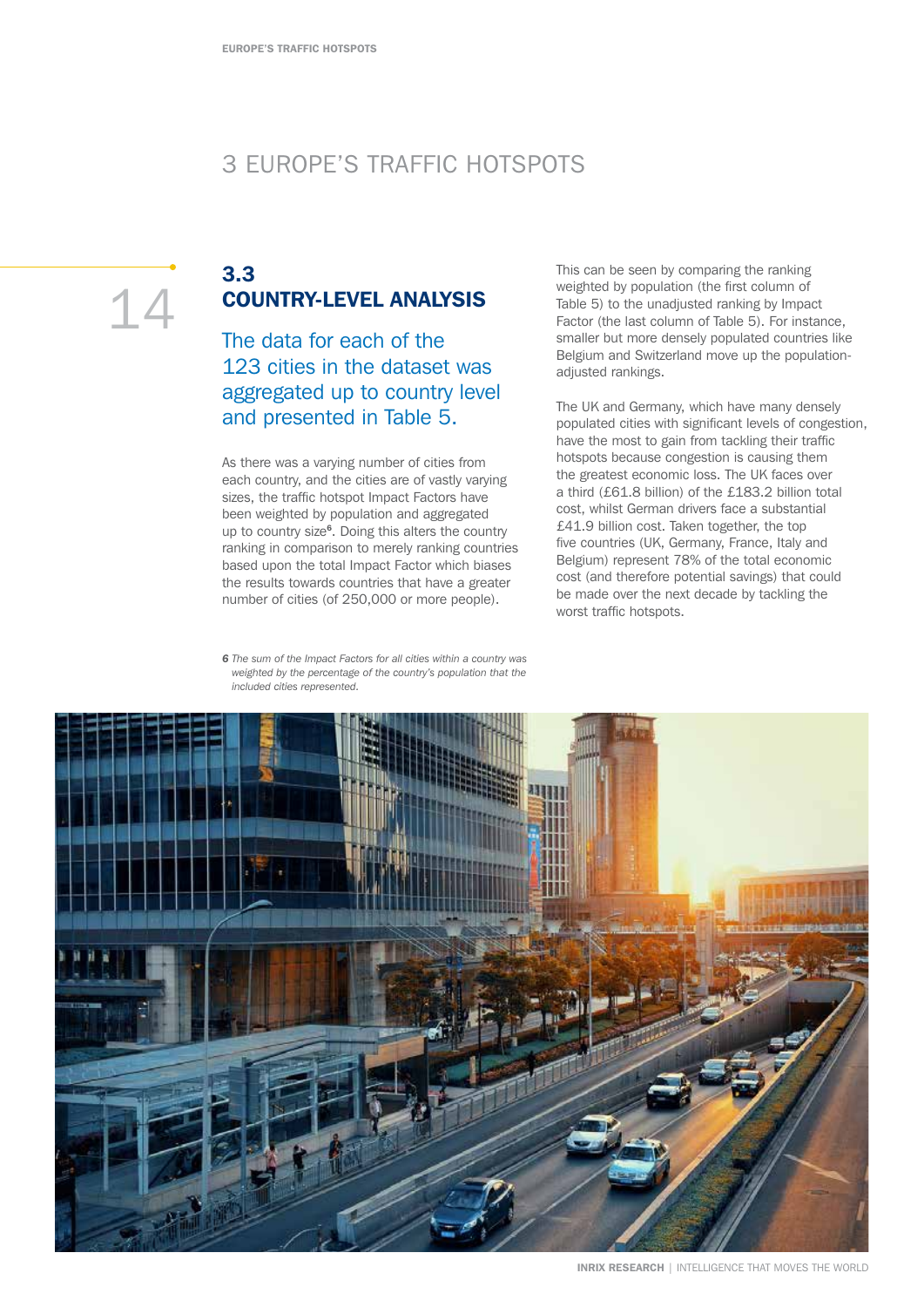# 3 EUROPE'S TRAFFIC HOTSPOTS

## 3.3 COUNTRY-LEVEL ANALYSIS

### The data for each of the 123 cities in the dataset was aggregated up to country level and presented in Table 5.

As there was a varying number of cities from each country, and the cities are of vastly varying sizes, the traffic hotspot Impact Factors have been weighted by population and aggregated up to country size[6]. Doing this alters the country ranking in comparison to merely ranking countries based upon the total Impact Factor which biases the results towards countries that have a greater number of cities (of 250,000 or more people).

*6 The sum of the Impact Factors for all cities within a country was weighted by the percentage of the country's population that the included cities represented.*

This can be seen by comparing the ranking weighted by population (the first column of Table 5) to the unadjusted ranking by Impact Factor (the last column of Table 5). For instance, smaller but more densely populated countries like Belgium and Switzerland move up the population-adjusted rankings.

The UK and Germany, which have many densely populated cities with significant levels of congestion, have the most to gain from tackling their traffic hotspots because congestion is causing them the greatest economic loss. The UK faces over a third (£61.8 billion) of the £183.2 billion total cost, whilst German drivers face a substantial £41.9 billion cost. Taken together, the top five countries (UK, Germany, France, Italy and Belgium) represent 78% of the total economic cost (and therefore potential savings) that could be made over the next decade by tackling the worst traffic hotspots.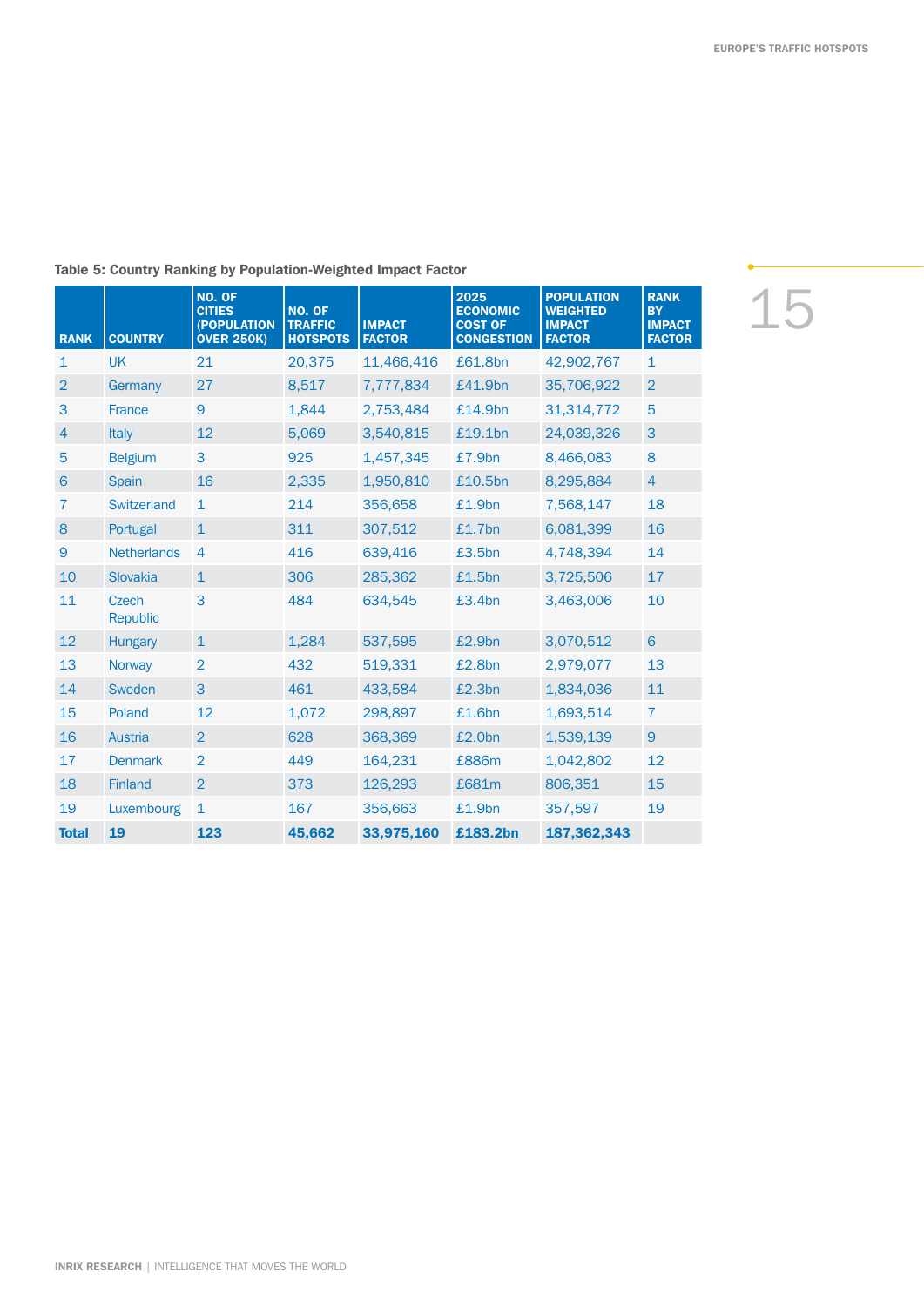Table 5: Country Ranking by Population-Weighted Impact Factor

| RANK | COUNTRY | NO. OF CITIES (POPULATION OVER 250K) | NO. OF TRAFFIC HOTSPOTS | IMPACT FACTOR | 2025 ECONOMIC COST OF CONGESTION | POPULATION WEIGHTED IMPACT FACTOR | RANK BY IMPACT FACTOR |
|---|---|---|---|---|---|---|---|
| 1 | UK | 21 | 20,375 | 11,466,416 | £61.8bn | 42,902,767 | 1 |
| 2 | Germany | 27 | 8,517 | 7,777,834 | £41.9bn | 35,706,922 | 2 |
| 3 | France | 9 | 1,844 | 2,753,484 | £14.9bn | 31,314,772 | 5 |
| 4 | Italy | 12 | 5,069 | 3,540,815 | £19.1bn | 24,039,326 | 3 |
| 5 | Belgium | 3 | 925 | 1,457,345 | £7.9bn | 8,466,083 | 8 |
| 6 | Spain | 16 | 2,335 | 1,950,810 | £10.5bn | 8,295,884 | 4 |
| 7 | Switzerland | 1 | 214 | 356,658 | £1.9bn | 7,568,147 | 18 |
| 8 | Portugal | 1 | 311 | 307,512 | £1.7bn | 6,081,399 | 16 |
| 9 | Netherlands | 4 | 416 | 639,416 | £3.5bn | 4,748,394 | 14 |
| 10 | Slovakia | 1 | 306 | 285,362 | £1.5bn | 3,725,506 | 17 |
| 11 | Czech Republic | 3 | 484 | 634,545 | £3.4bn | 3,463,006 | 10 |
| 12 | Hungary | 1 | 1,284 | 537,595 | £2.9bn | 3,070,512 | 6 |
| 13 | Norway | 2 | 432 | 519,331 | £2.8bn | 2,979,077 | 13 |
| 14 | Sweden | 3 | 461 | 433,584 | £2.3bn | 1,834,036 | 11 |
| 15 | Poland | 12 | 1,072 | 298,897 | £1.6bn | 1,693,514 | 7 |
| 16 | Austria | 2 | 628 | 368,369 | £2.0bn | 1,539,139 | 9 |
| 17 | Denmark | 2 | 449 | 164,231 | £886m | 1,042,802 | 12 |
| 18 | Finland | 2 | 373 | 126,293 | £681m | 806,351 | 15 |
| 19 | Luxembourg | 1 | 167 | 356,663 | £1.9bn | 357,597 | 19 |
| **Total** | **19** | **123** | **45,662** | **33,975,160** | **£183.2bn** | **187,362,343** | |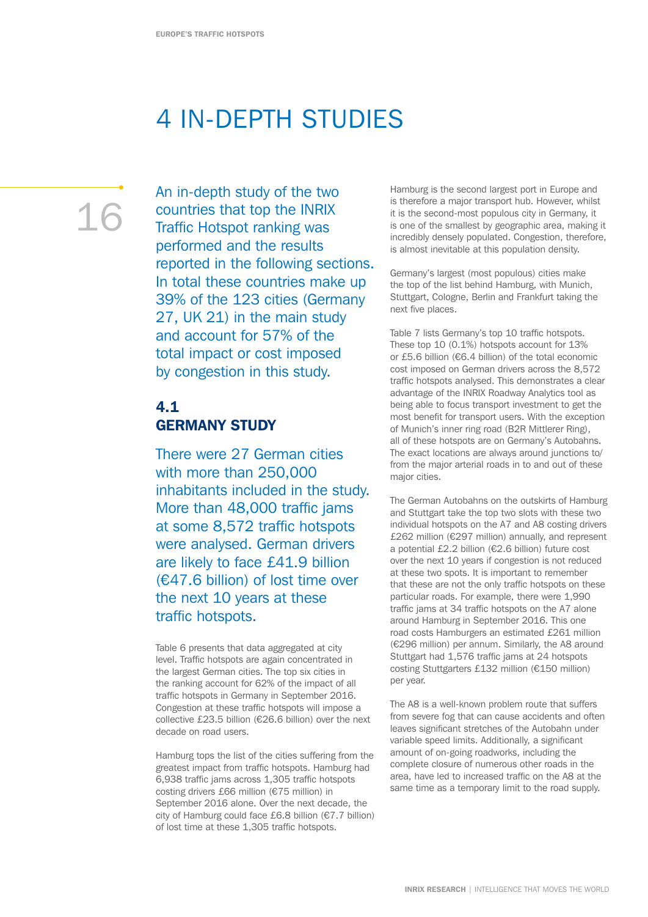# 4 IN-DEPTH STUDIES

An in-depth study of the two countries that top the INRIX Traffic Hotspot ranking was performed and the results reported in the following sections. In total these countries make up 39% of the 123 cities (Germany 27, UK 21) in the main study and account for 57% of the total impact or cost imposed by congestion in this study.

## 4.1 GERMANY STUDY

There were 27 German cities with more than 250,000 inhabitants included in the study. More than 48,000 traffic jams at some 8,572 traffic hotspots were analysed. German drivers are likely to face £41.9 billion (€47.6 billion) of lost time over the next 10 years at these traffic hotspots.

Table 6 presents that data aggregated at city level. Traffic hotspots are again concentrated in the largest German cities. The top six cities in the ranking account for 62% of the impact of all traffic hotspots in Germany in September 2016. Congestion at these traffic hotspots will impose a collective £23.5 billion (€26.6 billion) over the next decade on road users.

Hamburg tops the list of the cities suffering from the greatest impact from traffic hotspots. Hamburg had 6,938 traffic jams across 1,305 traffic hotspots costing drivers £66 million (€75 million) in September 2016 alone. Over the next decade, the city of Hamburg could face £6.8 billion (€7.7 billion) of lost time at these 1,305 traffic hotspots.

Hamburg is the second largest port in Europe and is therefore a major transport hub. However, whilst it is the second-most populous city in Germany, it is one of the smallest by geographic area, making it incredibly densely populated. Congestion, therefore, is almost inevitable at this population density.

Germany's largest (most populous) cities make the top of the list behind Hamburg, with Munich, Stuttgart, Cologne, Berlin and Frankfurt taking the next five places.

Table 7 lists Germany's top 10 traffic hotspots. These top 10 (0.1%) hotspots account for 13% or £5.6 billion (€6.4 billion) of the total economic cost imposed on German drivers across the 8,572 traffic hotspots analysed. This demonstrates a clear advantage of the INRIX Roadway Analytics tool as being able to focus transport investment to get the most benefit for transport users. With the exception of Munich's inner ring road (B2R Mittlerer Ring), all of these hotspots are on Germany's Autobahns. The exact locations are always around junctions to/from the major arterial roads in to and out of these major cities.

The German Autobahns on the outskirts of Hamburg and Stuttgart take the top two slots with these two individual hotspots on the A7 and A8 costing drivers £262 million (€297 million) annually, and represent a potential £2.2 billion (€2.6 billion) future cost over the next 10 years if congestion is not reduced at these two spots. It is important to remember that these are not the only traffic hotspots on these particular roads. For example, there were 1,990 traffic jams at 34 traffic hotspots on the A7 alone around Hamburg in September 2016. This one road costs Hamburgers an estimated £261 million (€296 million) per annum. Similarly, the A8 around Stuttgart had 1,576 traffic jams at 24 hotspots costing Stuttgarters £132 million (€150 million) per year.

The A8 is a well-known problem route that suffers from severe fog that can cause accidents and often leaves significant stretches of the Autobahn under variable speed limits. Additionally, a significant amount of on-going roadworks, including the complete closure of numerous other roads in the area, have led to increased traffic on the A8 at the same time as a temporary limit to the road supply.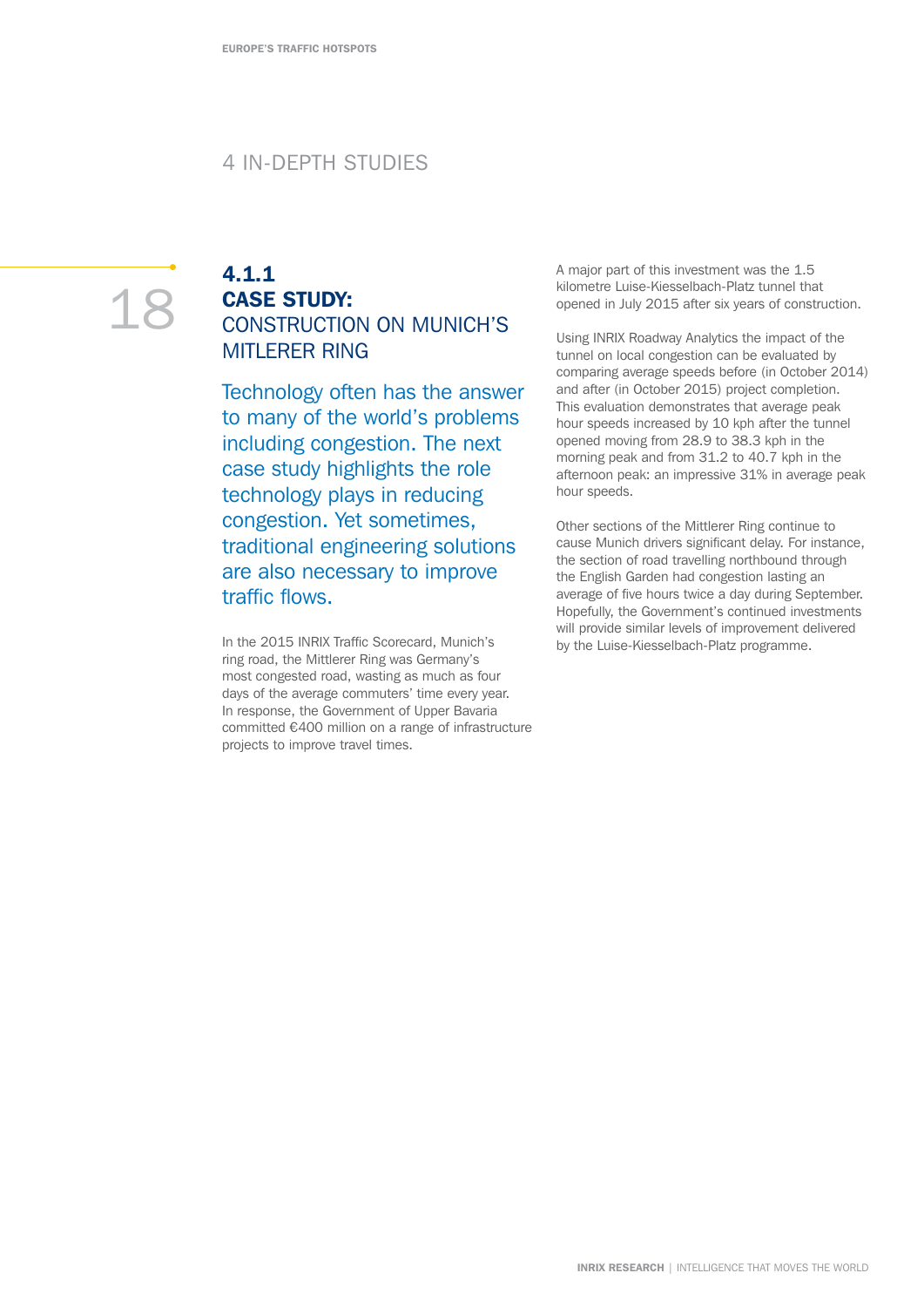## 4 IN-DEPTH STUDIES

### 4.1.1 CASE STUDY: CONSTRUCTION ON MUNICH'S MITLERER RING

Technology often has the answer to many of the world's problems including congestion. The next case study highlights the role technology plays in reducing congestion. Yet sometimes, traditional engineering solutions are also necessary to improve traffic flows.

In the 2015 INRIX Traffic Scorecard, Munich's ring road, the Mittlerer Ring was Germany's most congested road, wasting as much as four days of the average commuters' time every year. In response, the Government of Upper Bavaria committed €400 million on a range of infrastructure projects to improve travel times.

A major part of this investment was the 1.5 kilometre Luise-Kiesselbach-Platz tunnel that opened in July 2015 after six years of construction.

Using INRIX Roadway Analytics the impact of the tunnel on local congestion can be evaluated by comparing average speeds before (in October 2014) and after (in October 2015) project completion. This evaluation demonstrates that average peak hour speeds increased by 10 kph after the tunnel opened moving from 28.9 to 38.3 kph in the morning peak and from 31.2 to 40.7 kph in the afternoon peak: an impressive 31% in average peak hour speeds.

Other sections of the Mittlerer Ring continue to cause Munich drivers significant delay. For instance, the section of road travelling northbound through the English Garden had congestion lasting an average of five hours twice a day during September. Hopefully, the Government's continued investments will provide similar levels of improvement delivered by the Luise-Kiesselbach-Platz programme.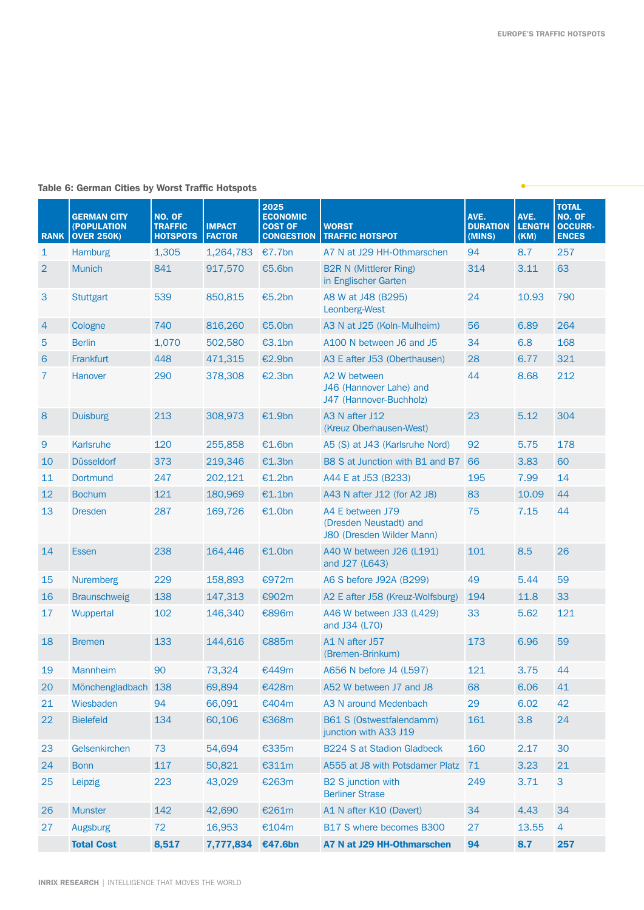Table 6: German Cities by Worst Traffic Hotspots

| RANK | GERMAN CITY (POPULATION OVER 250K) | NO. OF TRAFFIC HOTSPOTS | IMPACT FACTOR | 2025 ECONOMIC COST OF CONGESTION | WORST TRAFFIC HOTSPOT | AVE. DURATION (MINS) | AVE. LENGTH (KM) | TOTAL NO. OF OCCURR-ENCES |
|---|---|---|---|---|---|---|---|---|
| 1 | Hamburg | 1,305 | 1,264,783 | €7.7bn | A7 N at J29 HH-Othmarschen | 94 | 8.7 | 257 |
| 2 | Munich | 841 | 917,570 | €5.6bn | B2R N (Mittlerer Ring) in Englischer Garten | 314 | 3.11 | 63 |
| 3 | Stuttgart | 539 | 850,815 | €5.2bn | A8 W at J48 (B295) Leonberg-West | 24 | 10.93 | 790 |
| 4 | Cologne | 740 | 816,260 | €5.0bn | A3 N at J25 (Koln-Mulheim) | 56 | 6.89 | 264 |
| 5 | Berlin | 1,070 | 502,580 | €3.1bn | A100 N between J6 and J5 | 34 | 6.8 | 168 |
| 6 | Frankfurt | 448 | 471,315 | €2.9bn | A3 E after J53 (Oberthausen) | 28 | 6.77 | 321 |
| 7 | Hanover | 290 | 378,308 | €2.3bn | A2 W between J46 (Hannover Lahe) and J47 (Hannover-Buchholz) | 44 | 8.68 | 212 |
| 8 | Duisburg | 213 | 308,973 | €1.9bn | A3 N after J12 (Kreuz Oberhausen-West) | 23 | 5.12 | 304 |
| 9 | Karlsruhe | 120 | 255,858 | €1.6bn | A5 (S) at J43 (Karlsruhe Nord) | 92 | 5.75 | 178 |
| 10 | Düsseldorf | 373 | 219,346 | €1.3bn | B8 S at Junction with B1 and B7 | 66 | 3.83 | 60 |
| 11 | Dortmund | 247 | 202,121 | €1.2bn | A44 E at J53 (B233) | 195 | 7.99 | 14 |
| 12 | Bochum | 121 | 180,969 | €1.1bn | A43 N after J12 (for A2 J8) | 83 | 10.09 | 44 |
| 13 | Dresden | 287 | 169,726 | €1.0bn | A4 E between J79 (Dresden Neustadt) and J80 (Dresden Wilder Mann) | 75 | 7.15 | 44 |
| 14 | Essen | 238 | 164,446 | €1.0bn | A40 W between J26 (L191) and J27 (L643) | 101 | 8.5 | 26 |
| 15 | Nuremberg | 229 | 158,893 | €972m | A6 S before J92A (B299) | 49 | 5.44 | 59 |
| 16 | Braunschweig | 138 | 147,313 | €902m | A2 E after J58 (Kreuz-Wolfsburg) | 194 | 11.8 | 33 |
| 17 | Wuppertal | 102 | 146,340 | €896m | A46 W between J33 (L429) and J34 (L70) | 33 | 5.62 | 121 |
| 18 | Bremen | 133 | 144,616 | €885m | A1 N after J57 (Bremen-Brinkum) | 173 | 6.96 | 59 |
| 19 | Mannheim | 90 | 73,324 | €449m | A656 N before J4 (L597) | 121 | 3.75 | 44 |
| 20 | Mönchengladbach | 138 | 69,894 | €428m | A52 W between J7 and J8 | 68 | 6.06 | 41 |
| 21 | Wiesbaden | 94 | 66,091 | €404m | A3 N around Medenbach | 29 | 6.02 | 42 |
| 22 | Bielefeld | 134 | 60,106 | €368m | B61 S (Ostwestfalendamm) junction with A33 J19 | 161 | 3.8 | 24 |
| 23 | Gelsenkirchen | 73 | 54,694 | €335m | B224 S at Stadion Gladbeck | 160 | 2.17 | 30 |
| 24 | Bonn | 117 | 50,821 | €311m | A555 at J8 with Potsdamer Platz | 71 | 3.23 | 21 |
| 25 | Leipzig | 223 | 43,029 | €263m | B2 S junction with Berliner Strase | 249 | 3.71 | 3 |
| 26 | Munster | 142 | 42,690 | €261m | A1 N after K10 (Davert) | 34 | 4.43 | 34 |
| 27 | Augsburg | 72 | 16,953 | €104m | B17 S where becomes B300 | 27 | 13.55 | 4 |
| | **Total Cost** | **8,517** | **7,777,834** | **€47.6bn** | **A7 N at J29 HH-Othmarschen** | **94** | **8.7** | **257** |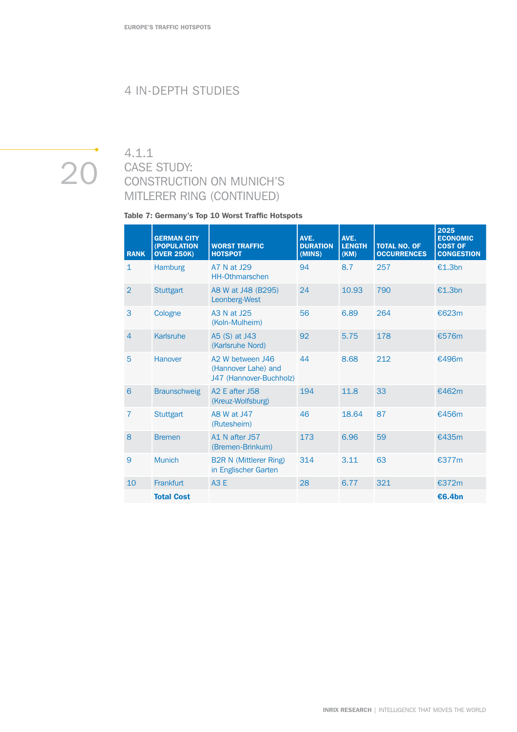## 4 IN-DEPTH STUDIES

### 4.1.1 CASE STUDY: CONSTRUCTION ON MUNICH'S MITLERER RING (CONTINUED)

**Table 7: Germany's Top 10 Worst Traffic Hotspots**

| RANK | GERMAN CITY (POPULATION OVER 250K) | WORST TRAFFIC HOTSPOT | AVE. DURATION (MINS) | AVE. LENGTH (KM) | TOTAL NO. OF OCCURRENCES | 2025 ECONOMIC COST OF CONGESTION |
|---|---|---|---|---|---|---|
| 1 | Hamburg | A7 N at J29 HH-Othmarschen | 94 | 8.7 | 257 | €1.3bn |
| 2 | Stuttgart | A8 W at J48 (B295) Leonberg-West | 24 | 10.93 | 790 | €1.3bn |
| 3 | Cologne | A3 N at J25 (Koln-Mulheim) | 56 | 6.89 | 264 | €623m |
| 4 | Karlsruhe | A5 (S) at J43 (Karlsruhe Nord) | 92 | 5.75 | 178 | €576m |
| 5 | Hanover | A2 W between J46 (Hannover Lahe) and J47 (Hannover-Buchholz) | 44 | 8.68 | 212 | €496m |
| 6 | Braunschweig | A2 E after J58 (Kreuz-Wolfsburg) | 194 | 11.8 | 33 | €462m |
| 7 | Stuttgart | A8 W at J47 (Rutesheim) | 46 | 18.64 | 87 | €456m |
| 8 | Bremen | A1 N after J57 (Bremen-Brinkum) | 173 | 6.96 | 59 | €435m |
| 9 | Munich | B2R N (Mittlerer Ring) in Englischer Garten | 314 | 3.11 | 63 | €377m |
| 10 | Frankfurt | A3 E | 28 | 6.77 | 321 | €372m |
| | **Total Cost** | | | | | **€6.4bn** |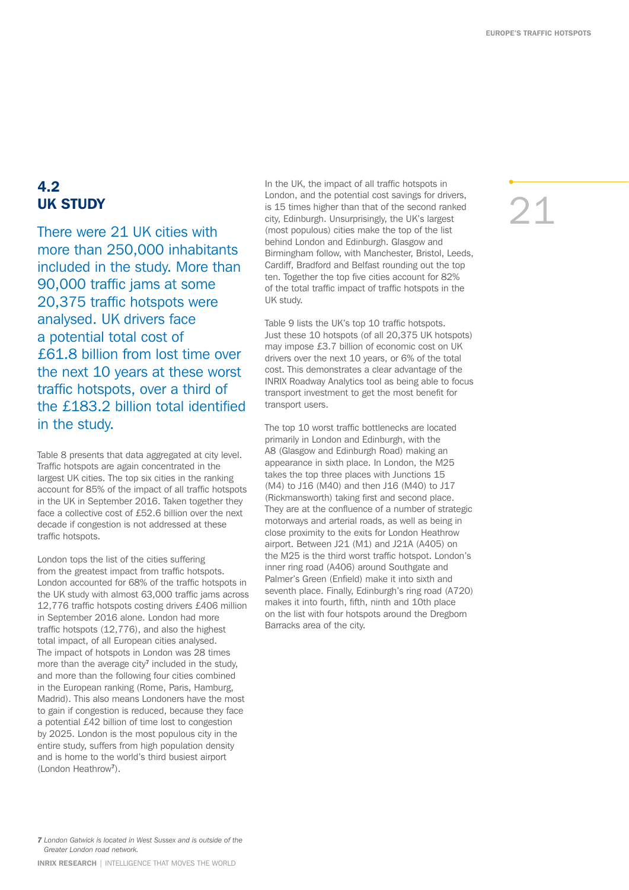## 4.2 UK STUDY

There were 21 UK cities with more than 250,000 inhabitants included in the study. More than 90,000 traffic jams at some 20,375 traffic hotspots were analysed. UK drivers face a potential total cost of £61.8 billion from lost time over the next 10 years at these worst traffic hotspots, over a third of the £183.2 billion total identified in the study.

Table 8 presents that data aggregated at city level. Traffic hotspots are again concentrated in the largest UK cities. The top six cities in the ranking account for 85% of the impact of all traffic hotspots in the UK in September 2016. Taken together they face a collective cost of £52.6 billion over the next decade if congestion is not addressed at these traffic hotspots.

London tops the list of the cities suffering from the greatest impact from traffic hotspots. London accounted for 68% of the traffic hotspots in the UK study with almost 63,000 traffic jams across 12,776 traffic hotspots costing drivers £406 million in September 2016 alone. London had more traffic hotspots (12,776), and also the highest total impact, of all European cities analysed. The impact of hotspots in London was 28 times more than the average city[7] included in the study, and more than the following four cities combined in the European ranking (Rome, Paris, Hamburg, Madrid). This also means Londoners have the most to gain if congestion is reduced, because they face a potential £42 billion of time lost to congestion by 2025. London is the most populous city in the entire study, suffers from high population density and is home to the world's third busiest airport (London Heathrow[7]).

In the UK, the impact of all traffic hotspots in London, and the potential cost savings for drivers, is 15 times higher than that of the second ranked city, Edinburgh. Unsurprisingly, the UK's largest (most populous) cities make the top of the list behind London and Edinburgh. Glasgow and Birmingham follow, with Manchester, Bristol, Leeds, Cardiff, Bradford and Belfast rounding out the top ten. Together the top five cities account for 82% of the total traffic impact of traffic hotspots in the UK study.

Table 9 lists the UK's top 10 traffic hotspots. Just these 10 hotspots (of all 20,375 UK hotspots) may impose £3.7 billion of economic cost on UK drivers over the next 10 years, or 6% of the total cost. This demonstrates a clear advantage of the INRIX Roadway Analytics tool as being able to focus transport investment to get the most benefit for transport users.

The top 10 worst traffic bottlenecks are located primarily in London and Edinburgh, with the A8 (Glasgow and Edinburgh Road) making an appearance in sixth place. In London, the M25 takes the top three places with Junctions 15 (M4) to J16 (M40) and then J16 (M40) to J17 (Rickmansworth) taking first and second place. They are at the confluence of a number of strategic motorways and arterial roads, as well as being in close proximity to the exits for London Heathrow airport. Between J21 (M1) and J21A (A405) on the M25 is the third worst traffic hotspot. London's inner ring road (A406) around Southgate and Palmer's Green (Enfield) make it into sixth and seventh place. Finally, Edinburgh's ring road (A720) makes it into fourth, fifth, ninth and 10th place on the list with four hotspots around the Dregborn Barracks area of the city.

*7 London Gatwick is located in West Sussex and is outside of the Greater London road network.*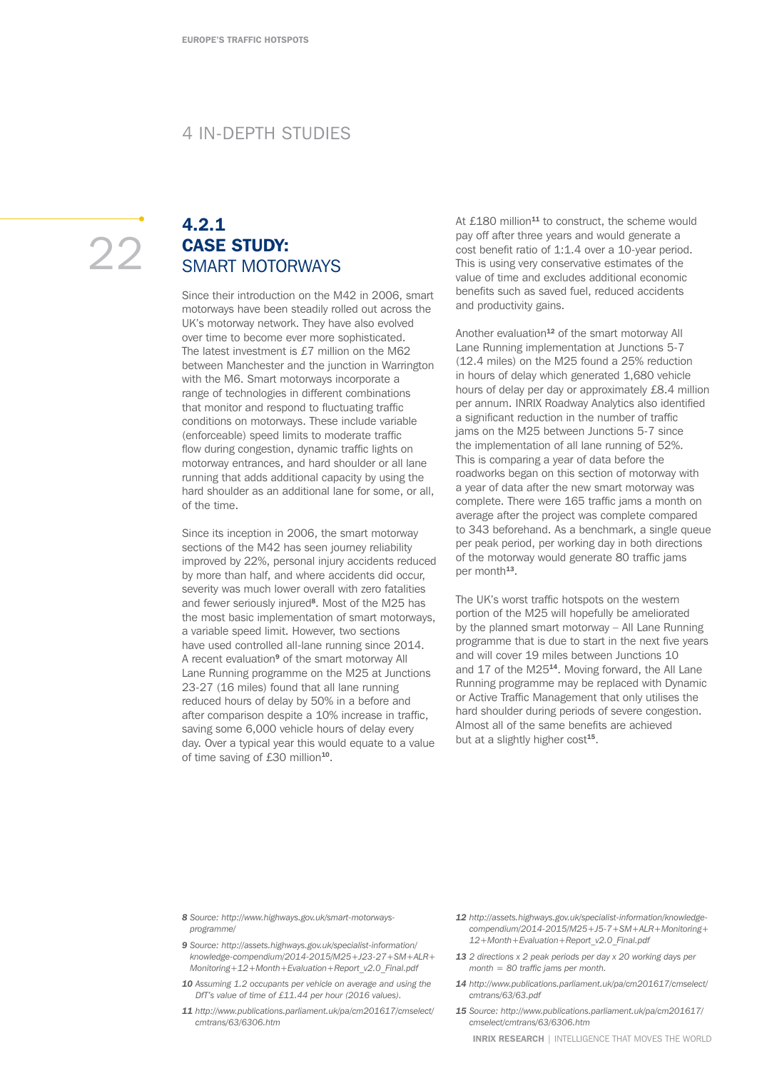## 4 IN-DEPTH STUDIES

### 4.2.1 CASE STUDY: SMART MOTORWAYS

Since their introduction on the M42 in 2006, smart motorways have been steadily rolled out across the UK's motorway network. They have also evolved over time to become ever more sophisticated. The latest investment is £7 million on the M62 between Manchester and the junction in Warrington with the M6. Smart motorways incorporate a range of technologies in different combinations that monitor and respond to fluctuating traffic conditions on motorways. These include variable (enforceable) speed limits to moderate traffic flow during congestion, dynamic traffic lights on motorway entrances, and hard shoulder or all lane running that adds additional capacity by using the hard shoulder as an additional lane for some, or all, of the time.

Since its inception in 2006, the smart motorway sections of the M42 has seen journey reliability improved by 22%, personal injury accidents reduced by more than half, and where accidents did occur, severity was much lower overall with zero fatalities and fewer seriously injured[8]. Most of the M25 has the most basic implementation of smart motorways, a variable speed limit. However, two sections have used controlled all-lane running since 2014. A recent evaluation[9] of the smart motorway All Lane Running programme on the M25 at Junctions 23-27 (16 miles) found that all lane running reduced hours of delay by 50% in a before and after comparison despite a 10% increase in traffic, saving some 6,000 vehicle hours of delay every day. Over a typical year this would equate to a value of time saving of £30 million[10].

At £180 million[11] to construct, the scheme would pay off after three years and would generate a cost benefit ratio of 1:1.4 over a 10-year period. This is using very conservative estimates of the value of time and excludes additional economic benefits such as saved fuel, reduced accidents and productivity gains.

Another evaluation[12] of the smart motorway All Lane Running implementation at Junctions 5-7 (12.4 miles) on the M25 found a 25% reduction in hours of delay which generated 1,680 vehicle hours of delay per day or approximately £8.4 million per annum. INRIX Roadway Analytics also identified a significant reduction in the number of traffic jams on the M25 between Junctions 5-7 since the implementation of all lane running of 52%. This is comparing a year of data before the roadworks began on this section of motorway with a year of data after the new smart motorway was complete. There were 165 traffic jams a month on average after the project was complete compared to 343 beforehand. As a benchmark, a single queue per peak period, per working day in both directions of the motorway would generate 80 traffic jams per month[13].

The UK's worst traffic hotspots on the western portion of the M25 will hopefully be ameliorated by the planned smart motorway – All Lane Running programme that is due to start in the next five years and will cover 19 miles between Junctions 10 and 17 of the M25[14]. Moving forward, the All Lane Running programme may be replaced with Dynamic or Active Traffic Management that only utilises the hard shoulder during periods of severe congestion. Almost all of the same benefits are achieved but at a slightly higher cost[15].

---

*8 Source: http://www.highways.gov.uk/smart-motorways-programme/*

*9 Source: http://assets.highways.gov.uk/specialist-information/knowledge-compendium/2014-2015/M25+J23-27+SM+ALR+Monitoring+12+Month+Evaluation+Report_v2.0_Final.pdf*

*10 Assuming 1.2 occupants per vehicle on average and using the DfT's value of time of £11.44 per hour (2016 values).*

*11 http://www.publications.parliament.uk/pa/cm201617/cmselect/cmtrans/63/6306.htm*

*12 http://assets.highways.gov.uk/specialist-information/knowledge-compendium/2014-2015/M25+J5-7+SM+ALR+Monitoring+12+Month+Evaluation+Report_v2.0_Final.pdf*

*13 2 directions x 2 peak periods per day x 20 working days per month = 80 traffic jams per month.*

*14 http://www.publications.parliament.uk/pa/cm201617/cmselect/cmtrans/63/63.pdf*

*15 Source: http://www.publications.parliament.uk/pa/cm201617/cmselect/cmtrans/63/6306.htm*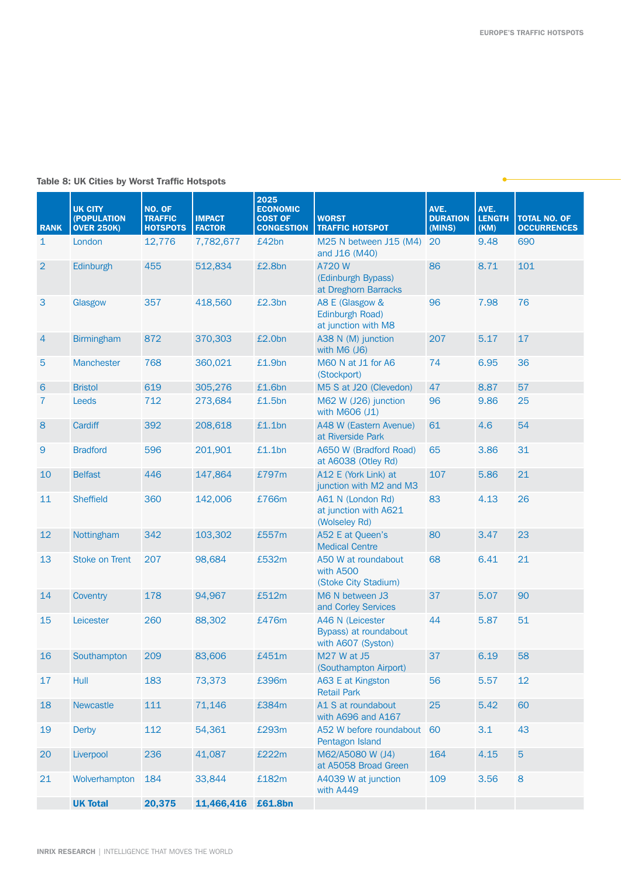Table 8: UK Cities by Worst Traffic Hotspots

| RANK | UK CITY (POPULATION OVER 250K) | NO. OF TRAFFIC HOTSPOTS | IMPACT FACTOR | 2025 ECONOMIC COST OF CONGESTION | WORST TRAFFIC HOTSPOT | AVE. DURATION (MINS) | AVE. LENGTH (KM) | TOTAL NO. OF OCCURRENCES |
|---|---|---|---|---|---|---|---|---|
| 1 | London | 12,776 | 7,782,677 | £42bn | M25 N between J15 (M4) and J16 (M40) | 20 | 9.48 | 690 |
| 2 | Edinburgh | 455 | 512,834 | £2.8bn | A720 W (Edinburgh Bypass) at Dreghorn Barracks | 86 | 8.71 | 101 |
| 3 | Glasgow | 357 | 418,560 | £2.3bn | A8 E (Glasgow & Edinburgh Road) at junction with M8 | 96 | 7.98 | 76 |
| 4 | Birmingham | 872 | 370,303 | £2.0bn | A38 N (M) junction with M6 (J6) | 207 | 5.17 | 17 |
| 5 | Manchester | 768 | 360,021 | £1.9bn | M60 N at J1 for A6 (Stockport) | 74 | 6.95 | 36 |
| 6 | Bristol | 619 | 305,276 | £1.6bn | M5 S at J20 (Clevedon) | 47 | 8.87 | 57 |
| 7 | Leeds | 712 | 273,684 | £1.5bn | M62 W (J26) junction with M606 (J1) | 96 | 9.86 | 25 |
| 8 | Cardiff | 392 | 208,618 | £1.1bn | A48 W (Eastern Avenue) at Riverside Park | 61 | 4.6 | 54 |
| 9 | Bradford | 596 | 201,901 | £1.1bn | A650 W (Bradford Road) at A6038 (Otley Rd) | 65 | 3.86 | 31 |
| 10 | Belfast | 446 | 147,864 | £797m | A12 E (York Link) at junction with M2 and M3 | 107 | 5.86 | 21 |
| 11 | Sheffield | 360 | 142,006 | £766m | A61 N (London Rd) at junction with A621 (Wolseley Rd) | 83 | 4.13 | 26 |
| 12 | Nottingham | 342 | 103,302 | £557m | A52 E at Queen's Medical Centre | 80 | 3.47 | 23 |
| 13 | Stoke on Trent | 207 | 98,684 | £532m | A50 W at roundabout with A500 (Stoke City Stadium) | 68 | 6.41 | 21 |
| 14 | Coventry | 178 | 94,967 | £512m | M6 N between J3 and Corley Services | 37 | 5.07 | 90 |
| 15 | Leicester | 260 | 88,302 | £476m | A46 N (Leicester Bypass) at roundabout with A607 (Syston) | 44 | 5.87 | 51 |
| 16 | Southampton | 209 | 83,606 | £451m | M27 W at J5 (Southampton Airport) | 37 | 6.19 | 58 |
| 17 | Hull | 183 | 73,373 | £396m | A63 E at Kingston Retail Park | 56 | 5.57 | 12 |
| 18 | Newcastle | 111 | 71,146 | £384m | A1 S at roundabout with A696 and A167 | 25 | 5.42 | 60 |
| 19 | Derby | 112 | 54,361 | £293m | A52 W before roundabout Pentagon Island | 60 | 3.1 | 43 |
| 20 | Liverpool | 236 | 41,087 | £222m | M62/A5080 W (J4) at A5058 Broad Green | 164 | 4.15 | 5 |
| 21 | Wolverhampton | 184 | 33,844 | £182m | A4039 W at junction with A449 | 109 | 3.56 | 8 |
| | **UK Total** | **20,375** | **11,466,416** | **£61.8bn** | | | | |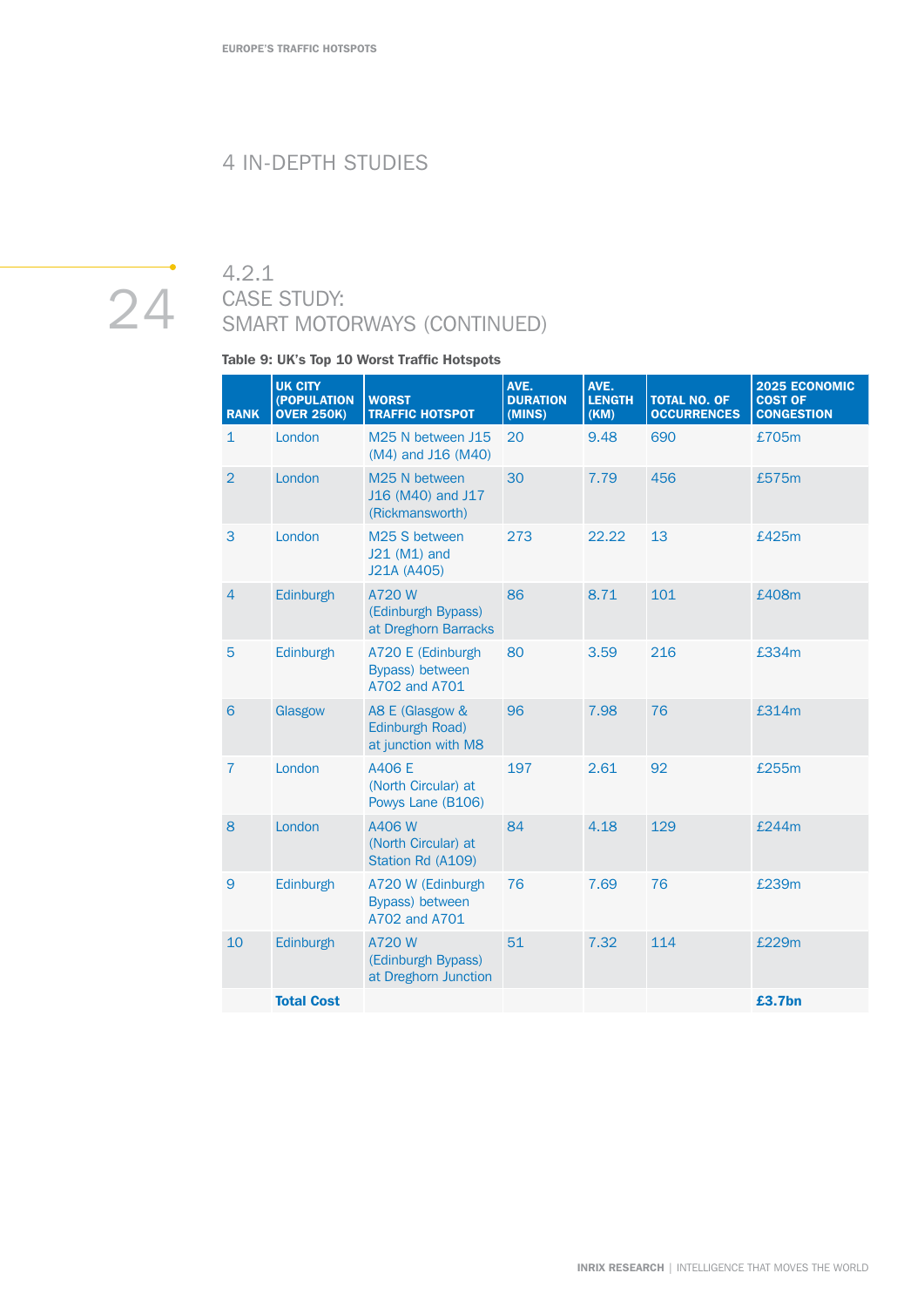## 4 IN-DEPTH STUDIES

### 4.2.1 CASE STUDY: SMART MOTORWAYS (CONTINUED)

**Table 9: UK's Top 10 Worst Traffic Hotspots**

| RANK | UK CITY (POPULATION OVER 250K) | WORST TRAFFIC HOTSPOT | AVE. DURATION (MINS) | AVE. LENGTH (KM) | TOTAL NO. OF OCCURRENCES | 2025 ECONOMIC COST OF CONGESTION |
|---|---|---|---|---|---|---|
| 1 | London | M25 N between J15 (M4) and J16 (M40) | 20 | 9.48 | 690 | £705m |
| 2 | London | M25 N between J16 (M40) and J17 (Rickmansworth) | 30 | 7.79 | 456 | £575m |
| 3 | London | M25 S between J21 (M1) and J21A (A405) | 273 | 22.22 | 13 | £425m |
| 4 | Edinburgh | A720 W (Edinburgh Bypass) at Dreghorn Barracks | 86 | 8.71 | 101 | £408m |
| 5 | Edinburgh | A720 E (Edinburgh Bypass) between A702 and A701 | 80 | 3.59 | 216 | £334m |
| 6 | Glasgow | A8 E (Glasgow & Edinburgh Road) at junction with M8 | 96 | 7.98 | 76 | £314m |
| 7 | London | A406 E (North Circular) at Powys Lane (B106) | 197 | 2.61 | 92 | £255m |
| 8 | London | A406 W (North Circular) at Station Rd (A109) | 84 | 4.18 | 129 | £244m |
| 9 | Edinburgh | A720 W (Edinburgh Bypass) between A702 and A701 | 76 | 7.69 | 76 | £239m |
| 10 | Edinburgh | A720 W (Edinburgh Bypass) at Dreghorn Junction | 51 | 7.32 | 114 | £229m |
| | **Total Cost** | | | | | **£3.7bn** |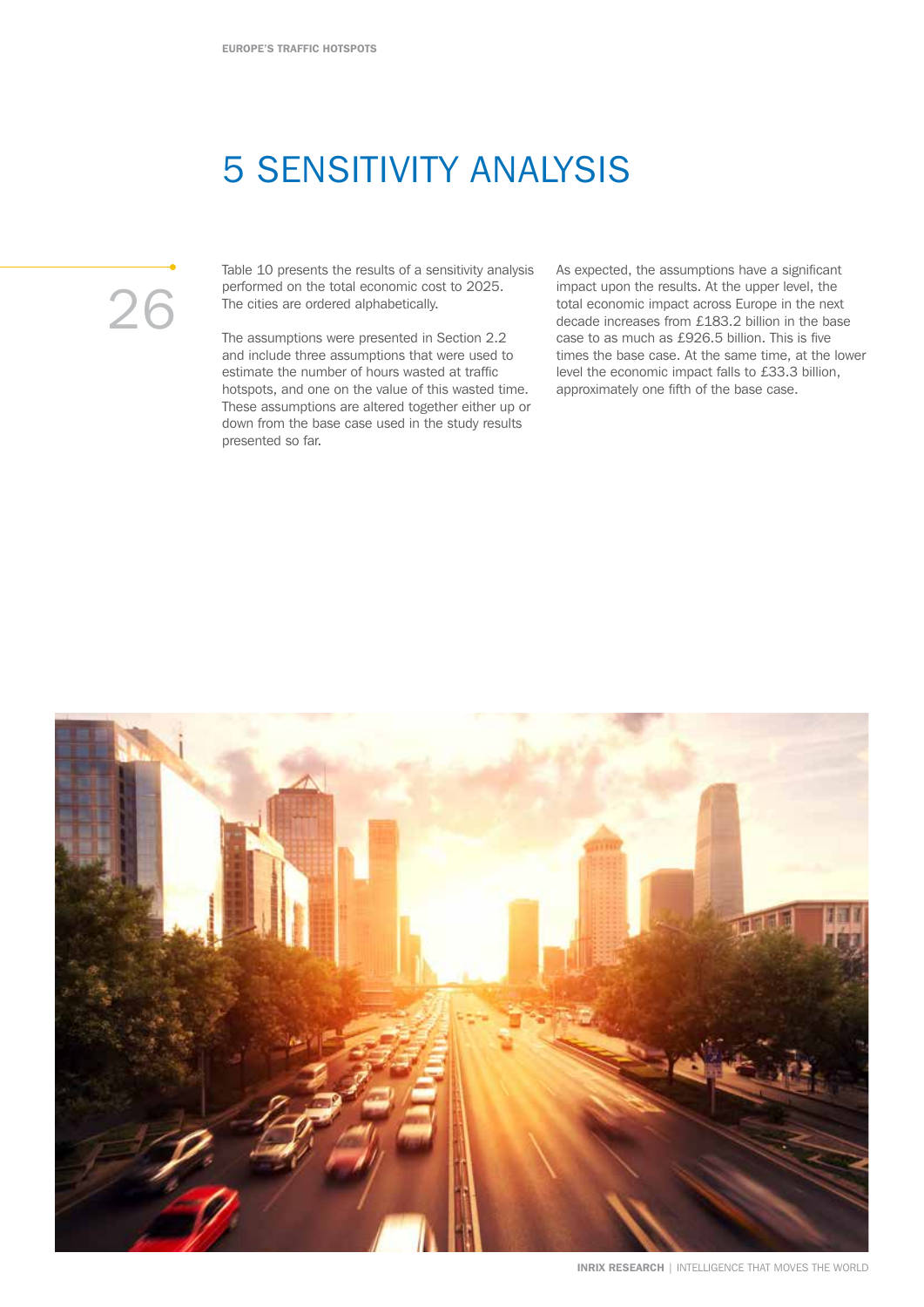# 5 SENSITIVITY ANALYSIS

Table 10 presents the results of a sensitivity analysis performed on the total economic cost to 2025. The cities are ordered alphabetically.

The assumptions were presented in Section 2.2 and include three assumptions that were used to estimate the number of hours wasted at traffic hotspots, and one on the value of this wasted time. These assumptions are altered together either up or down from the base case used in the study results presented so far.

As expected, the assumptions have a significant impact upon the results. At the upper level, the total economic impact across Europe in the next decade increases from £183.2 billion in the base case to as much as £926.5 billion. This is five times the base case. At the same time, at the lower level the economic impact falls to £33.3 billion, approximately one fifth of the base case.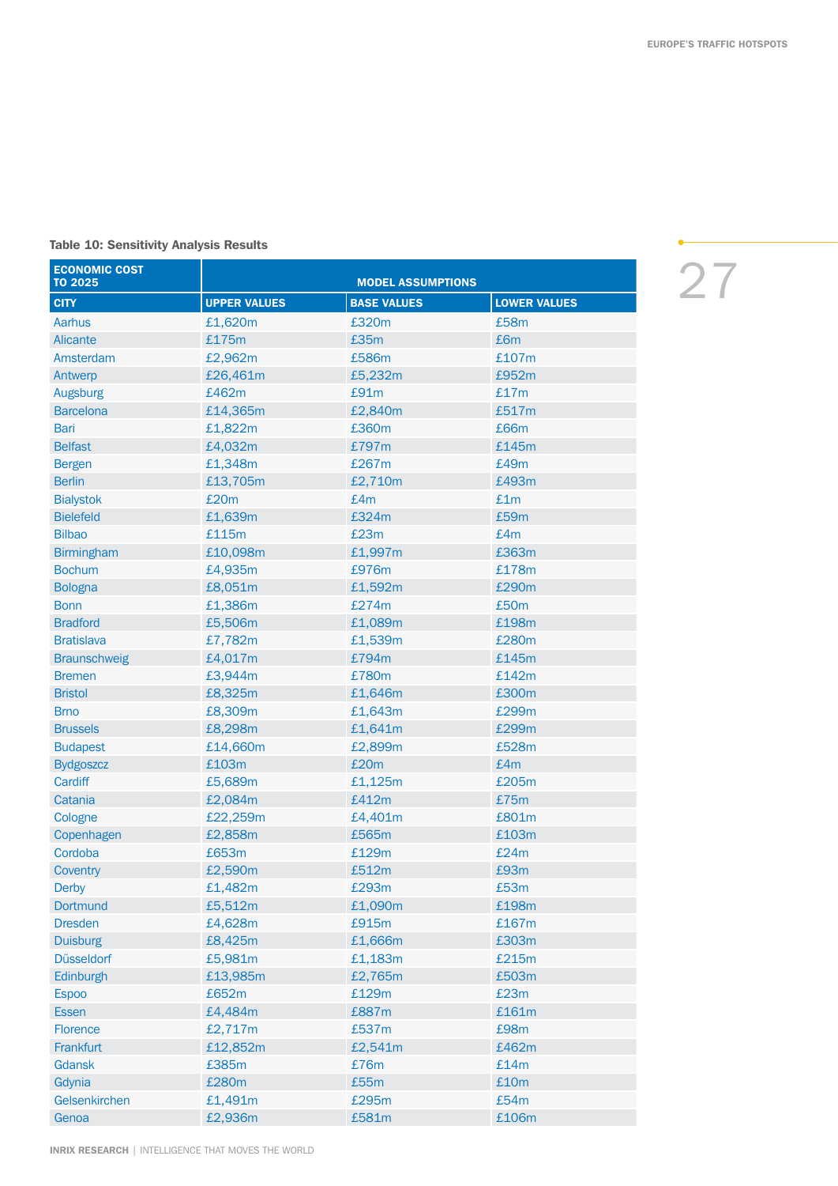**Table 10: Sensitivity Analysis Results**

| ECONOMIC COST TO 2025 | MODEL ASSUMPTIONS | | |
|---|---|---|---|
| CITY | UPPER VALUES | BASE VALUES | LOWER VALUES |
| Aarhus | £1,620m | £320m | £58m |
| Alicante | £175m | £35m | £6m |
| Amsterdam | £2,962m | £586m | £107m |
| Antwerp | £26,461m | £5,232m | £952m |
| Augsburg | £462m | £91m | £17m |
| Barcelona | £14,365m | £2,840m | £517m |
| Bari | £1,822m | £360m | £66m |
| Belfast | £4,032m | £797m | £145m |
| Bergen | £1,348m | £267m | £49m |
| Berlin | £13,705m | £2,710m | £493m |
| Bialystok | £20m | £4m | £1m |
| Bielefeld | £1,639m | £324m | £59m |
| Bilbao | £115m | £23m | £4m |
| Birmingham | £10,098m | £1,997m | £363m |
| Bochum | £4,935m | £976m | £178m |
| Bologna | £8,051m | £1,592m | £290m |
| Bonn | £1,386m | £274m | £50m |
| Bradford | £5,506m | £1,089m | £198m |
| Bratislava | £7,782m | £1,539m | £280m |
| Braunschweig | £4,017m | £794m | £145m |
| Bremen | £3,944m | £780m | £142m |
| Bristol | £8,325m | £1,646m | £300m |
| Brno | £8,309m | £1,643m | £299m |
| Brussels | £8,298m | £1,641m | £299m |
| Budapest | £14,660m | £2,899m | £528m |
| Bydgoszcz | £103m | £20m | £4m |
| Cardiff | £5,689m | £1,125m | £205m |
| Catania | £2,084m | £412m | £75m |
| Cologne | £22,259m | £4,401m | £801m |
| Copenhagen | £2,858m | £565m | £103m |
| Cordoba | £653m | £129m | £24m |
| Coventry | £2,590m | £512m | £93m |
| Derby | £1,482m | £293m | £53m |
| Dortmund | £5,512m | £1,090m | £198m |
| Dresden | £4,628m | £915m | £167m |
| Duisburg | £8,425m | £1,666m | £303m |
| Düsseldorf | £5,981m | £1,183m | £215m |
| Edinburgh | £13,985m | £2,765m | £503m |
| Espoo | £652m | £129m | £23m |
| Essen | £4,484m | £887m | £161m |
| Florence | £2,717m | £537m | £98m |
| Frankfurt | £12,852m | £2,541m | £462m |
| Gdansk | £385m | £76m | £14m |
| Gdynia | £280m | £55m | £10m |
| Gelsenkirchen | £1,491m | £295m | £54m |
| Genoa | £2,936m | £581m | £106m |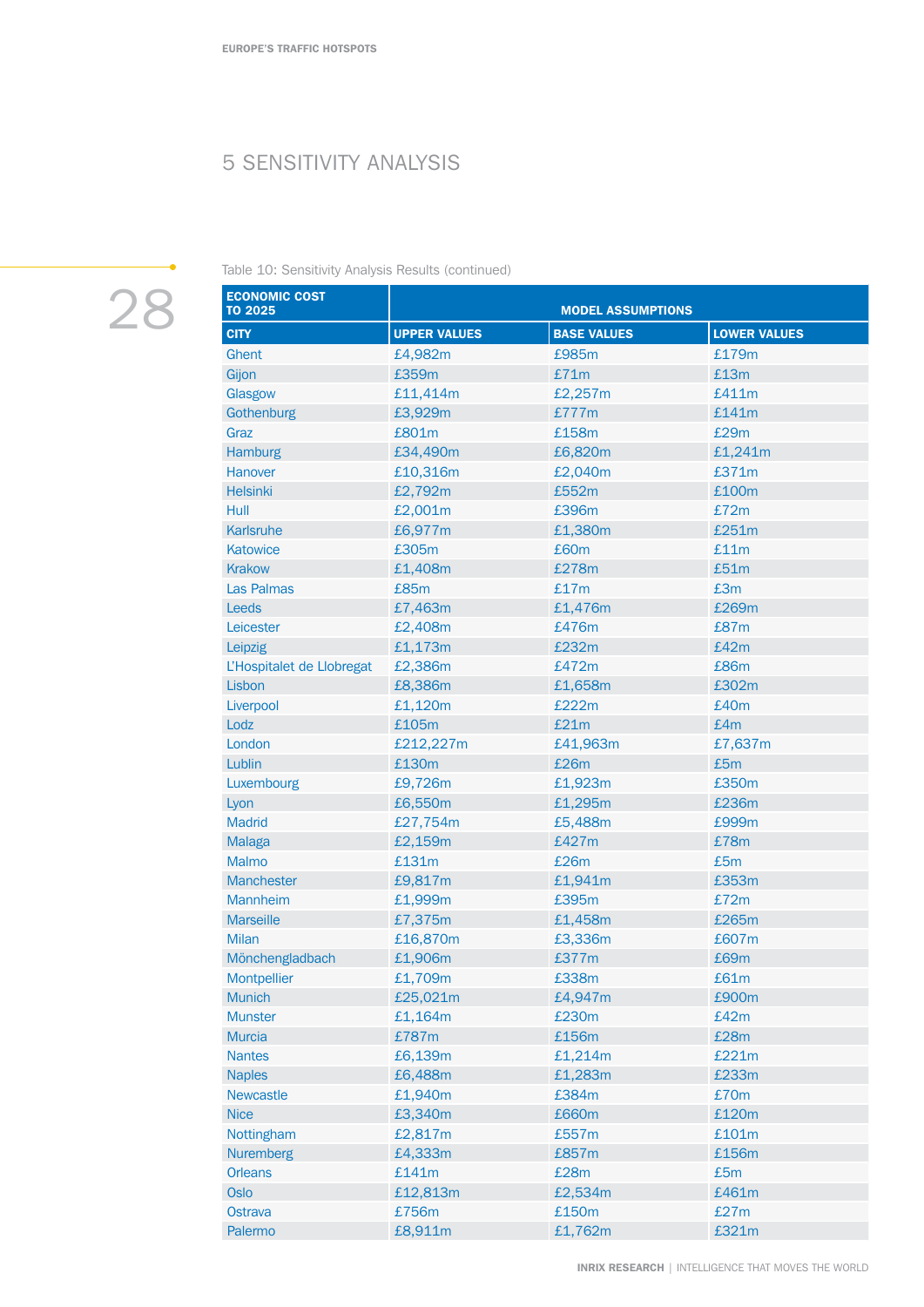## 5 SENSITIVITY ANALYSIS

Table 10: Sensitivity Analysis Results (continued)

| ECONOMIC COST TO 2025 | MODEL ASSUMPTIONS | | |
|---|---|---|---|
| CITY | UPPER VALUES | BASE VALUES | LOWER VALUES |
| Ghent | £4,982m | £985m | £179m |
| Gijon | £359m | £71m | £13m |
| Glasgow | £11,414m | £2,257m | £411m |
| Gothenburg | £3,929m | £777m | £141m |
| Graz | £801m | £158m | £29m |
| Hamburg | £34,490m | £6,820m | £1,241m |
| Hanover | £10,316m | £2,040m | £371m |
| Helsinki | £2,792m | £552m | £100m |
| Hull | £2,001m | £396m | £72m |
| Karlsruhe | £6,977m | £1,380m | £251m |
| Katowice | £305m | £60m | £11m |
| Krakow | £1,408m | £278m | £51m |
| Las Palmas | £85m | £17m | £3m |
| Leeds | £7,463m | £1,476m | £269m |
| Leicester | £2,408m | £476m | £87m |
| Leipzig | £1,173m | £232m | £42m |
| L'Hospitalet de Llobregat | £2,386m | £472m | £86m |
| Lisbon | £8,386m | £1,658m | £302m |
| Liverpool | £1,120m | £222m | £40m |
| Lodz | £105m | £21m | £4m |
| London | £212,227m | £41,963m | £7,637m |
| Lublin | £130m | £26m | £5m |
| Luxembourg | £9,726m | £1,923m | £350m |
| Lyon | £6,550m | £1,295m | £236m |
| Madrid | £27,754m | £5,488m | £999m |
| Malaga | £2,159m | £427m | £78m |
| Malmo | £131m | £26m | £5m |
| Manchester | £9,817m | £1,941m | £353m |
| Mannheim | £1,999m | £395m | £72m |
| Marseille | £7,375m | £1,458m | £265m |
| Milan | £16,870m | £3,336m | £607m |
| Mönchengladbach | £1,906m | £377m | £69m |
| Montpellier | £1,709m | £338m | £61m |
| Munich | £25,021m | £4,947m | £900m |
| Munster | £1,164m | £230m | £42m |
| Murcia | £787m | £156m | £28m |
| Nantes | £6,139m | £1,214m | £221m |
| Naples | £6,488m | £1,283m | £233m |
| Newcastle | £1,940m | £384m | £70m |
| Nice | £3,340m | £660m | £120m |
| Nottingham | £2,817m | £557m | £101m |
| Nuremberg | £4,333m | £857m | £156m |
| Orleans | £141m | £28m | £5m |
| Oslo | £12,813m | £2,534m | £461m |
| Ostrava | £756m | £150m | £27m |
| Palermo | £8,911m | £1,762m | £321m |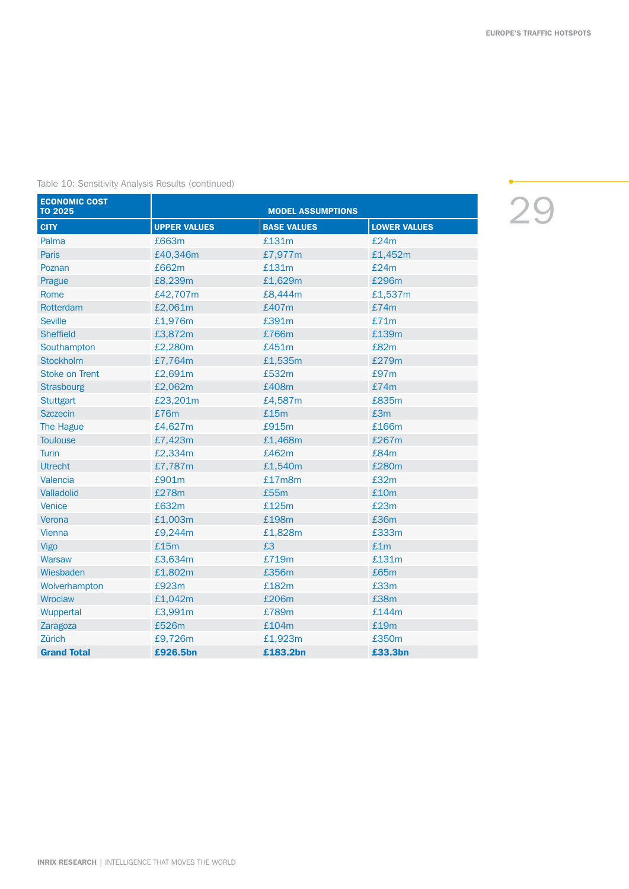Table 10: Sensitivity Analysis Results (continued)

| ECONOMIC COST TO 2025 | MODEL ASSUMPTIONS | | |
|---|---|---|---|
| **CITY** | **UPPER VALUES** | **BASE VALUES** | **LOWER VALUES** |
| Palma | £663m | £131m | £24m |
| Paris | £40,346m | £7,977m | £1,452m |
| Poznan | £662m | £131m | £24m |
| Prague | £8,239m | £1,629m | £296m |
| Rome | £42,707m | £8,444m | £1,537m |
| Rotterdam | £2,061m | £407m | £74m |
| Seville | £1,976m | £391m | £71m |
| Sheffield | £3,872m | £766m | £139m |
| Southampton | £2,280m | £451m | £82m |
| Stockholm | £7,764m | £1,535m | £279m |
| Stoke on Trent | £2,691m | £532m | £97m |
| Strasbourg | £2,062m | £408m | £74m |
| Stuttgart | £23,201m | £4,587m | £835m |
| Szczecin | £76m | £15m | £3m |
| The Hague | £4,627m | £915m | £166m |
| Toulouse | £7,423m | £1,468m | £267m |
| Turin | £2,334m | £462m | £84m |
| Utrecht | £7,787m | £1,540m | £280m |
| Valencia | £901m | £17m8m | £32m |
| Valladolid | £278m | £55m | £10m |
| Venice | £632m | £125m | £23m |
| Verona | £1,003m | £198m | £36m |
| Vienna | £9,244m | £1,828m | £333m |
| Vigo | £15m | £3 | £1m |
| Warsaw | £3,634m | £719m | £131m |
| Wiesbaden | £1,802m | £356m | £65m |
| Wolverhampton | £923m | £182m | £33m |
| Wroclaw | £1,042m | £206m | £38m |
| Wuppertal | £3,991m | £789m | £144m |
| Zaragoza | £526m | £104m | £19m |
| Zürich | £9,726m | £1,923m | £350m |
| **Grand Total** | **£926.5bn** | **£183.2bn** | **£33.3bn** |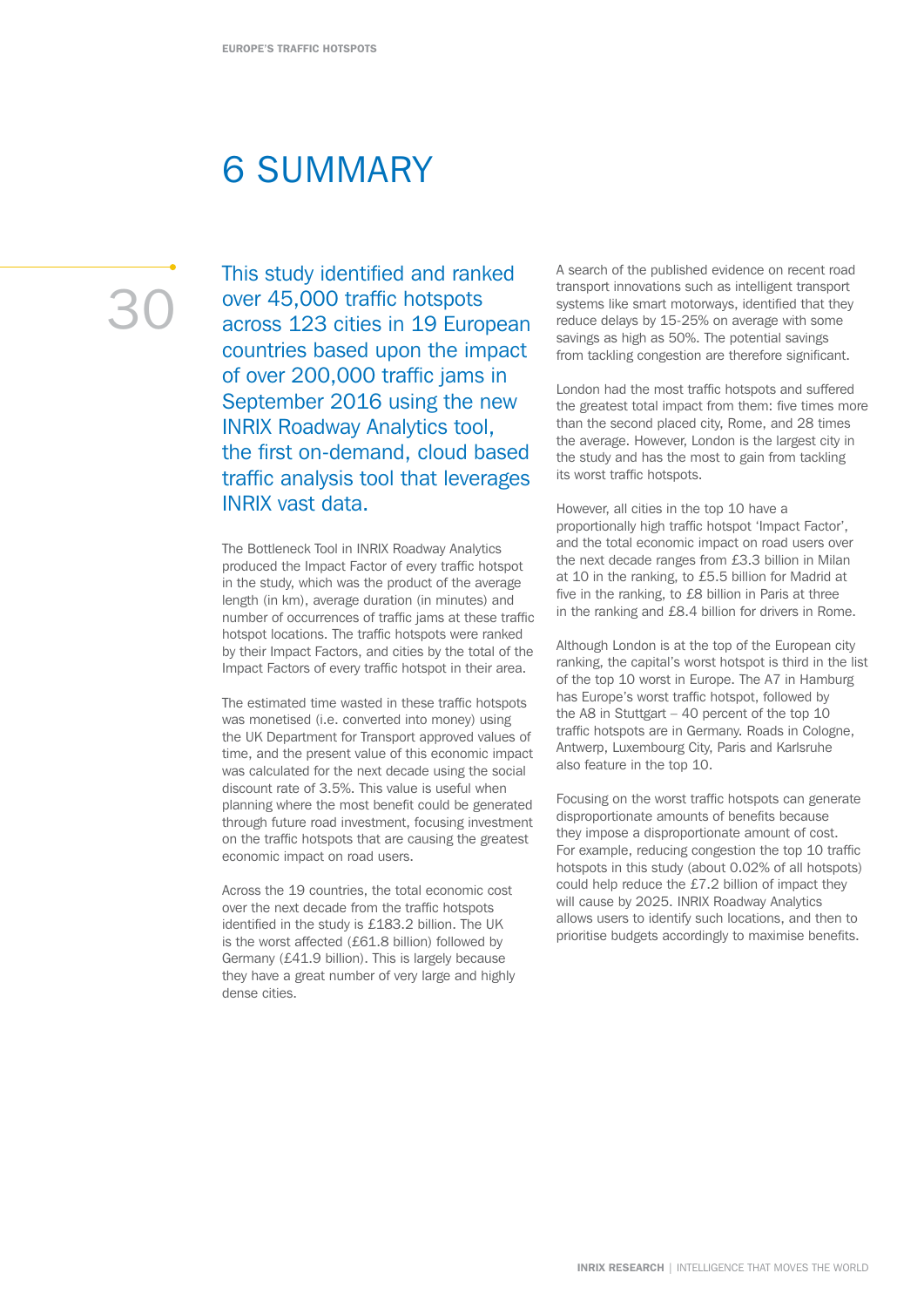# 6 SUMMARY

This study identified and ranked over 45,000 traffic hotspots across 123 cities in 19 European countries based upon the impact of over 200,000 traffic jams in September 2016 using the new INRIX Roadway Analytics tool, the first on-demand, cloud based traffic analysis tool that leverages INRIX vast data.

The Bottleneck Tool in INRIX Roadway Analytics produced the Impact Factor of every traffic hotspot in the study, which was the product of the average length (in km), average duration (in minutes) and number of occurrences of traffic jams at these traffic hotspot locations. The traffic hotspots were ranked by their Impact Factors, and cities by the total of the Impact Factors of every traffic hotspot in their area.

The estimated time wasted in these traffic hotspots was monetised (i.e. converted into money) using the UK Department for Transport approved values of time, and the present value of this economic impact was calculated for the next decade using the social discount rate of 3.5%. This value is useful when planning where the most benefit could be generated through future road investment, focusing investment on the traffic hotspots that are causing the greatest economic impact on road users.

Across the 19 countries, the total economic cost over the next decade from the traffic hotspots identified in the study is £183.2 billion. The UK is the worst affected (£61.8 billion) followed by Germany (£41.9 billion). This is largely because they have a great number of very large and highly dense cities.

A search of the published evidence on recent road transport innovations such as intelligent transport systems like smart motorways, identified that they reduce delays by 15-25% on average with some savings as high as 50%. The potential savings from tackling congestion are therefore significant.

London had the most traffic hotspots and suffered the greatest total impact from them: five times more than the second placed city, Rome, and 28 times the average. However, London is the largest city in the study and has the most to gain from tackling its worst traffic hotspots.

However, all cities in the top 10 have a proportionally high traffic hotspot 'Impact Factor', and the total economic impact on road users over the next decade ranges from £3.3 billion in Milan at 10 in the ranking, to £5.5 billion for Madrid at five in the ranking, to £8 billion in Paris at three in the ranking and £8.4 billion for drivers in Rome.

Although London is at the top of the European city ranking, the capital's worst hotspot is third in the list of the top 10 worst in Europe. The A7 in Hamburg has Europe's worst traffic hotspot, followed by the A8 in Stuttgart – 40 percent of the top 10 traffic hotspots are in Germany. Roads in Cologne, Antwerp, Luxembourg City, Paris and Karlsruhe also feature in the top 10.

Focusing on the worst traffic hotspots can generate disproportionate amounts of benefits because they impose a disproportionate amount of cost. For example, reducing congestion the top 10 traffic hotspots in this study (about 0.02% of all hotspots) could help reduce the £7.2 billion of impact they will cause by 2025. INRIX Roadway Analytics allows users to identify such locations, and then to prioritise budgets accordingly to maximise benefits.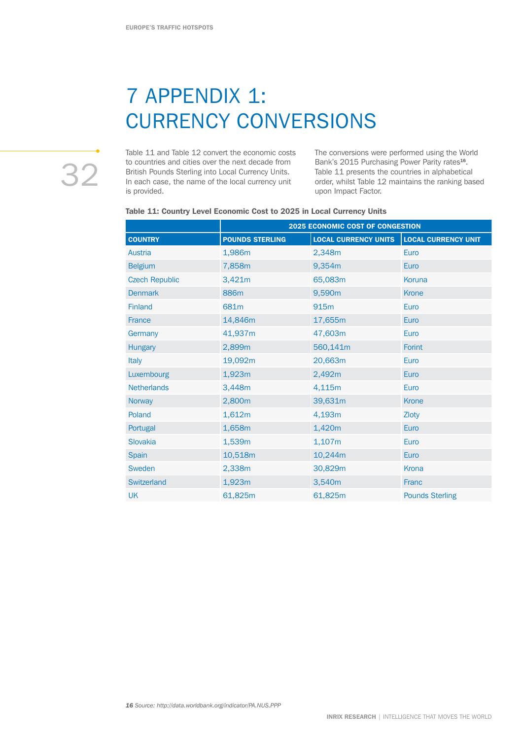# 7 APPENDIX 1: CURRENCY CONVERSIONS

Table 11 and Table 12 convert the economic costs to countries and cities over the next decade from British Pounds Sterling into Local Currency Units. In each case, the name of the local currency unit is provided.

The conversions were performed using the World Bank's 2015 Purchasing Power Parity rates[16]. Table 11 presents the countries in alphabetical order, whilst Table 12 maintains the ranking based upon Impact Factor.

**Table 11: Country Level Economic Cost to 2025 in Local Currency Units**

| | 2025 ECONOMIC COST OF CONGESTION | | |
|---|---|---|---|
| **COUNTRY** | **POUNDS STERLING** | **LOCAL CURRENCY UNITS** | **LOCAL CURRENCY UNIT** |
| Austria | 1,986m | 2,348m | Euro |
| Belgium | 7,858m | 9,354m | Euro |
| Czech Republic | 3,421m | 65,083m | Koruna |
| Denmark | 886m | 9,590m | Krone |
| Finland | 681m | 915m | Euro |
| France | 14,846m | 17,655m | Euro |
| Germany | 41,937m | 47,603m | Euro |
| Hungary | 2,899m | 560,141m | Forint |
| Italy | 19,092m | 20,663m | Euro |
| Luxembourg | 1,923m | 2,492m | Euro |
| Netherlands | 3,448m | 4,115m | Euro |
| Norway | 2,800m | 39,631m | Krone |
| Poland | 1,612m | 4,193m | Zloty |
| Portugal | 1,658m | 1,420m | Euro |
| Slovakia | 1,539m | 1,107m | Euro |
| Spain | 10,518m | 10,244m | Euro |
| Sweden | 2,338m | 30,829m | Krona |
| Switzerland | 1,923m | 3,540m | Franc |
| UK | 61,825m | 61,825m | Pounds Sterling |

*16 Source: http://data.worldbank.org/indicator/PA.NUS.PPP*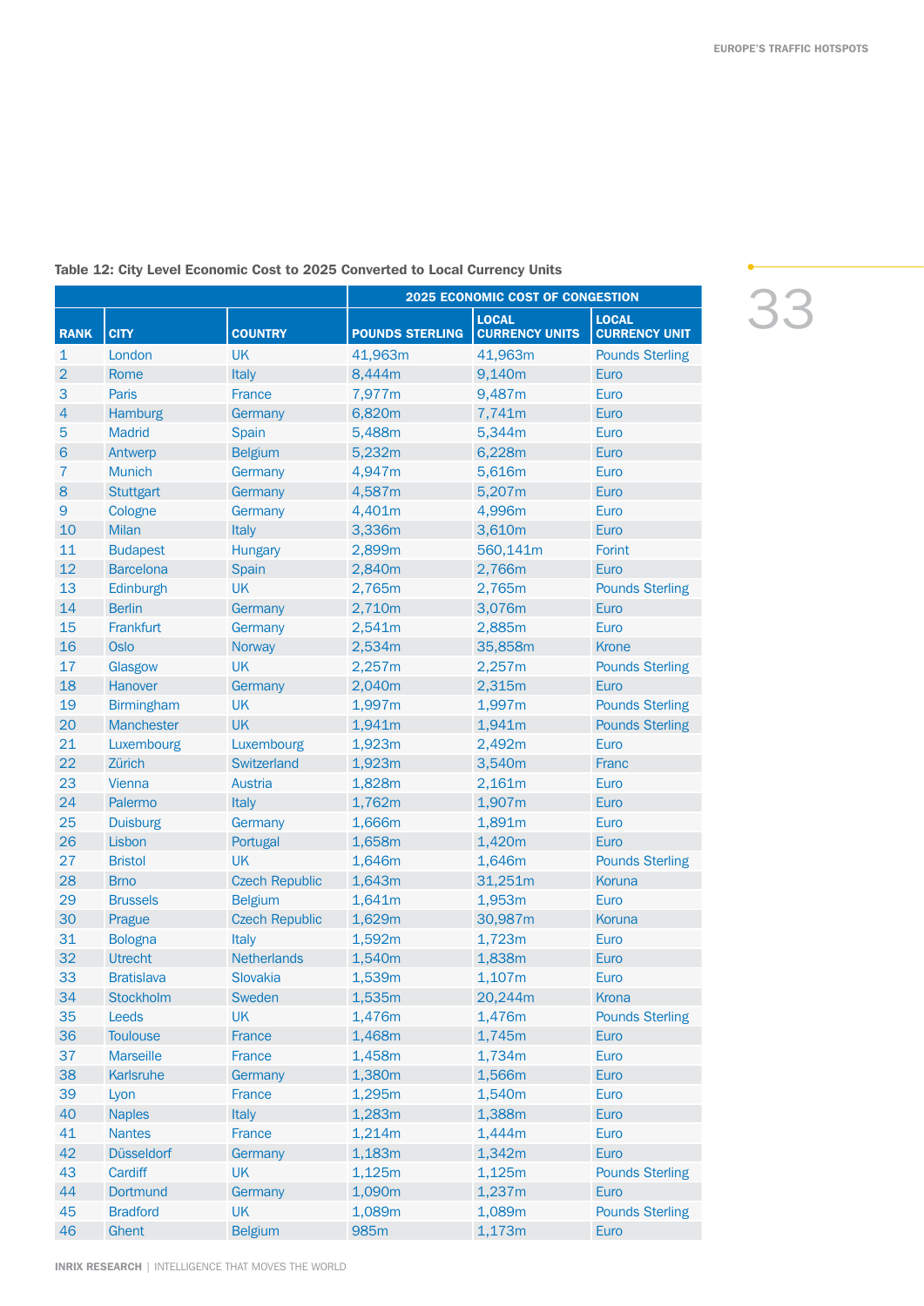Table 12: City Level Economic Cost to 2025 Converted to Local Currency Units

| | | | 2025 ECONOMIC COST OF CONGESTION | | |
|---|---|---|---|---|---|
| RANK | CITY | COUNTRY | POUNDS STERLING | LOCAL CURRENCY UNITS | LOCAL CURRENCY UNIT |
| 1 | London | UK | 41,963m | 41,963m | Pounds Sterling |
| 2 | Rome | Italy | 8,444m | 9,140m | Euro |
| 3 | Paris | France | 7,977m | 9,487m | Euro |
| 4 | Hamburg | Germany | 6,820m | 7,741m | Euro |
| 5 | Madrid | Spain | 5,488m | 5,344m | Euro |
| 6 | Antwerp | Belgium | 5,232m | 6,228m | Euro |
| 7 | Munich | Germany | 4,947m | 5,616m | Euro |
| 8 | Stuttgart | Germany | 4,587m | 5,207m | Euro |
| 9 | Cologne | Germany | 4,401m | 4,996m | Euro |
| 10 | Milan | Italy | 3,336m | 3,610m | Euro |
| 11 | Budapest | Hungary | 2,899m | 560,141m | Forint |
| 12 | Barcelona | Spain | 2,840m | 2,766m | Euro |
| 13 | Edinburgh | UK | 2,765m | 2,765m | Pounds Sterling |
| 14 | Berlin | Germany | 2,710m | 3,076m | Euro |
| 15 | Frankfurt | Germany | 2,541m | 2,885m | Euro |
| 16 | Oslo | Norway | 2,534m | 35,858m | Krone |
| 17 | Glasgow | UK | 2,257m | 2,257m | Pounds Sterling |
| 18 | Hanover | Germany | 2,040m | 2,315m | Euro |
| 19 | Birmingham | UK | 1,997m | 1,997m | Pounds Sterling |
| 20 | Manchester | UK | 1,941m | 1,941m | Pounds Sterling |
| 21 | Luxembourg | Luxembourg | 1,923m | 2,492m | Euro |
| 22 | Zürich | Switzerland | 1,923m | 3,540m | Franc |
| 23 | Vienna | Austria | 1,828m | 2,161m | Euro |
| 24 | Palermo | Italy | 1,762m | 1,907m | Euro |
| 25 | Duisburg | Germany | 1,666m | 1,891m | Euro |
| 26 | Lisbon | Portugal | 1,658m | 1,420m | Euro |
| 27 | Bristol | UK | 1,646m | 1,646m | Pounds Sterling |
| 28 | Brno | Czech Republic | 1,643m | 31,251m | Koruna |
| 29 | Brussels | Belgium | 1,641m | 1,953m | Euro |
| 30 | Prague | Czech Republic | 1,629m | 30,987m | Koruna |
| 31 | Bologna | Italy | 1,592m | 1,723m | Euro |
| 32 | Utrecht | Netherlands | 1,540m | 1,838m | Euro |
| 33 | Bratislava | Slovakia | 1,539m | 1,107m | Euro |
| 34 | Stockholm | Sweden | 1,535m | 20,244m | Krona |
| 35 | Leeds | UK | 1,476m | 1,476m | Pounds Sterling |
| 36 | Toulouse | France | 1,468m | 1,745m | Euro |
| 37 | Marseille | France | 1,458m | 1,734m | Euro |
| 38 | Karlsruhe | Germany | 1,380m | 1,566m | Euro |
| 39 | Lyon | France | 1,295m | 1,540m | Euro |
| 40 | Naples | Italy | 1,283m | 1,388m | Euro |
| 41 | Nantes | France | 1,214m | 1,444m | Euro |
| 42 | Düsseldorf | Germany | 1,183m | 1,342m | Euro |
| 43 | Cardiff | UK | 1,125m | 1,125m | Pounds Sterling |
| 44 | Dortmund | Germany | 1,090m | 1,237m | Euro |
| 45 | Bradford | UK | 1,089m | 1,089m | Pounds Sterling |
| 46 | Ghent | Belgium | 985m | 1,173m | Euro |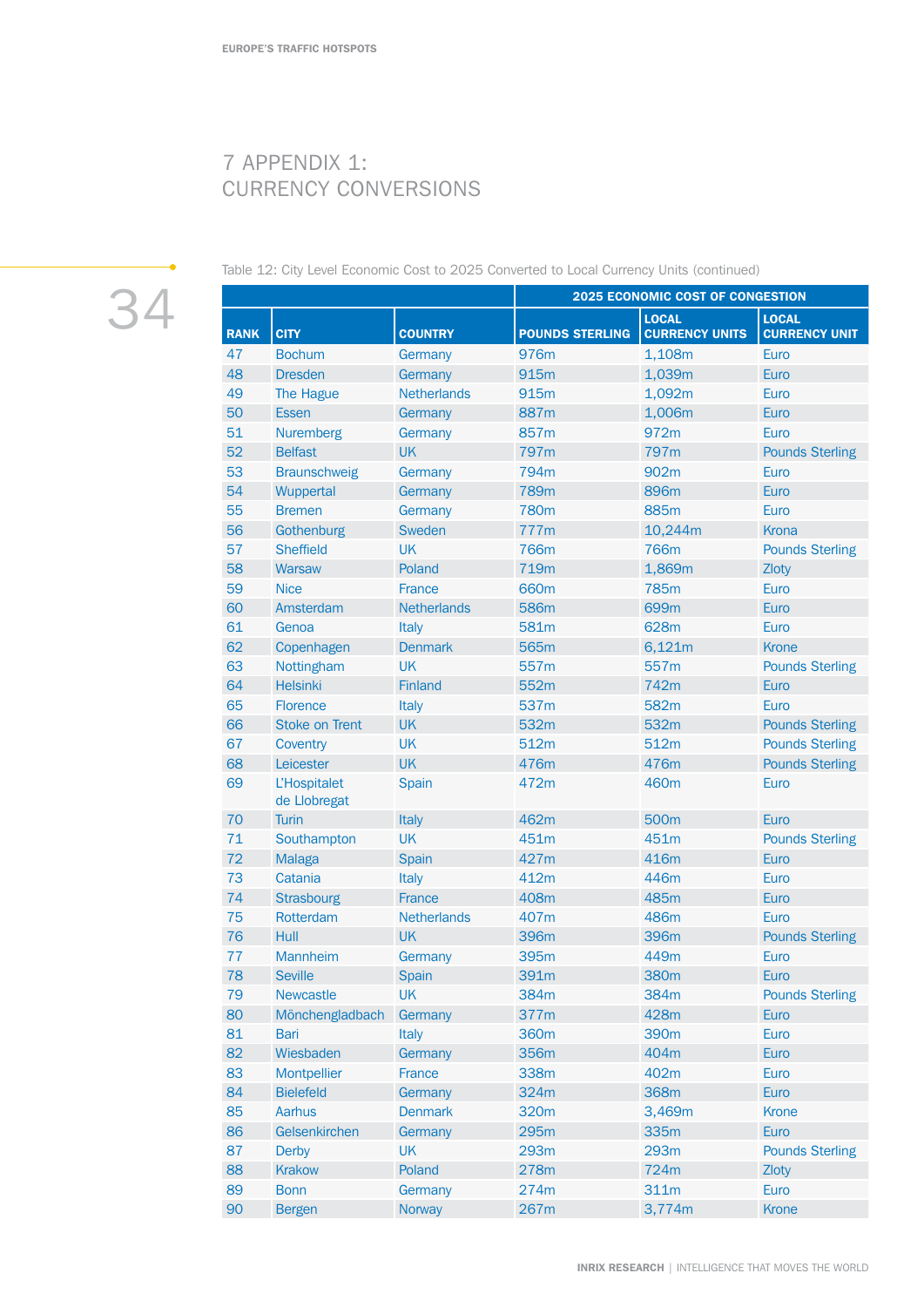# 7 APPENDIX 1: CURRENCY CONVERSIONS

Table 12: City Level Economic Cost to 2025 Converted to Local Currency Units (continued)

| | | | 2025 ECONOMIC COST OF CONGESTION | | |
|---|---|---|---|---|---|
| RANK | CITY | COUNTRY | POUNDS STERLING | LOCAL CURRENCY UNITS | LOCAL CURRENCY UNIT |
| 47 | Bochum | Germany | 976m | 1,108m | Euro |
| 48 | Dresden | Germany | 915m | 1,039m | Euro |
| 49 | The Hague | Netherlands | 915m | 1,092m | Euro |
| 50 | Essen | Germany | 887m | 1,006m | Euro |
| 51 | Nuremberg | Germany | 857m | 972m | Euro |
| 52 | Belfast | UK | 797m | 797m | Pounds Sterling |
| 53 | Braunschweig | Germany | 794m | 902m | Euro |
| 54 | Wuppertal | Germany | 789m | 896m | Euro |
| 55 | Bremen | Germany | 780m | 885m | Euro |
| 56 | Gothenburg | Sweden | 777m | 10,244m | Krona |
| 57 | Sheffield | UK | 766m | 766m | Pounds Sterling |
| 58 | Warsaw | Poland | 719m | 1,869m | Zloty |
| 59 | Nice | France | 660m | 785m | Euro |
| 60 | Amsterdam | Netherlands | 586m | 699m | Euro |
| 61 | Genoa | Italy | 581m | 628m | Euro |
| 62 | Copenhagen | Denmark | 565m | 6,121m | Krone |
| 63 | Nottingham | UK | 557m | 557m | Pounds Sterling |
| 64 | Helsinki | Finland | 552m | 742m | Euro |
| 65 | Florence | Italy | 537m | 582m | Euro |
| 66 | Stoke on Trent | UK | 532m | 532m | Pounds Sterling |
| 67 | Coventry | UK | 512m | 512m | Pounds Sterling |
| 68 | Leicester | UK | 476m | 476m | Pounds Sterling |
| 69 | L'Hospitalet de Llobregat | Spain | 472m | 460m | Euro |
| 70 | Turin | Italy | 462m | 500m | Euro |
| 71 | Southampton | UK | 451m | 451m | Pounds Sterling |
| 72 | Malaga | Spain | 427m | 416m | Euro |
| 73 | Catania | Italy | 412m | 446m | Euro |
| 74 | Strasbourg | France | 408m | 485m | Euro |
| 75 | Rotterdam | Netherlands | 407m | 486m | Euro |
| 76 | Hull | UK | 396m | 396m | Pounds Sterling |
| 77 | Mannheim | Germany | 395m | 449m | Euro |
| 78 | Seville | Spain | 391m | 380m | Euro |
| 79 | Newcastle | UK | 384m | 384m | Pounds Sterling |
| 80 | Mönchengladbach | Germany | 377m | 428m | Euro |
| 81 | Bari | Italy | 360m | 390m | Euro |
| 82 | Wiesbaden | Germany | 356m | 404m | Euro |
| 83 | Montpellier | France | 338m | 402m | Euro |
| 84 | Bielefeld | Germany | 324m | 368m | Euro |
| 85 | Aarhus | Denmark | 320m | 3,469m | Krone |
| 86 | Gelsenkirchen | Germany | 295m | 335m | Euro |
| 87 | Derby | UK | 293m | 293m | Pounds Sterling |
| 88 | Krakow | Poland | 278m | 724m | Zloty |
| 89 | Bonn | Germany | 274m | 311m | Euro |
| 90 | Bergen | Norway | 267m | 3,774m | Krone |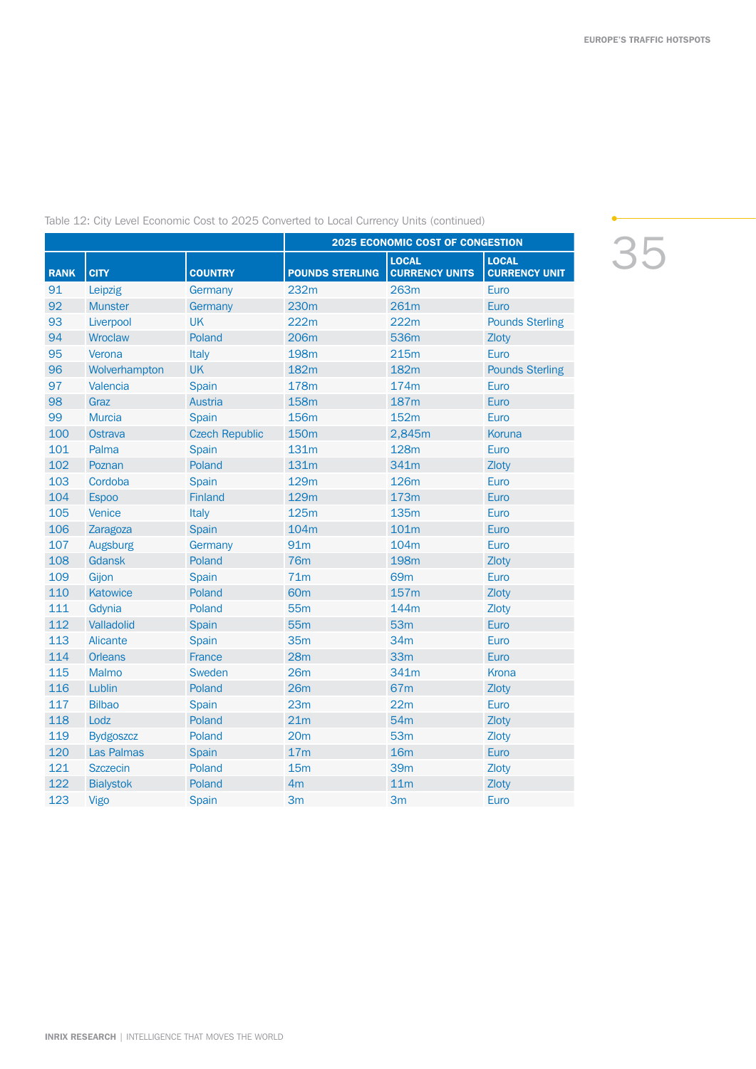Table 12: City Level Economic Cost to 2025 Converted to Local Currency Units (continued)

| | | | 2025 ECONOMIC COST OF CONGESTION | | |
|---|---|---|---|---|---|
| RANK | CITY | COUNTRY | POUNDS STERLING | LOCAL CURRENCY UNITS | LOCAL CURRENCY UNIT |
| 91 | Leipzig | Germany | 232m | 263m | Euro |
| 92 | Munster | Germany | 230m | 261m | Euro |
| 93 | Liverpool | UK | 222m | 222m | Pounds Sterling |
| 94 | Wroclaw | Poland | 206m | 536m | Zloty |
| 95 | Verona | Italy | 198m | 215m | Euro |
| 96 | Wolverhampton | UK | 182m | 182m | Pounds Sterling |
| 97 | Valencia | Spain | 178m | 174m | Euro |
| 98 | Graz | Austria | 158m | 187m | Euro |
| 99 | Murcia | Spain | 156m | 152m | Euro |
| 100 | Ostrava | Czech Republic | 150m | 2,845m | Koruna |
| 101 | Palma | Spain | 131m | 128m | Euro |
| 102 | Poznan | Poland | 131m | 341m | Zloty |
| 103 | Cordoba | Spain | 129m | 126m | Euro |
| 104 | Espoo | Finland | 129m | 173m | Euro |
| 105 | Venice | Italy | 125m | 135m | Euro |
| 106 | Zaragoza | Spain | 104m | 101m | Euro |
| 107 | Augsburg | Germany | 91m | 104m | Euro |
| 108 | Gdansk | Poland | 76m | 198m | Zloty |
| 109 | Gijon | Spain | 71m | 69m | Euro |
| 110 | Katowice | Poland | 60m | 157m | Zloty |
| 111 | Gdynia | Poland | 55m | 144m | Zloty |
| 112 | Valladolid | Spain | 55m | 53m | Euro |
| 113 | Alicante | Spain | 35m | 34m | Euro |
| 114 | Orleans | France | 28m | 33m | Euro |
| 115 | Malmo | Sweden | 26m | 341m | Krona |
| 116 | Lublin | Poland | 26m | 67m | Zloty |
| 117 | Bilbao | Spain | 23m | 22m | Euro |
| 118 | Lodz | Poland | 21m | 54m | Zloty |
| 119 | Bydgoszcz | Poland | 20m | 53m | Zloty |
| 120 | Las Palmas | Spain | 17m | 16m | Euro |
| 121 | Szczecin | Poland | 15m | 39m | Zloty |
| 122 | Bialystok | Poland | 4m | 11m | Zloty |
| 123 | Vigo | Spain | 3m | 3m | Euro |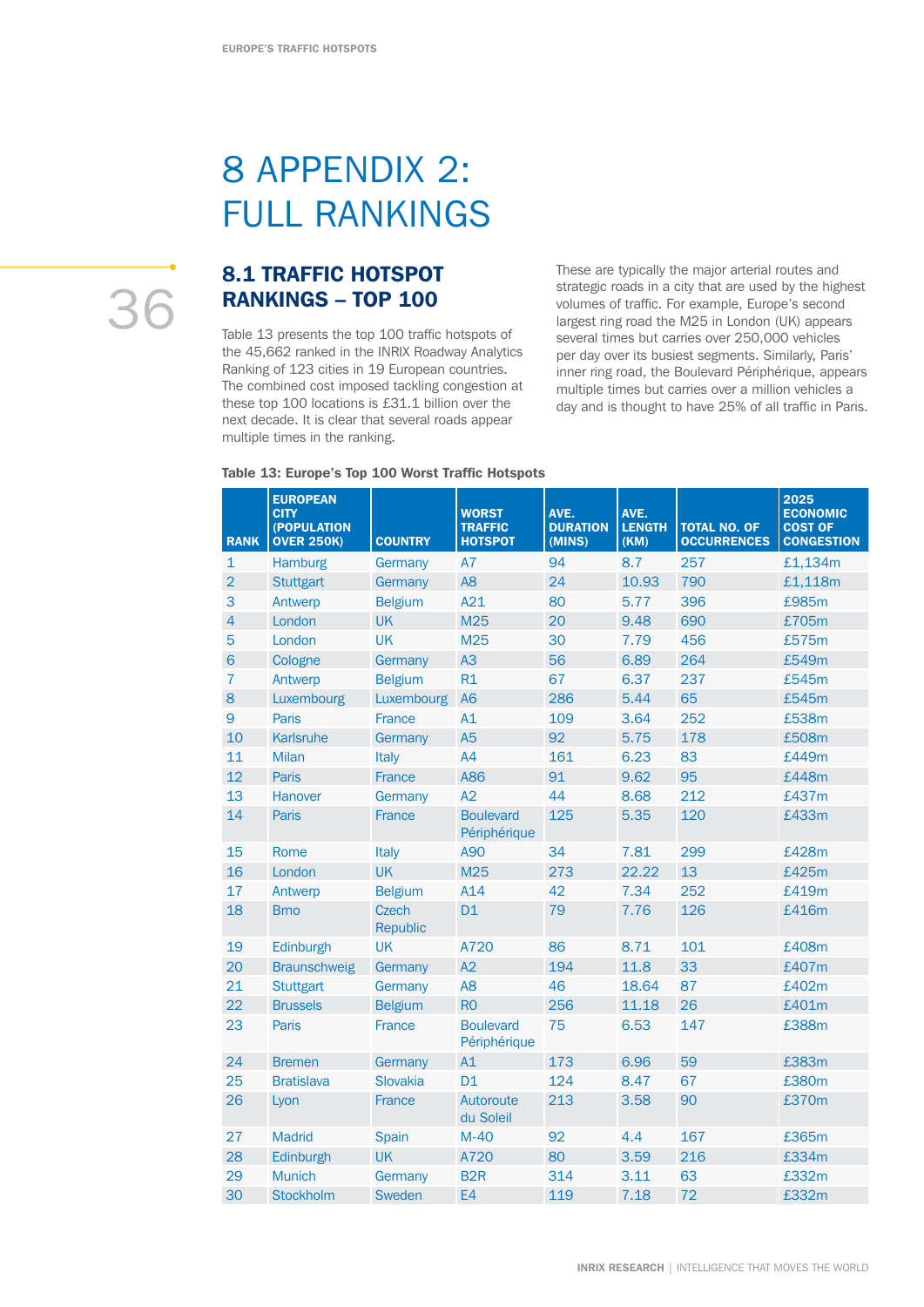# 8 APPENDIX 2: FULL RANKINGS

## 8.1 TRAFFIC HOTSPOT RANKINGS – TOP 100

Table 13 presents the top 100 traffic hotspots of the 45,662 ranked in the INRIX Roadway Analytics Ranking of 123 cities in 19 European countries. The combined cost imposed tackling congestion at these top 100 locations is £31.1 billion over the next decade. It is clear that several roads appear multiple times in the ranking.

These are typically the major arterial routes and strategic roads in a city that are used by the highest volumes of traffic. For example, Europe's second largest ring road the M25 in London (UK) appears several times but carries over 250,000 vehicles per day over its busiest segments. Similarly, Paris' inner ring road, the Boulevard Périphérique, appears multiple times but carries over a million vehicles a day and is thought to have 25% of all traffic in Paris.

**Table 13: Europe's Top 100 Worst Traffic Hotspots**

| RANK | EUROPEAN CITY (POPULATION OVER 250K) | COUNTRY | WORST TRAFFIC HOTSPOT | AVE. DURATION (MINS) | AVE. LENGTH (KM) | TOTAL NO. OF OCCURRENCES | 2025 ECONOMIC COST OF CONGESTION |
|---|---|---|---|---|---|---|---|
| 1 | Hamburg | Germany | A7 | 94 | 8.7 | 257 | £1,134m |
| 2 | Stuttgart | Germany | A8 | 24 | 10.93 | 790 | £1,118m |
| 3 | Antwerp | Belgium | A21 | 80 | 5.77 | 396 | £985m |
| 4 | London | UK | M25 | 20 | 9.48 | 690 | £705m |
| 5 | London | UK | M25 | 30 | 7.79 | 456 | £575m |
| 6 | Cologne | Germany | A3 | 56 | 6.89 | 264 | £549m |
| 7 | Antwerp | Belgium | R1 | 67 | 6.37 | 237 | £545m |
| 8 | Luxembourg | Luxembourg | A6 | 286 | 5.44 | 65 | £545m |
| 9 | Paris | France | A1 | 109 | 3.64 | 252 | £538m |
| 10 | Karlsruhe | Germany | A5 | 92 | 5.75 | 178 | £508m |
| 11 | Milan | Italy | A4 | 161 | 6.23 | 83 | £449m |
| 12 | Paris | France | A86 | 91 | 9.62 | 95 | £448m |
| 13 | Hanover | Germany | A2 | 44 | 8.68 | 212 | £437m |
| 14 | Paris | France | Boulevard Périphérique | 125 | 5.35 | 120 | £433m |
| 15 | Rome | Italy | A90 | 34 | 7.81 | 299 | £428m |
| 16 | London | UK | M25 | 273 | 22.22 | 13 | £425m |
| 17 | Antwerp | Belgium | A14 | 42 | 7.34 | 252 | £419m |
| 18 | Brno | Czech Republic | D1 | 79 | 7.76 | 126 | £416m |
| 19 | Edinburgh | UK | A720 | 86 | 8.71 | 101 | £408m |
| 20 | Braunschweig | Germany | A2 | 194 | 11.8 | 33 | £407m |
| 21 | Stuttgart | Germany | A8 | 46 | 18.64 | 87 | £402m |
| 22 | Brussels | Belgium | R0 | 256 | 11.18 | 26 | £401m |
| 23 | Paris | France | Boulevard Périphérique | 75 | 6.53 | 147 | £388m |
| 24 | Bremen | Germany | A1 | 173 | 6.96 | 59 | £383m |
| 25 | Bratislava | Slovakia | D1 | 124 | 8.47 | 67 | £380m |
| 26 | Lyon | France | Autoroute du Soleil | 213 | 3.58 | 90 | £370m |
| 27 | Madrid | Spain | M-40 | 92 | 4.4 | 167 | £365m |
| 28 | Edinburgh | UK | A720 | 80 | 3.59 | 216 | £334m |
| 29 | Munich | Germany | B2R | 314 | 3.11 | 63 | £332m |
| 30 | Stockholm | Sweden | E4 | 119 | 7.18 | 72 | £332m |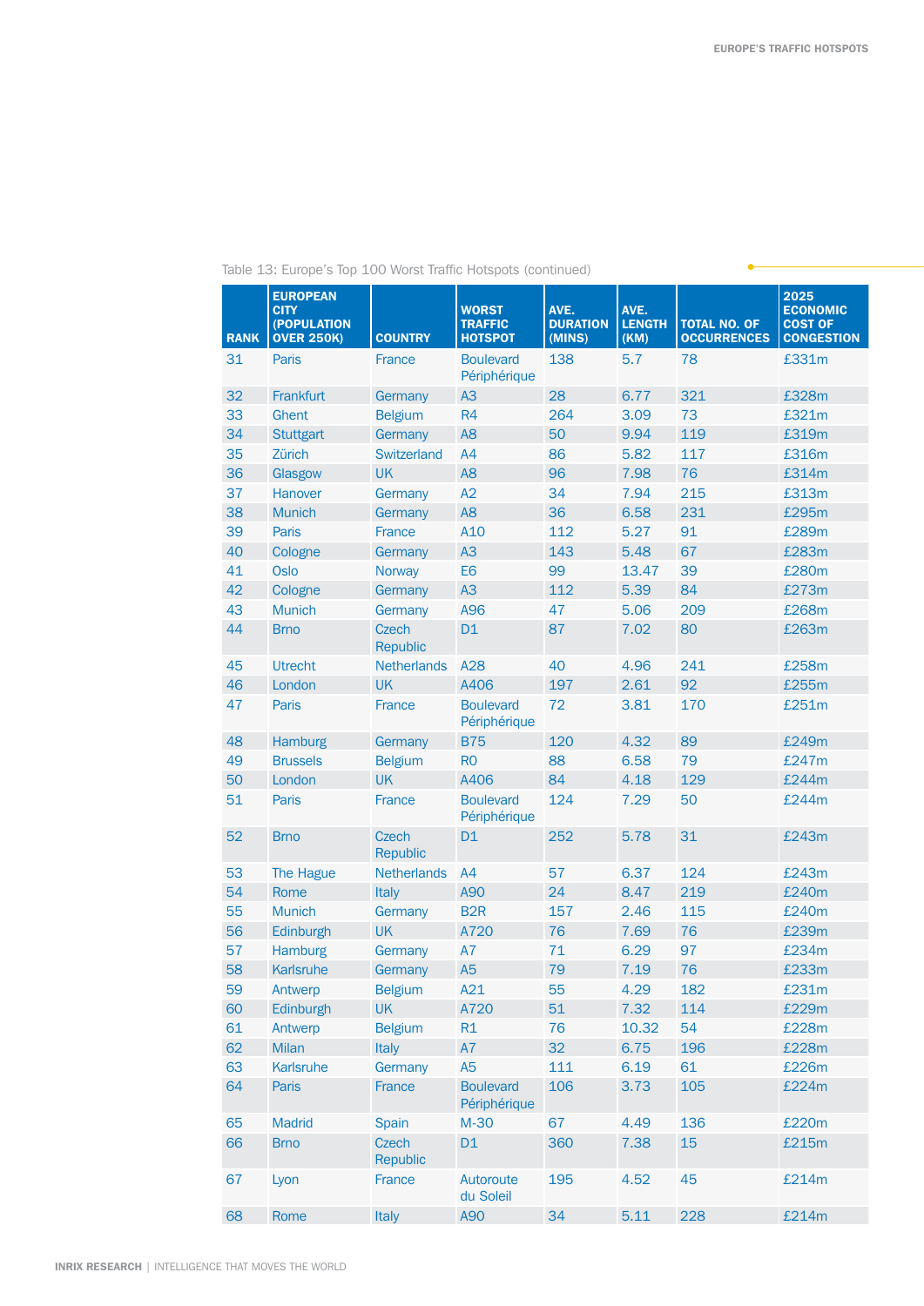Table 13: Europe's Top 100 Worst Traffic Hotspots (continued)

| RANK | EUROPEAN CITY (POPULATION OVER 250K) | COUNTRY | WORST TRAFFIC HOTSPOT | AVE. DURATION (MINS) | AVE. LENGTH (KM) | TOTAL NO. OF OCCURRENCES | 2025 ECONOMIC COST OF CONGESTION |
|---|---|---|---|---|---|---|---|
| 31 | Paris | France | Boulevard Périphérique | 138 | 5.7 | 78 | £331m |
| 32 | Frankfurt | Germany | A3 | 28 | 6.77 | 321 | £328m |
| 33 | Ghent | Belgium | R4 | 264 | 3.09 | 73 | £321m |
| 34 | Stuttgart | Germany | A8 | 50 | 9.94 | 119 | £319m |
| 35 | Zürich | Switzerland | A4 | 86 | 5.82 | 117 | £316m |
| 36 | Glasgow | UK | A8 | 96 | 7.98 | 76 | £314m |
| 37 | Hanover | Germany | A2 | 34 | 7.94 | 215 | £313m |
| 38 | Munich | Germany | A8 | 36 | 6.58 | 231 | £295m |
| 39 | Paris | France | A10 | 112 | 5.27 | 91 | £289m |
| 40 | Cologne | Germany | A3 | 143 | 5.48 | 67 | £283m |
| 41 | Oslo | Norway | E6 | 99 | 13.47 | 39 | £280m |
| 42 | Cologne | Germany | A3 | 112 | 5.39 | 84 | £273m |
| 43 | Munich | Germany | A96 | 47 | 5.06 | 209 | £268m |
| 44 | Brno | Czech Republic | D1 | 87 | 7.02 | 80 | £263m |
| 45 | Utrecht | Netherlands | A28 | 40 | 4.96 | 241 | £258m |
| 46 | London | UK | A406 | 197 | 2.61 | 92 | £255m |
| 47 | Paris | France | Boulevard Périphérique | 72 | 3.81 | 170 | £251m |
| 48 | Hamburg | Germany | B75 | 120 | 4.32 | 89 | £249m |
| 49 | Brussels | Belgium | R0 | 88 | 6.58 | 79 | £247m |
| 50 | London | UK | A406 | 84 | 4.18 | 129 | £244m |
| 51 | Paris | France | Boulevard Périphérique | 124 | 7.29 | 50 | £244m |
| 52 | Brno | Czech Republic | D1 | 252 | 5.78 | 31 | £243m |
| 53 | The Hague | Netherlands | A4 | 57 | 6.37 | 124 | £243m |
| 54 | Rome | Italy | A90 | 24 | 8.47 | 219 | £240m |
| 55 | Munich | Germany | B2R | 157 | 2.46 | 115 | £240m |
| 56 | Edinburgh | UK | A720 | 76 | 7.69 | 76 | £239m |
| 57 | Hamburg | Germany | A7 | 71 | 6.29 | 97 | £234m |
| 58 | Karlsruhe | Germany | A5 | 79 | 7.19 | 76 | £233m |
| 59 | Antwerp | Belgium | A21 | 55 | 4.29 | 182 | £231m |
| 60 | Edinburgh | UK | A720 | 51 | 7.32 | 114 | £229m |
| 61 | Antwerp | Belgium | R1 | 76 | 10.32 | 54 | £228m |
| 62 | Milan | Italy | A7 | 32 | 6.75 | 196 | £228m |
| 63 | Karlsruhe | Germany | A5 | 111 | 6.19 | 61 | £226m |
| 64 | Paris | France | Boulevard Périphérique | 106 | 3.73 | 105 | £224m |
| 65 | Madrid | Spain | M-30 | 67 | 4.49 | 136 | £220m |
| 66 | Brno | Czech Republic | D1 | 360 | 7.38 | 15 | £215m |
| 67 | Lyon | France | Autoroute du Soleil | 195 | 4.52 | 45 | £214m |
| 68 | Rome | Italy | A90 | 34 | 5.11 | 228 | £214m |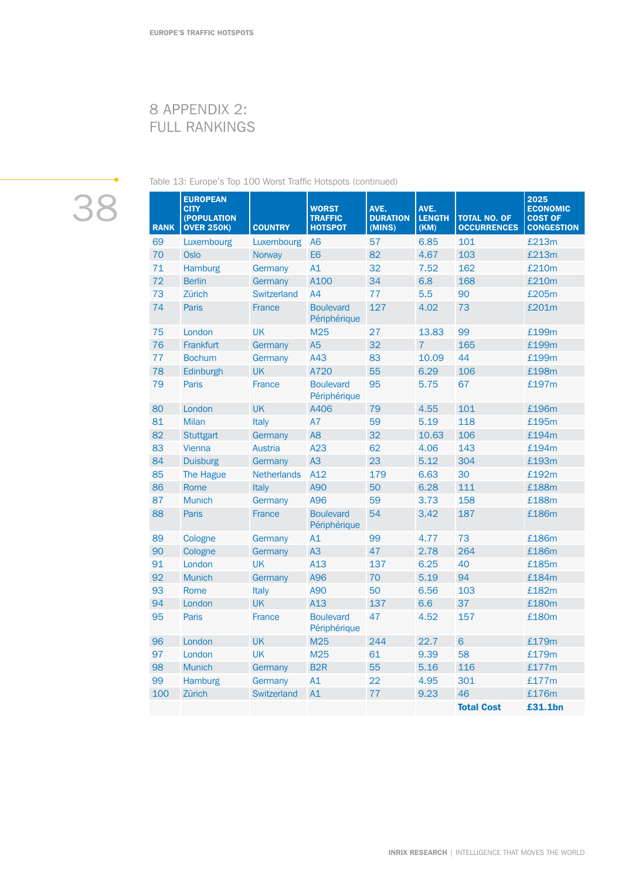# 8 APPENDIX 2: FULL RANKINGS

Table 13: Europe's Top 100 Worst Traffic Hotspots (continued)

| RANK | EUROPEAN CITY (POPULATION OVER 250K) | COUNTRY | WORST TRAFFIC HOTSPOT | AVE. DURATION (MINS) | AVE. LENGTH (KM) | TOTAL NO. OF OCCURRENCES | 2025 ECONOMIC COST OF CONGESTION |
|---|---|---|---|---|---|---|---|
| 69 | Luxembourg | Luxembourg | A6 | 57 | 6.85 | 101 | £213m |
| 70 | Oslo | Norway | E6 | 82 | 4.67 | 103 | £213m |
| 71 | Hamburg | Germany | A1 | 32 | 7.52 | 162 | £210m |
| 72 | Berlin | Germany | A100 | 34 | 6.8 | 168 | £210m |
| 73 | Zürich | Switzerland | A4 | 77 | 5.5 | 90 | £205m |
| 74 | Paris | France | Boulevard Périphérique | 127 | 4.02 | 73 | £201m |
| 75 | London | UK | M25 | 27 | 13.83 | 99 | £199m |
| 76 | Frankfurt | Germany | A5 | 32 | 7 | 165 | £199m |
| 77 | Bochum | Germany | A43 | 83 | 10.09 | 44 | £199m |
| 78 | Edinburgh | UK | A720 | 55 | 6.29 | 106 | £198m |
| 79 | Paris | France | Boulevard Périphérique | 95 | 5.75 | 67 | £197m |
| 80 | London | UK | A406 | 79 | 4.55 | 101 | £196m |
| 81 | Milan | Italy | A7 | 59 | 5.19 | 118 | £195m |
| 82 | Stuttgart | Germany | A8 | 32 | 10.63 | 106 | £194m |
| 83 | Vienna | Austria | A23 | 62 | 4.06 | 143 | £194m |
| 84 | Duisburg | Germany | A3 | 23 | 5.12 | 304 | £193m |
| 85 | The Hague | Netherlands | A12 | 179 | 6.63 | 30 | £192m |
| 86 | Rome | Italy | A90 | 50 | 6.28 | 111 | £188m |
| 87 | Munich | Germany | A96 | 59 | 3.73 | 158 | £188m |
| 88 | Paris | France | Boulevard Périphérique | 54 | 3.42 | 187 | £186m |
| 89 | Cologne | Germany | A1 | 99 | 4.77 | 73 | £186m |
| 90 | Cologne | Germany | A3 | 47 | 2.78 | 264 | £186m |
| 91 | London | UK | A13 | 137 | 6.25 | 40 | £185m |
| 92 | Munich | Germany | A96 | 70 | 5.19 | 94 | £184m |
| 93 | Rome | Italy | A90 | 50 | 6.56 | 103 | £182m |
| 94 | London | UK | A13 | 137 | 6.6 | 37 | £180m |
| 95 | Paris | France | Boulevard Périphérique | 47 | 4.52 | 157 | £180m |
| 96 | London | UK | M25 | 244 | 22.7 | 6 | £179m |
| 97 | London | UK | M25 | 61 | 9.39 | 58 | £179m |
| 98 | Munich | Germany | B2R | 55 | 5.16 | 116 | £177m |
| 99 | Hamburg | Germany | A1 | 22 | 4.95 | 301 | £177m |
| 100 | Zürich | Switzerland | A1 | 77 | 9.23 | 46 | £176m |
| | | | | | | **Total Cost** | **£31.1bn** |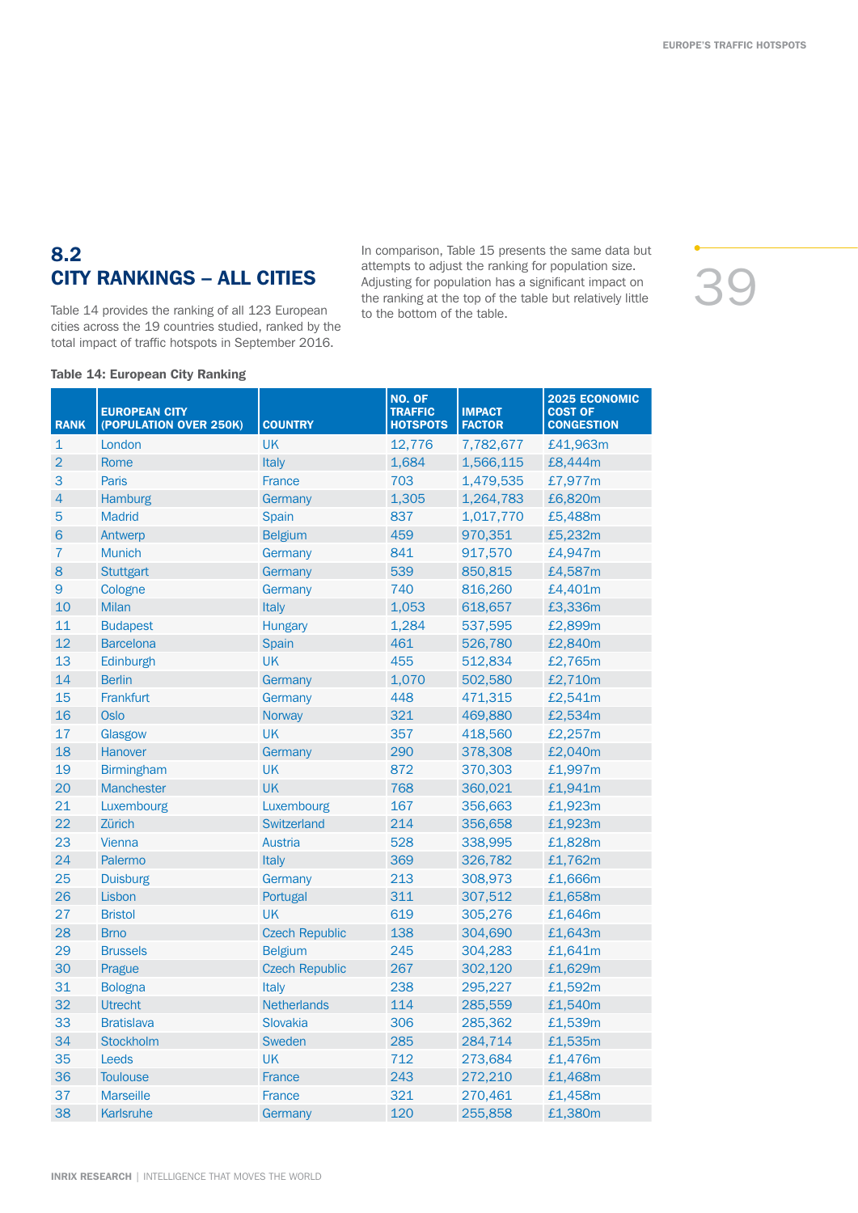## 8.2 CITY RANKINGS – ALL CITIES

Table 14 provides the ranking of all 123 European cities across the 19 countries studied, ranked by the total impact of traffic hotspots in September 2016.

In comparison, Table 15 presents the same data but attempts to adjust the ranking for population size. Adjusting for population has a significant impact on the ranking at the top of the table but relatively little to the bottom of the table.

**Table 14: European City Ranking**

| RANK | EUROPEAN CITY (POPULATION OVER 250K) | COUNTRY | NO. OF TRAFFIC HOTSPOTS | IMPACT FACTOR | 2025 ECONOMIC COST OF CONGESTION |
|---|---|---|---|---|---|
| 1 | London | UK | 12,776 | 7,782,677 | £41,963m |
| 2 | Rome | Italy | 1,684 | 1,566,115 | £8,444m |
| 3 | Paris | France | 703 | 1,479,535 | £7,977m |
| 4 | Hamburg | Germany | 1,305 | 1,264,783 | £6,820m |
| 5 | Madrid | Spain | 837 | 1,017,770 | £5,488m |
| 6 | Antwerp | Belgium | 459 | 970,351 | £5,232m |
| 7 | Munich | Germany | 841 | 917,570 | £4,947m |
| 8 | Stuttgart | Germany | 539 | 850,815 | £4,587m |
| 9 | Cologne | Germany | 740 | 816,260 | £4,401m |
| 10 | Milan | Italy | 1,053 | 618,657 | £3,336m |
| 11 | Budapest | Hungary | 1,284 | 537,595 | £2,899m |
| 12 | Barcelona | Spain | 461 | 526,780 | £2,840m |
| 13 | Edinburgh | UK | 455 | 512,834 | £2,765m |
| 14 | Berlin | Germany | 1,070 | 502,580 | £2,710m |
| 15 | Frankfurt | Germany | 448 | 471,315 | £2,541m |
| 16 | Oslo | Norway | 321 | 469,880 | £2,534m |
| 17 | Glasgow | UK | 357 | 418,560 | £2,257m |
| 18 | Hanover | Germany | 290 | 378,308 | £2,040m |
| 19 | Birmingham | UK | 872 | 370,303 | £1,997m |
| 20 | Manchester | UK | 768 | 360,021 | £1,941m |
| 21 | Luxembourg | Luxembourg | 167 | 356,663 | £1,923m |
| 22 | Zürich | Switzerland | 214 | 356,658 | £1,923m |
| 23 | Vienna | Austria | 528 | 338,995 | £1,828m |
| 24 | Palermo | Italy | 369 | 326,782 | £1,762m |
| 25 | Duisburg | Germany | 213 | 308,973 | £1,666m |
| 26 | Lisbon | Portugal | 311 | 307,512 | £1,658m |
| 27 | Bristol | UK | 619 | 305,276 | £1,646m |
| 28 | Brno | Czech Republic | 138 | 304,690 | £1,643m |
| 29 | Brussels | Belgium | 245 | 304,283 | £1,641m |
| 30 | Prague | Czech Republic | 267 | 302,120 | £1,629m |
| 31 | Bologna | Italy | 238 | 295,227 | £1,592m |
| 32 | Utrecht | Netherlands | 114 | 285,559 | £1,540m |
| 33 | Bratislava | Slovakia | 306 | 285,362 | £1,539m |
| 34 | Stockholm | Sweden | 285 | 284,714 | £1,535m |
| 35 | Leeds | UK | 712 | 273,684 | £1,476m |
| 36 | Toulouse | France | 243 | 272,210 | £1,468m |
| 37 | Marseille | France | 321 | 270,461 | £1,458m |
| 38 | Karlsruhe | Germany | 120 | 255,858 | £1,380m |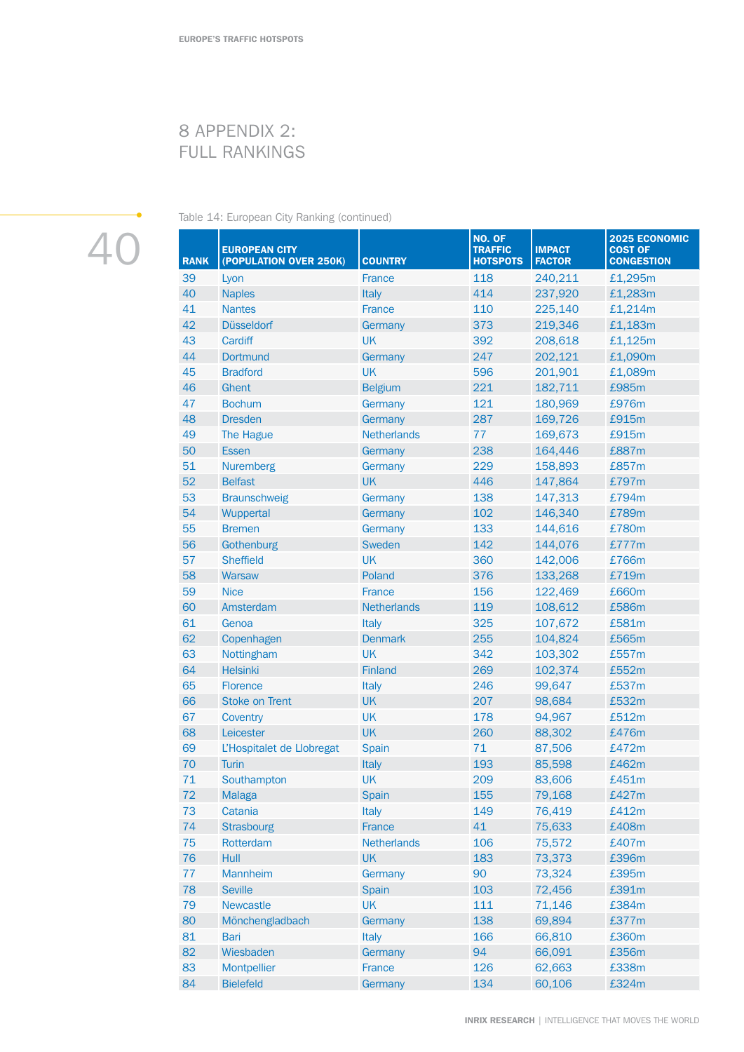# 8 APPENDIX 2: FULL RANKINGS

Table 14: European City Ranking (continued)

| RANK | EUROPEAN CITY (POPULATION OVER 250K) | COUNTRY | NO. OF TRAFFIC HOTSPOTS | IMPACT FACTOR | 2025 ECONOMIC COST OF CONGESTION |
|---|---|---|---|---|---|
| 39 | Lyon | France | 118 | 240,211 | £1,295m |
| 40 | Naples | Italy | 414 | 237,920 | £1,283m |
| 41 | Nantes | France | 110 | 225,140 | £1,214m |
| 42 | Düsseldorf | Germany | 373 | 219,346 | £1,183m |
| 43 | Cardiff | UK | 392 | 208,618 | £1,125m |
| 44 | Dortmund | Germany | 247 | 202,121 | £1,090m |
| 45 | Bradford | UK | 596 | 201,901 | £1,089m |
| 46 | Ghent | Belgium | 221 | 182,711 | £985m |
| 47 | Bochum | Germany | 121 | 180,969 | £976m |
| 48 | Dresden | Germany | 287 | 169,726 | £915m |
| 49 | The Hague | Netherlands | 77 | 169,673 | £915m |
| 50 | Essen | Germany | 238 | 164,446 | £887m |
| 51 | Nuremberg | Germany | 229 | 158,893 | £857m |
| 52 | Belfast | UK | 446 | 147,864 | £797m |
| 53 | Braunschweig | Germany | 138 | 147,313 | £794m |
| 54 | Wuppertal | Germany | 102 | 146,340 | £789m |
| 55 | Bremen | Germany | 133 | 144,616 | £780m |
| 56 | Gothenburg | Sweden | 142 | 144,076 | £777m |
| 57 | Sheffield | UK | 360 | 142,006 | £766m |
| 58 | Warsaw | Poland | 376 | 133,268 | £719m |
| 59 | Nice | France | 156 | 122,469 | £660m |
| 60 | Amsterdam | Netherlands | 119 | 108,612 | £586m |
| 61 | Genoa | Italy | 325 | 107,672 | £581m |
| 62 | Copenhagen | Denmark | 255 | 104,824 | £565m |
| 63 | Nottingham | UK | 342 | 103,302 | £557m |
| 64 | Helsinki | Finland | 269 | 102,374 | £552m |
| 65 | Florence | Italy | 246 | 99,647 | £537m |
| 66 | Stoke on Trent | UK | 207 | 98,684 | £532m |
| 67 | Coventry | UK | 178 | 94,967 | £512m |
| 68 | Leicester | UK | 260 | 88,302 | £476m |
| 69 | L'Hospitalet de Llobregat | Spain | 71 | 87,506 | £472m |
| 70 | Turin | Italy | 193 | 85,598 | £462m |
| 71 | Southampton | UK | 209 | 83,606 | £451m |
| 72 | Malaga | Spain | 155 | 79,168 | £427m |
| 73 | Catania | Italy | 149 | 76,419 | £412m |
| 74 | Strasbourg | France | 41 | 75,633 | £408m |
| 75 | Rotterdam | Netherlands | 106 | 75,572 | £407m |
| 76 | Hull | UK | 183 | 73,373 | £396m |
| 77 | Mannheim | Germany | 90 | 73,324 | £395m |
| 78 | Seville | Spain | 103 | 72,456 | £391m |
| 79 | Newcastle | UK | 111 | 71,146 | £384m |
| 80 | Mönchengladbach | Germany | 138 | 69,894 | £377m |
| 81 | Bari | Italy | 166 | 66,810 | £360m |
| 82 | Wiesbaden | Germany | 94 | 66,091 | £356m |
| 83 | Montpellier | France | 126 | 62,663 | £338m |
| 84 | Bielefeld | Germany | 134 | 60,106 | £324m |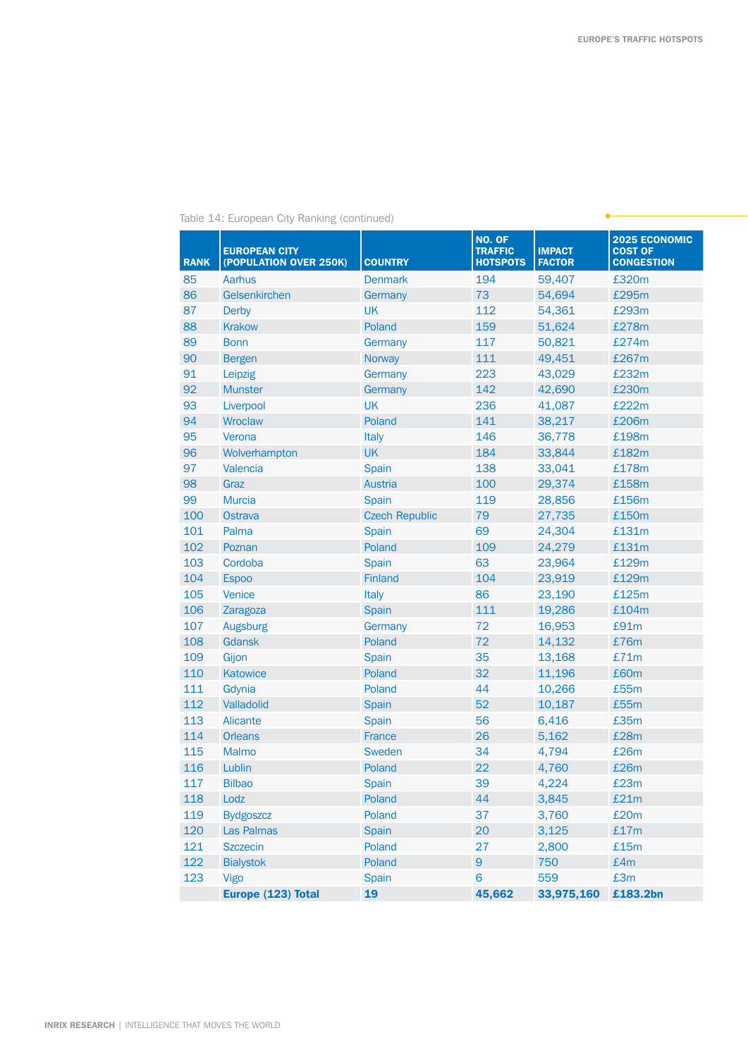Table 14: European City Ranking (continued)

| RANK | EUROPEAN CITY (POPULATION OVER 250K) | COUNTRY | NO. OF TRAFFIC HOTSPOTS | IMPACT FACTOR | 2025 ECONOMIC COST OF CONGESTION |
|---|---|---|---|---|---|
| 85 | Aarhus | Denmark | 194 | 59,407 | £320m |
| 86 | Gelsenkirchen | Germany | 73 | 54,694 | £295m |
| 87 | Derby | UK | 112 | 54,361 | £293m |
| 88 | Krakow | Poland | 159 | 51,624 | £278m |
| 89 | Bonn | Germany | 117 | 50,821 | £274m |
| 90 | Bergen | Norway | 111 | 49,451 | £267m |
| 91 | Leipzig | Germany | 223 | 43,029 | £232m |
| 92 | Munster | Germany | 142 | 42,690 | £230m |
| 93 | Liverpool | UK | 236 | 41,087 | £222m |
| 94 | Wroclaw | Poland | 141 | 38,217 | £206m |
| 95 | Verona | Italy | 146 | 36,778 | £198m |
| 96 | Wolverhampton | UK | 184 | 33,844 | £182m |
| 97 | Valencia | Spain | 138 | 33,041 | £178m |
| 98 | Graz | Austria | 100 | 29,374 | £158m |
| 99 | Murcia | Spain | 119 | 28,856 | £156m |
| 100 | Ostrava | Czech Republic | 79 | 27,735 | £150m |
| 101 | Palma | Spain | 69 | 24,304 | £131m |
| 102 | Poznan | Poland | 109 | 24,279 | £131m |
| 103 | Cordoba | Spain | 63 | 23,964 | £129m |
| 104 | Espoo | Finland | 104 | 23,919 | £129m |
| 105 | Venice | Italy | 86 | 23,190 | £125m |
| 106 | Zaragoza | Spain | 111 | 19,286 | £104m |
| 107 | Augsburg | Germany | 72 | 16,953 | £91m |
| 108 | Gdansk | Poland | 72 | 14,132 | £76m |
| 109 | Gijon | Spain | 35 | 13,168 | £71m |
| 110 | Katowice | Poland | 32 | 11,196 | £60m |
| 111 | Gdynia | Poland | 44 | 10,266 | £55m |
| 112 | Valladolid | Spain | 52 | 10,187 | £55m |
| 113 | Alicante | Spain | 56 | 6,416 | £35m |
| 114 | Orleans | France | 26 | 5,162 | £28m |
| 115 | Malmo | Sweden | 34 | 4,794 | £26m |
| 116 | Lublin | Poland | 22 | 4,760 | £26m |
| 117 | Bilbao | Spain | 39 | 4,224 | £23m |
| 118 | Lodz | Poland | 44 | 3,845 | £21m |
| 119 | Bydgoszcz | Poland | 37 | 3,760 | £20m |
| 120 | Las Palmas | Spain | 20 | 3,125 | £17m |
| 121 | Szczecin | Poland | 27 | 2,800 | £15m |
| 122 | Bialystok | Poland | 9 | 750 | £4m |
| 123 | Vigo | Spain | 6 | 559 | £3m |
| | **Europe (123) Total** | **19** | **45,662** | **33,975,160** | **£183.2bn** |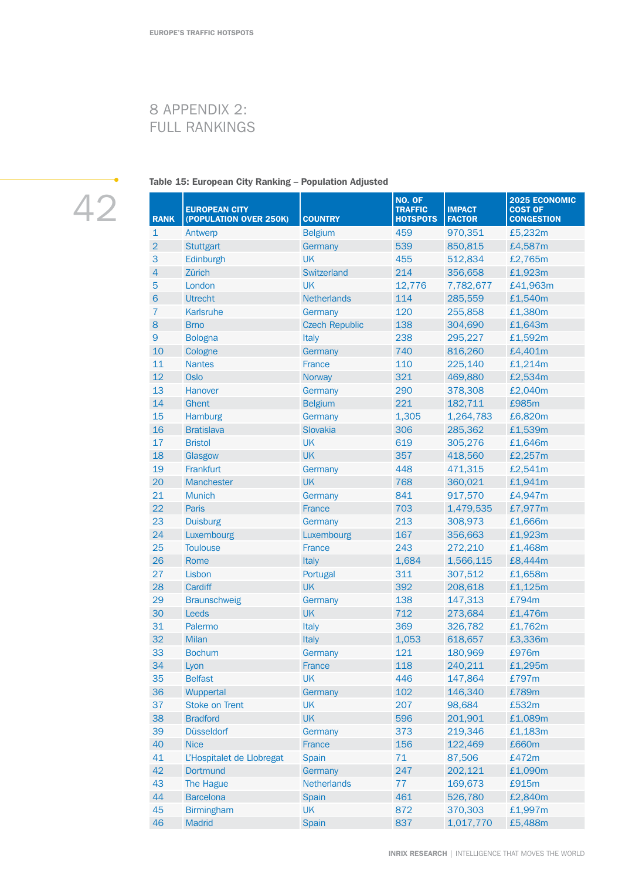# 8 APPENDIX 2: FULL RANKINGS

**Table 15: European City Ranking – Population Adjusted**

| RANK | EUROPEAN CITY (POPULATION OVER 250K) | COUNTRY | NO. OF TRAFFIC HOTSPOTS | IMPACT FACTOR | 2025 ECONOMIC COST OF CONGESTION |
|---|---|---|---|---|---|
| 1 | Antwerp | Belgium | 459 | 970,351 | £5,232m |
| 2 | Stuttgart | Germany | 539 | 850,815 | £4,587m |
| 3 | Edinburgh | UK | 455 | 512,834 | £2,765m |
| 4 | Zürich | Switzerland | 214 | 356,658 | £1,923m |
| 5 | London | UK | 12,776 | 7,782,677 | £41,963m |
| 6 | Utrecht | Netherlands | 114 | 285,559 | £1,540m |
| 7 | Karlsruhe | Germany | 120 | 255,858 | £1,380m |
| 8 | Brno | Czech Republic | 138 | 304,690 | £1,643m |
| 9 | Bologna | Italy | 238 | 295,227 | £1,592m |
| 10 | Cologne | Germany | 740 | 816,260 | £4,401m |
| 11 | Nantes | France | 110 | 225,140 | £1,214m |
| 12 | Oslo | Norway | 321 | 469,880 | £2,534m |
| 13 | Hanover | Germany | 290 | 378,308 | £2,040m |
| 14 | Ghent | Belgium | 221 | 182,711 | £985m |
| 15 | Hamburg | Germany | 1,305 | 1,264,783 | £6,820m |
| 16 | Bratislava | Slovakia | 306 | 285,362 | £1,539m |
| 17 | Bristol | UK | 619 | 305,276 | £1,646m |
| 18 | Glasgow | UK | 357 | 418,560 | £2,257m |
| 19 | Frankfurt | Germany | 448 | 471,315 | £2,541m |
| 20 | Manchester | UK | 768 | 360,021 | £1,941m |
| 21 | Munich | Germany | 841 | 917,570 | £4,947m |
| 22 | Paris | France | 703 | 1,479,535 | £7,977m |
| 23 | Duisburg | Germany | 213 | 308,973 | £1,666m |
| 24 | Luxembourg | Luxembourg | 167 | 356,663 | £1,923m |
| 25 | Toulouse | France | 243 | 272,210 | £1,468m |
| 26 | Rome | Italy | 1,684 | 1,566,115 | £8,444m |
| 27 | Lisbon | Portugal | 311 | 307,512 | £1,658m |
| 28 | Cardiff | UK | 392 | 208,618 | £1,125m |
| 29 | Braunschweig | Germany | 138 | 147,313 | £794m |
| 30 | Leeds | UK | 712 | 273,684 | £1,476m |
| 31 | Palermo | Italy | 369 | 326,782 | £1,762m |
| 32 | Milan | Italy | 1,053 | 618,657 | £3,336m |
| 33 | Bochum | Germany | 121 | 180,969 | £976m |
| 34 | Lyon | France | 118 | 240,211 | £1,295m |
| 35 | Belfast | UK | 446 | 147,864 | £797m |
| 36 | Wuppertal | Germany | 102 | 146,340 | £789m |
| 37 | Stoke on Trent | UK | 207 | 98,684 | £532m |
| 38 | Bradford | UK | 596 | 201,901 | £1,089m |
| 39 | Düsseldorf | Germany | 373 | 219,346 | £1,183m |
| 40 | Nice | France | 156 | 122,469 | £660m |
| 41 | L'Hospitalet de Llobregat | Spain | 71 | 87,506 | £472m |
| 42 | Dortmund | Germany | 247 | 202,121 | £1,090m |
| 43 | The Hague | Netherlands | 77 | 169,673 | £915m |
| 44 | Barcelona | Spain | 461 | 526,780 | £2,840m |
| 45 | Birmingham | UK | 872 | 370,303 | £1,997m |
| 46 | Madrid | Spain | 837 | 1,017,770 | £5,488m |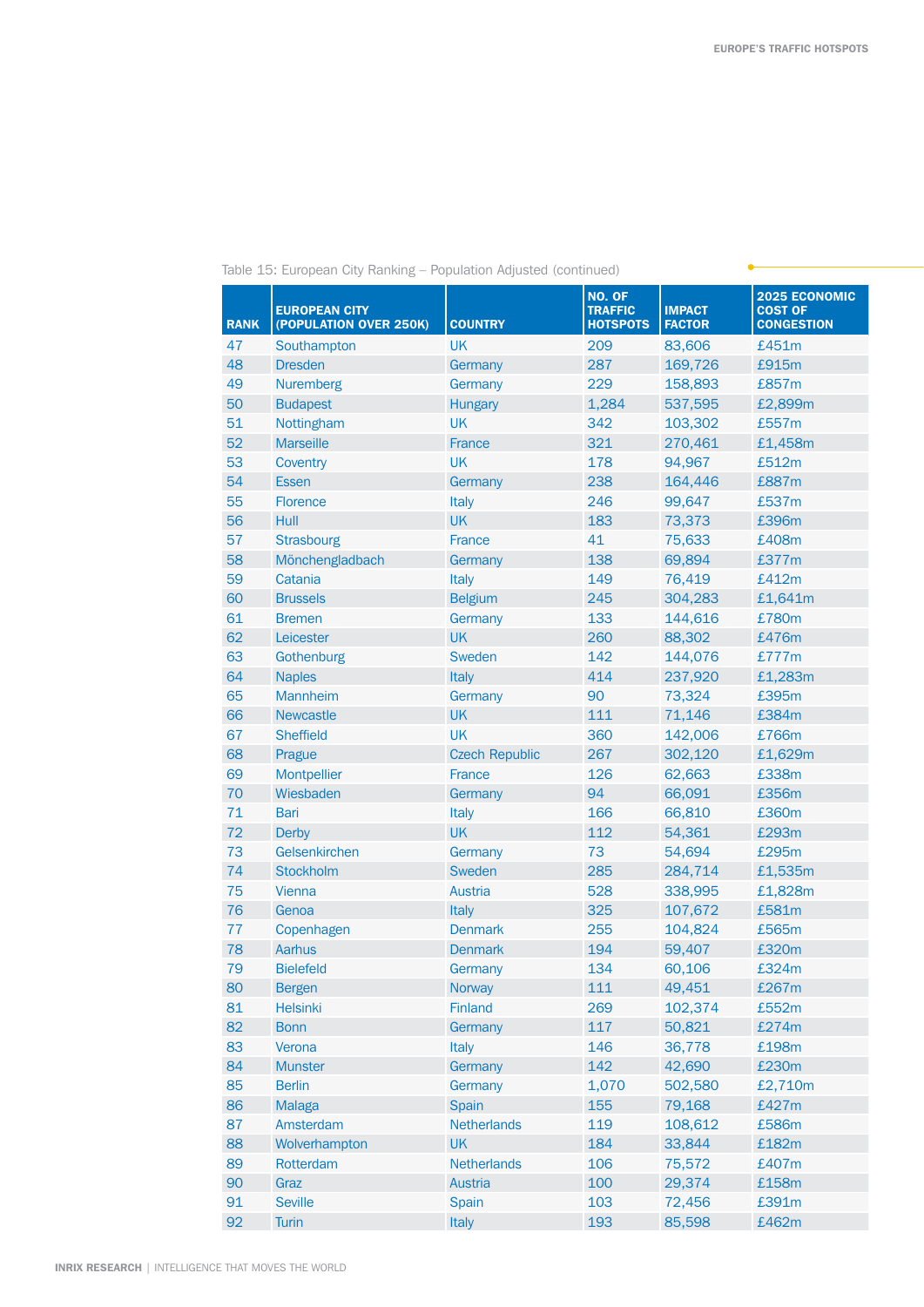Table 15: European City Ranking – Population Adjusted (continued)

| RANK | EUROPEAN CITY (POPULATION OVER 250K) | COUNTRY | NO. OF TRAFFIC HOTSPOTS | IMPACT FACTOR | 2025 ECONOMIC COST OF CONGESTION |
|---|---|---|---|---|---|
| 47 | Southampton | UK | 209 | 83,606 | £451m |
| 48 | Dresden | Germany | 287 | 169,726 | £915m |
| 49 | Nuremberg | Germany | 229 | 158,893 | £857m |
| 50 | Budapest | Hungary | 1,284 | 537,595 | £2,899m |
| 51 | Nottingham | UK | 342 | 103,302 | £557m |
| 52 | Marseille | France | 321 | 270,461 | £1,458m |
| 53 | Coventry | UK | 178 | 94,967 | £512m |
| 54 | Essen | Germany | 238 | 164,446 | £887m |
| 55 | Florence | Italy | 246 | 99,647 | £537m |
| 56 | Hull | UK | 183 | 73,373 | £396m |
| 57 | Strasbourg | France | 41 | 75,633 | £408m |
| 58 | Mönchengladbach | Germany | 138 | 69,894 | £377m |
| 59 | Catania | Italy | 149 | 76,419 | £412m |
| 60 | Brussels | Belgium | 245 | 304,283 | £1,641m |
| 61 | Bremen | Germany | 133 | 144,616 | £780m |
| 62 | Leicester | UK | 260 | 88,302 | £476m |
| 63 | Gothenburg | Sweden | 142 | 144,076 | £777m |
| 64 | Naples | Italy | 414 | 237,920 | £1,283m |
| 65 | Mannheim | Germany | 90 | 73,324 | £395m |
| 66 | Newcastle | UK | 111 | 71,146 | £384m |
| 67 | Sheffield | UK | 360 | 142,006 | £766m |
| 68 | Prague | Czech Republic | 267 | 302,120 | £1,629m |
| 69 | Montpellier | France | 126 | 62,663 | £338m |
| 70 | Wiesbaden | Germany | 94 | 66,091 | £356m |
| 71 | Bari | Italy | 166 | 66,810 | £360m |
| 72 | Derby | UK | 112 | 54,361 | £293m |
| 73 | Gelsenkirchen | Germany | 73 | 54,694 | £295m |
| 74 | Stockholm | Sweden | 285 | 284,714 | £1,535m |
| 75 | Vienna | Austria | 528 | 338,995 | £1,828m |
| 76 | Genoa | Italy | 325 | 107,672 | £581m |
| 77 | Copenhagen | Denmark | 255 | 104,824 | £565m |
| 78 | Aarhus | Denmark | 194 | 59,407 | £320m |
| 79 | Bielefeld | Germany | 134 | 60,106 | £324m |
| 80 | Bergen | Norway | 111 | 49,451 | £267m |
| 81 | Helsinki | Finland | 269 | 102,374 | £552m |
| 82 | Bonn | Germany | 117 | 50,821 | £274m |
| 83 | Verona | Italy | 146 | 36,778 | £198m |
| 84 | Munster | Germany | 142 | 42,690 | £230m |
| 85 | Berlin | Germany | 1,070 | 502,580 | £2,710m |
| 86 | Malaga | Spain | 155 | 79,168 | £427m |
| 87 | Amsterdam | Netherlands | 119 | 108,612 | £586m |
| 88 | Wolverhampton | UK | 184 | 33,844 | £182m |
| 89 | Rotterdam | Netherlands | 106 | 75,572 | £407m |
| 90 | Graz | Austria | 100 | 29,374 | £158m |
| 91 | Seville | Spain | 103 | 72,456 | £391m |
| 92 | Turin | Italy | 193 | 85,598 | £462m |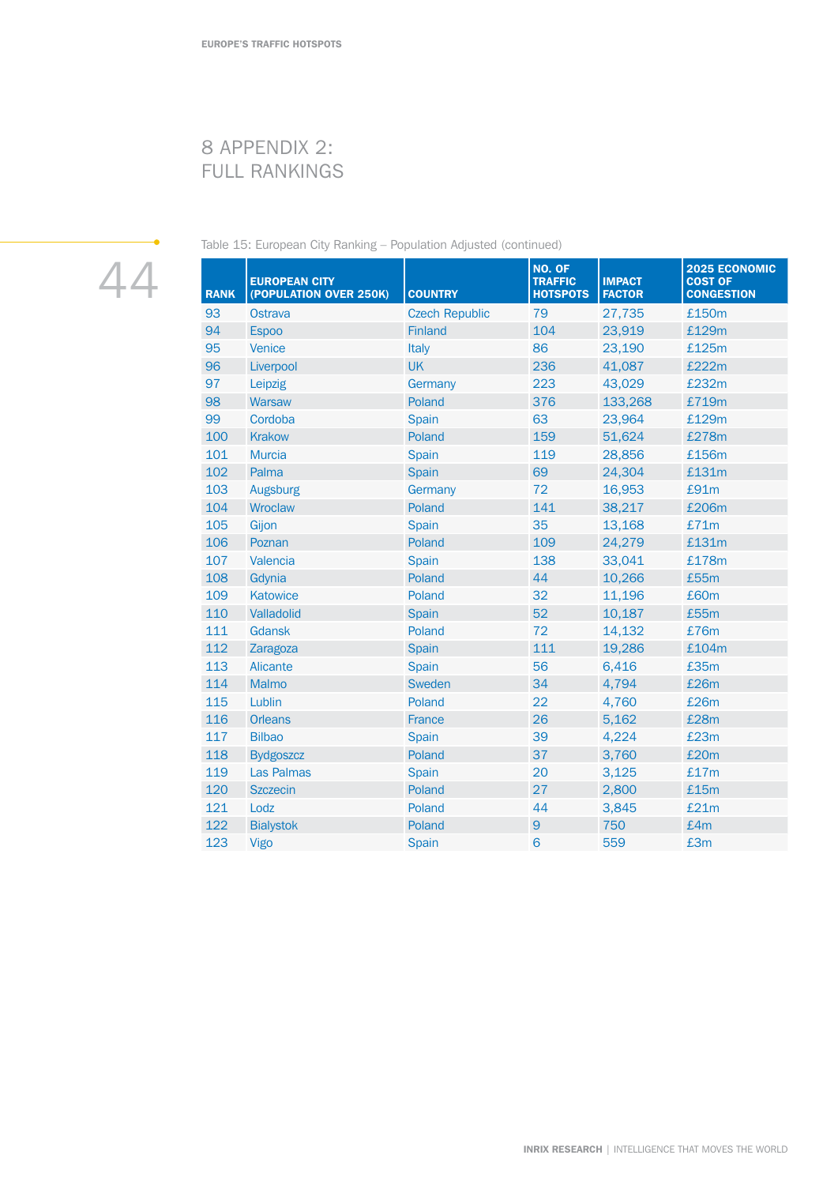# 8 APPENDIX 2: FULL RANKINGS

Table 15: European City Ranking – Population Adjusted (continued)

| RANK | EUROPEAN CITY (POPULATION OVER 250K) | COUNTRY | NO. OF TRAFFIC HOTSPOTS | IMPACT FACTOR | 2025 ECONOMIC COST OF CONGESTION |
|---|---|---|---|---|---|
| 93 | Ostrava | Czech Republic | 79 | 27,735 | £150m |
| 94 | Espoo | Finland | 104 | 23,919 | £129m |
| 95 | Venice | Italy | 86 | 23,190 | £125m |
| 96 | Liverpool | UK | 236 | 41,087 | £222m |
| 97 | Leipzig | Germany | 223 | 43,029 | £232m |
| 98 | Warsaw | Poland | 376 | 133,268 | £719m |
| 99 | Cordoba | Spain | 63 | 23,964 | £129m |
| 100 | Krakow | Poland | 159 | 51,624 | £278m |
| 101 | Murcia | Spain | 119 | 28,856 | £156m |
| 102 | Palma | Spain | 69 | 24,304 | £131m |
| 103 | Augsburg | Germany | 72 | 16,953 | £91m |
| 104 | Wroclaw | Poland | 141 | 38,217 | £206m |
| 105 | Gijon | Spain | 35 | 13,168 | £71m |
| 106 | Poznan | Poland | 109 | 24,279 | £131m |
| 107 | Valencia | Spain | 138 | 33,041 | £178m |
| 108 | Gdynia | Poland | 44 | 10,266 | £55m |
| 109 | Katowice | Poland | 32 | 11,196 | £60m |
| 110 | Valladolid | Spain | 52 | 10,187 | £55m |
| 111 | Gdansk | Poland | 72 | 14,132 | £76m |
| 112 | Zaragoza | Spain | 111 | 19,286 | £104m |
| 113 | Alicante | Spain | 56 | 6,416 | £35m |
| 114 | Malmo | Sweden | 34 | 4,794 | £26m |
| 115 | Lublin | Poland | 22 | 4,760 | £26m |
| 116 | Orleans | France | 26 | 5,162 | £28m |
| 117 | Bilbao | Spain | 39 | 4,224 | £23m |
| 118 | Bydgoszcz | Poland | 37 | 3,760 | £20m |
| 119 | Las Palmas | Spain | 20 | 3,125 | £17m |
| 120 | Szczecin | Poland | 27 | 2,800 | £15m |
| 121 | Lodz | Poland | 44 | 3,845 | £21m |
| 122 | Bialystok | Poland | 9 | 750 | £4m |
| 123 | Vigo | Spain | 6 | 559 | £3m |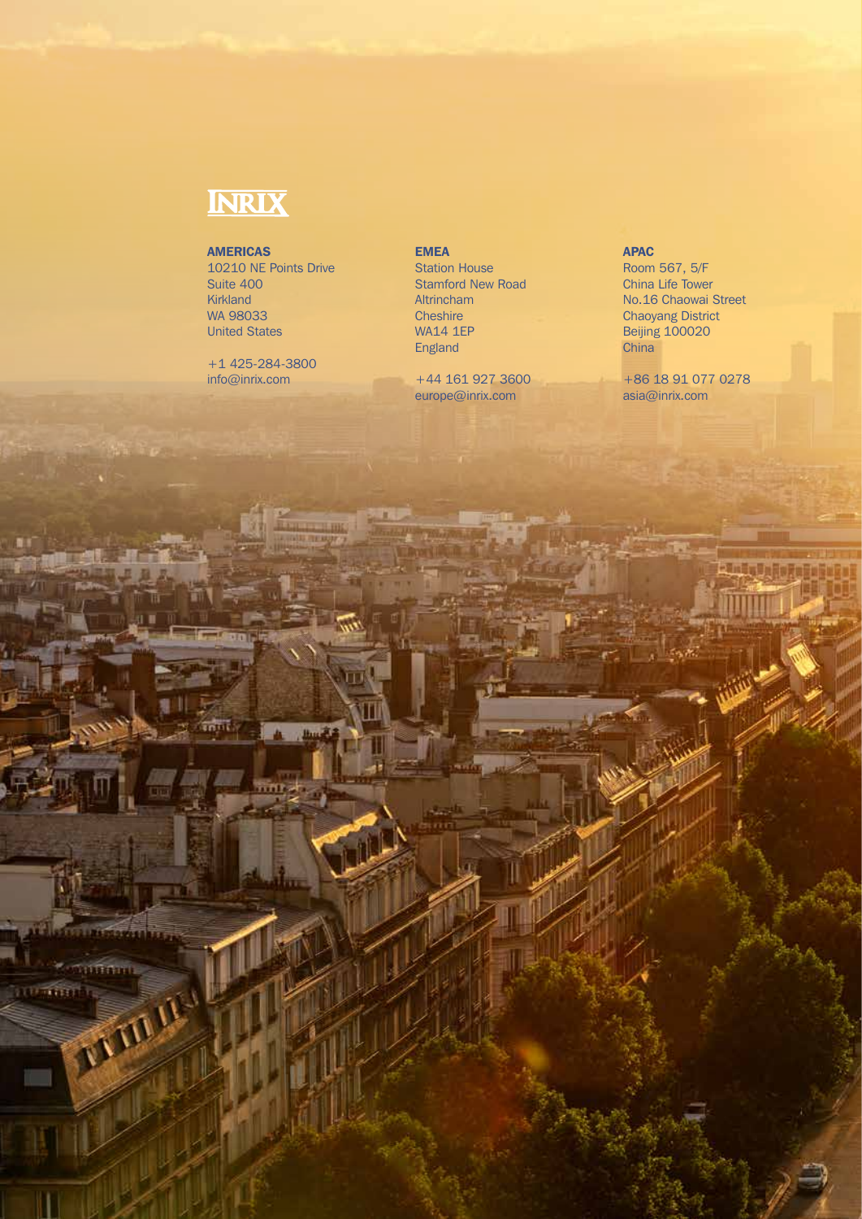INRIX

**AMERICAS**
10210 NE Points Drive
Suite 400
Kirkland
WA 98033
United States

+1 425-284-3800
info@inrix.com

**EMEA**
Station House
Stamford New Road
Altrincham
Cheshire
WA14 1EP
England

+44 161 927 3600
europe@inrix.com

**APAC**
Room 567, 5/F
China Life Tower
No.16 Chaowai Street
Chaoyang District
Beijing 100020
China

+86 18 91 077 0278
asia@inrix.com